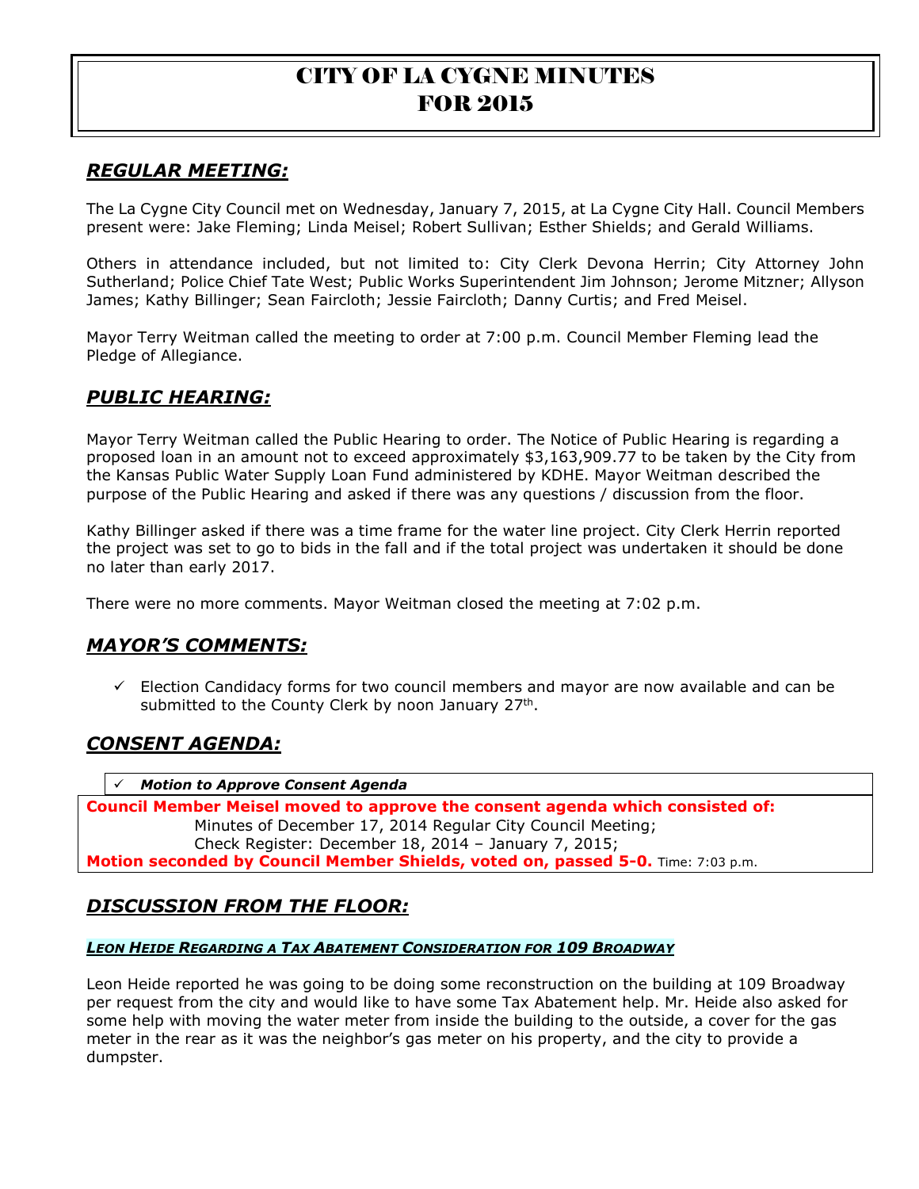# CITY OF LA CYGNE MINUTES FOR 2015

## *REGULAR MEETING:*

The La Cygne City Council met on Wednesday, January 7, 2015, at La Cygne City Hall. Council Members present were: Jake Fleming; Linda Meisel; Robert Sullivan; Esther Shields; and Gerald Williams.

Others in attendance included, but not limited to: City Clerk Devona Herrin; City Attorney John Sutherland; Police Chief Tate West; Public Works Superintendent Jim Johnson; Jerome Mitzner; Allyson James; Kathy Billinger; Sean Faircloth; Jessie Faircloth; Danny Curtis; and Fred Meisel.

Mayor Terry Weitman called the meeting to order at 7:00 p.m. Council Member Fleming lead the Pledge of Allegiance.

## *PUBLIC HEARING:*

Mayor Terry Weitman called the Public Hearing to order. The Notice of Public Hearing is regarding a proposed loan in an amount not to exceed approximately $3,163,909.77 to be taken by the City from the Kansas Public Water Supply Loan Fund administered by KDHE. Mayor Weitman described the purpose of the Public Hearing and asked if there was any questions / discussion from the floor.

Kathy Billinger asked if there was a time frame for the water line project. City Clerk Herrin reported the project was set to go to bids in the fall and if the total project was undertaken it should be done no later than early 2017.

There were no more comments. Mayor Weitman closed the meeting at 7:02 p.m.

## *MAYOR'S COMMENTS:*

- ✓ Election Candidacy forms for two council members and mayor are now available and can be submitted to the County Clerk by noon January 27th.

## *CONSENT AGENDA:*

- ✓ ***Motion to Approve Consent Agenda***

**Council Member Meisel moved to approve the consent agenda which consisted of:**

Minutes of December 17, 2014 Regular City Council Meeting;

Check Register: December 18, 2014 – January 7, 2015;

**Motion seconded by Council Member Shields, voted on, passed 5-0.** Time: 7:03 p.m.

## *DISCUSSION FROM THE FLOOR:*

### *LEON HEIDE REGARDING A TAX ABATEMENT CONSIDERATION FOR 109 BROADWAY*

Leon Heide reported he was going to be doing some reconstruction on the building at 109 Broadway per request from the city and would like to have some Tax Abatement help. Mr. Heide also asked for some help with moving the water meter from inside the building to the outside, a cover for the gas meter in the rear as it was the neighbor's gas meter on his property, and the city to provide a dumpster.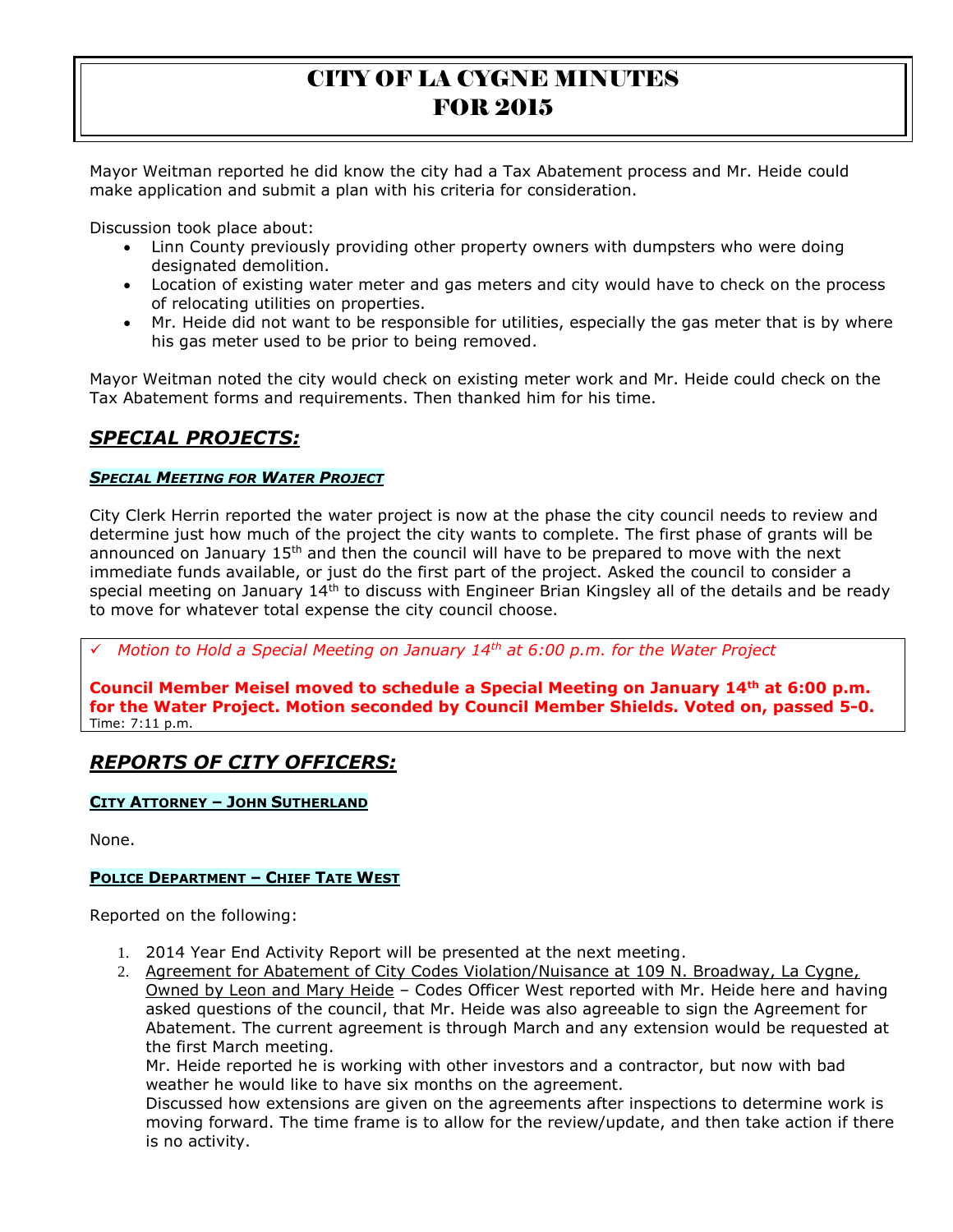Mayor Weitman reported he did know the city had a Tax Abatement process and Mr. Heide could make application and submit a plan with his criteria for consideration.

Discussion took place about:

- Linn County previously providing other property owners with dumpsters who were doing designated demolition.
- Location of existing water meter and gas meters and city would have to check on the process of relocating utilities on properties.
- Mr. Heide did not want to be responsible for utilities, especially the gas meter that is by where his gas meter used to be prior to being removed.

Mayor Weitman noted the city would check on existing meter work and Mr. Heide could check on the Tax Abatement forms and requirements. Then thanked him for his time.

## *SPECIAL PROJECTS:*

#### *SPECIAL MEETING FOR WATER PROJECT*

City Clerk Herrin reported the water project is now at the phase the city council needs to review and determine just how much of the project the city wants to complete. The first phase of grants will be announced on January 15th and then the council will have to be prepared to move with the next immediate funds available, or just do the first part of the project. Asked the council to consider a special meeting on January 14th to discuss with Engineer Brian Kingsley all of the details and be ready to move for whatever total expense the city council choose.

✓ *Motion to Hold a Special Meeting on January 14th at 6:00 p.m. for the Water Project*

**Council Member Meisel moved to schedule a Special Meeting on January 14th at 6:00 p.m. for the Water Project. Motion seconded by Council Member Shields. Voted on, passed 5-0.**
Time: 7:11 p.m.

## *REPORTS OF CITY OFFICERS:*

#### CITY ATTORNEY – JOHN SUTHERLAND

None.

#### POLICE DEPARTMENT – CHIEF TATE WEST

Reported on the following:

1. 2014 Year End Activity Report will be presented at the next meeting.
2. Agreement for Abatement of City Codes Violation/Nuisance at 109 N. Broadway, La Cygne, Owned by Leon and Mary Heide – Codes Officer West reported with Mr. Heide here and having asked questions of the council, that Mr. Heide was also agreeable to sign the Agreement for Abatement. The current agreement is through March and any extension would be requested at the first March meeting.
   Mr. Heide reported he is working with other investors and a contractor, but now with bad weather he would like to have six months on the agreement.
   Discussed how extensions are given on the agreements after inspections to determine work is moving forward. The time frame is to allow for the review/update, and then take action if there is no activity.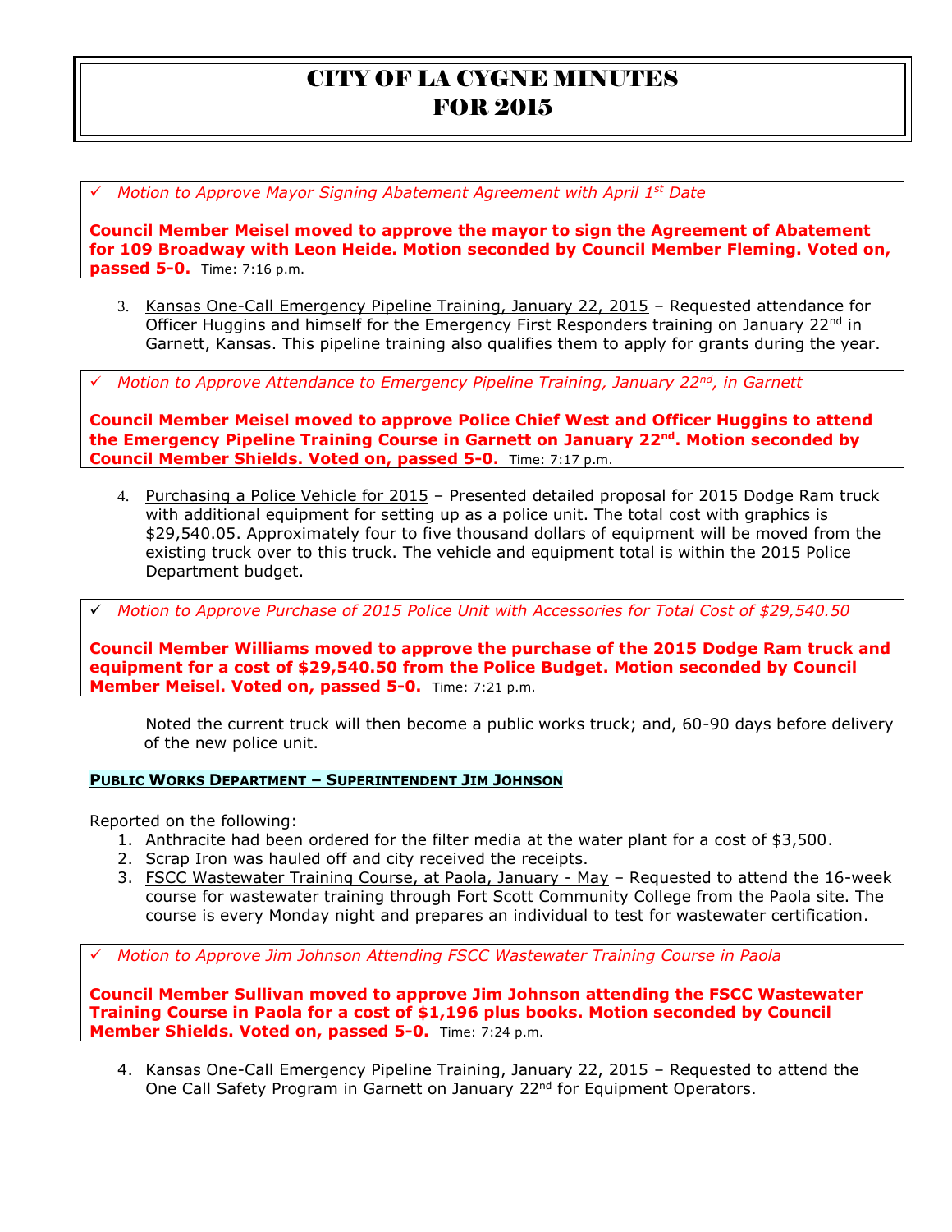# CITY OF LA CYGNE MINUTES FOR 2015

✓ *Motion to Approve Mayor Signing Abatement Agreement with April 1st Date*

**Council Member Meisel moved to approve the mayor to sign the Agreement of Abatement for 109 Broadway with Leon Heide. Motion seconded by Council Member Fleming. Voted on, passed 5-0.** Time: 7:16 p.m.

3. Kansas One-Call Emergency Pipeline Training, January 22, 2015 – Requested attendance for Officer Huggins and himself for the Emergency First Responders training on January 22nd in Garnett, Kansas. This pipeline training also qualifies them to apply for grants during the year.

✓ *Motion to Approve Attendance to Emergency Pipeline Training, January 22nd, in Garnett*

**Council Member Meisel moved to approve Police Chief West and Officer Huggins to attend the Emergency Pipeline Training Course in Garnett on January 22nd. Motion seconded by Council Member Shields. Voted on, passed 5-0.** Time: 7:17 p.m.

4. Purchasing a Police Vehicle for 2015 – Presented detailed proposal for 2015 Dodge Ram truck with additional equipment for setting up as a police unit. The total cost with graphics is $29,540.05. Approximately four to five thousand dollars of equipment will be moved from the existing truck over to this truck. The vehicle and equipment total is within the 2015 Police Department budget.

✓ *Motion to Approve Purchase of 2015 Police Unit with Accessories for Total Cost of $29,540.50*

**Council Member Williams moved to approve the purchase of the 2015 Dodge Ram truck and equipment for a cost of $29,540.50 from the Police Budget. Motion seconded by Council Member Meisel. Voted on, passed 5-0.** Time: 7:21 p.m.

Noted the current truck will then become a public works truck; and, 60-90 days before delivery of the new police unit.

**Public Works Department – Superintendent Jim Johnson**

Reported on the following:

1. Anthracite had been ordered for the filter media at the water plant for a cost of $3,500.
2. Scrap Iron was hauled off and city received the receipts.
3. FSCC Wastewater Training Course, at Paola, January - May – Requested to attend the 16-week course for wastewater training through Fort Scott Community College from the Paola site. The course is every Monday night and prepares an individual to test for wastewater certification.

✓ *Motion to Approve Jim Johnson Attending FSCC Wastewater Training Course in Paola*

**Council Member Sullivan moved to approve Jim Johnson attending the FSCC Wastewater Training Course in Paola for a cost of $1,196 plus books. Motion seconded by Council Member Shields. Voted on, passed 5-0.** Time: 7:24 p.m.

4. Kansas One-Call Emergency Pipeline Training, January 22, 2015 – Requested to attend the One Call Safety Program in Garnett on January 22nd for Equipment Operators.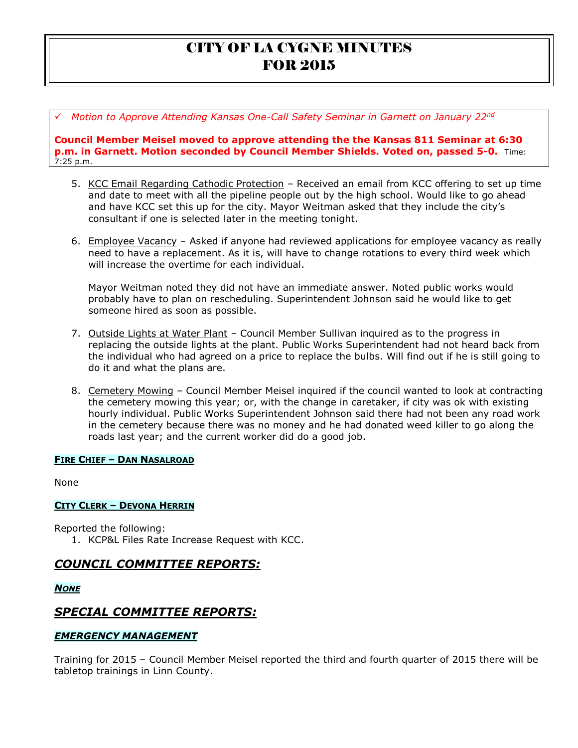# CITY OF LA CYGNE MINUTES
# FOR 2015

✓ *Motion to Approve Attending Kansas One-Call Safety Seminar in Garnett on January 22nd*

**Council Member Meisel moved to approve attending the the Kansas 811 Seminar at 6:30 p.m. in Garnett. Motion seconded by Council Member Shields. Voted on, passed 5-0.** Time: 7:25 p.m.

5. KCC Email Regarding Cathodic Protection – Received an email from KCC offering to set up time and date to meet with all the pipeline people out by the high school. Would like to go ahead and have KCC set this up for the city. Mayor Weitman asked that they include the city's consultant if one is selected later in the meeting tonight.

6. Employee Vacancy – Asked if anyone had reviewed applications for employee vacancy as really need to have a replacement. As it is, will have to change rotations to every third week which will increase the overtime for each individual.

   Mayor Weitman noted they did not have an immediate answer. Noted public works would probably have to plan on rescheduling. Superintendent Johnson said he would like to get someone hired as soon as possible.

7. Outside Lights at Water Plant – Council Member Sullivan inquired as to the progress in replacing the outside lights at the plant. Public Works Superintendent had not heard back from the individual who had agreed on a price to replace the bulbs. Will find out if he is still going to do it and what the plans are.

8. Cemetery Mowing – Council Member Meisel inquired if the council wanted to look at contracting the cemetery mowing this year; or, with the change in caretaker, if city was ok with existing hourly individual. Public Works Superintendent Johnson said there had not been any road work in the cemetery because there was no money and he had donated weed killer to go along the roads last year; and the current worker did do a good job.

**FIRE CHIEF – DAN NASALROAD**

None

**CITY CLERK – DEVONA HERRIN**

Reported the following:

1. KCP&L Files Rate Increase Request with KCC.

## *COUNCIL COMMITTEE REPORTS:*

***NONE***

## *SPECIAL COMMITTEE REPORTS:*

### *EMERGENCY MANAGEMENT*

Training for 2015 – Council Member Meisel reported the third and fourth quarter of 2015 there will be tabletop trainings in Linn County.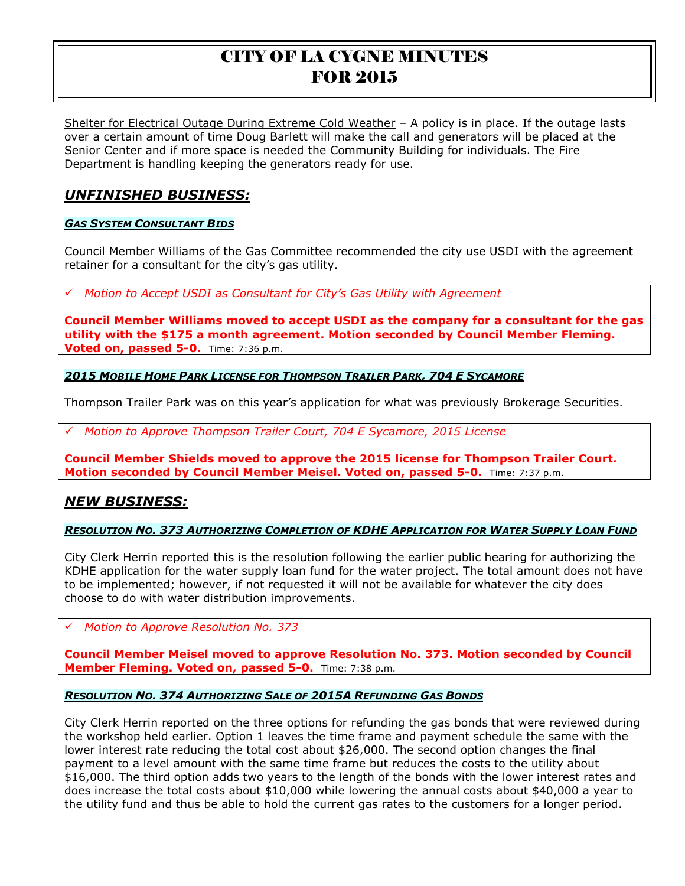Shelter for Electrical Outage During Extreme Cold Weather – A policy is in place. If the outage lasts over a certain amount of time Doug Barlett will make the call and generators will be placed at the Senior Center and if more space is needed the Community Building for individuals. The Fire Department is handling keeping the generators ready for use.

## *UNFINISHED BUSINESS:*

### *GAS SYSTEM CONSULTANT BIDS*

Council Member Williams of the Gas Committee recommended the city use USDI with the agreement retainer for a consultant for the city's gas utility.

✓ *Motion to Accept USDI as Consultant for City's Gas Utility with Agreement*

**Council Member Williams moved to accept USDI as the company for a consultant for the gas utility with the $175 a month agreement. Motion seconded by Council Member Fleming. Voted on, passed 5-0.** Time: 7:36 p.m.

### *2015 MOBILE HOME PARK LICENSE FOR THOMPSON TRAILER PARK, 704 E SYCAMORE*

Thompson Trailer Park was on this year's application for what was previously Brokerage Securities.

✓ *Motion to Approve Thompson Trailer Court, 704 E Sycamore, 2015 License*

**Council Member Shields moved to approve the 2015 license for Thompson Trailer Court. Motion seconded by Council Member Meisel. Voted on, passed 5-0.** Time: 7:37 p.m.

## *NEW BUSINESS:*

### *RESOLUTION NO. 373 AUTHORIZING COMPLETION OF KDHE APPLICATION FOR WATER SUPPLY LOAN FUND*

City Clerk Herrin reported this is the resolution following the earlier public hearing for authorizing the KDHE application for the water supply loan fund for the water project. The total amount does not have to be implemented; however, if not requested it will not be available for whatever the city does choose to do with water distribution improvements.

✓ *Motion to Approve Resolution No. 373*

**Council Member Meisel moved to approve Resolution No. 373. Motion seconded by Council Member Fleming. Voted on, passed 5-0.** Time: 7:38 p.m.

### *RESOLUTION NO. 374 AUTHORIZING SALE OF 2015A REFUNDING GAS BONDS*

City Clerk Herrin reported on the three options for refunding the gas bonds that were reviewed during the workshop held earlier. Option 1 leaves the time frame and payment schedule the same with the lower interest rate reducing the total cost about $26,000. The second option changes the final payment to a level amount with the same time frame but reduces the costs to the utility about $16,000. The third option adds two years to the length of the bonds with the lower interest rates and does increase the total costs about $10,000 while lowering the annual costs about $40,000 a year to the utility fund and thus be able to hold the current gas rates to the customers for a longer period.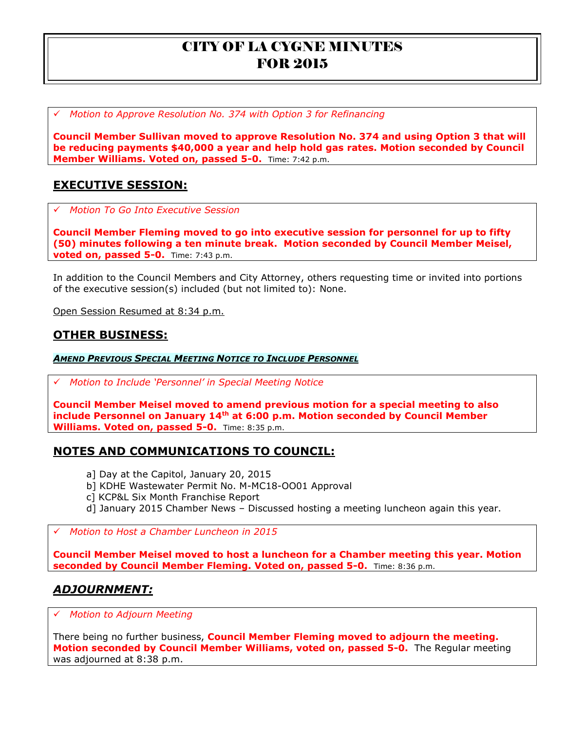# CITY OF LA CYGNE MINUTES FOR 2015

✓ *Motion to Approve Resolution No. 374 with Option 3 for Refinancing*

**Council Member Sullivan moved to approve Resolution No. 374 and using Option 3 that will be reducing payments $40,000 a year and help hold gas rates. Motion seconded by Council Member Williams. Voted on, passed 5-0.** Time: 7:42 p.m.

## EXECUTIVE SESSION:

✓ *Motion To Go Into Executive Session*

**Council Member Fleming moved to go into executive session for personnel for up to fifty (50) minutes following a ten minute break. Motion seconded by Council Member Meisel, voted on, passed 5-0.** Time: 7:43 p.m.

In addition to the Council Members and City Attorney, others requesting time or invited into portions of the executive session(s) included (but not limited to): None.

Open Session Resumed at 8:34 p.m.

## OTHER BUSINESS:

***AMEND PREVIOUS SPECIAL MEETING NOTICE TO INCLUDE PERSONNEL***

✓ *Motion to Include 'Personnel' in Special Meeting Notice*

**Council Member Meisel moved to amend previous motion for a special meeting to also include Personnel on January 14th at 6:00 p.m. Motion seconded by Council Member Williams. Voted on, passed 5-0.** Time: 8:35 p.m.

## NOTES AND COMMUNICATIONS TO COUNCIL:

a] Day at the Capitol, January 20, 2015
b] KDHE Wastewater Permit No. M-MC18-OO01 Approval
c] KCP&L Six Month Franchise Report
d] January 2015 Chamber News – Discussed hosting a meeting luncheon again this year.

✓ *Motion to Host a Chamber Luncheon in 2015*

**Council Member Meisel moved to host a luncheon for a Chamber meeting this year. Motion seconded by Council Member Fleming. Voted on, passed 5-0.** Time: 8:36 p.m.

## *ADJOURNMENT:*

✓ *Motion to Adjourn Meeting*

There being no further business, **Council Member Fleming moved to adjourn the meeting. Motion seconded by Council Member Williams, voted on, passed 5-0.** The Regular meeting was adjourned at 8:38 p.m.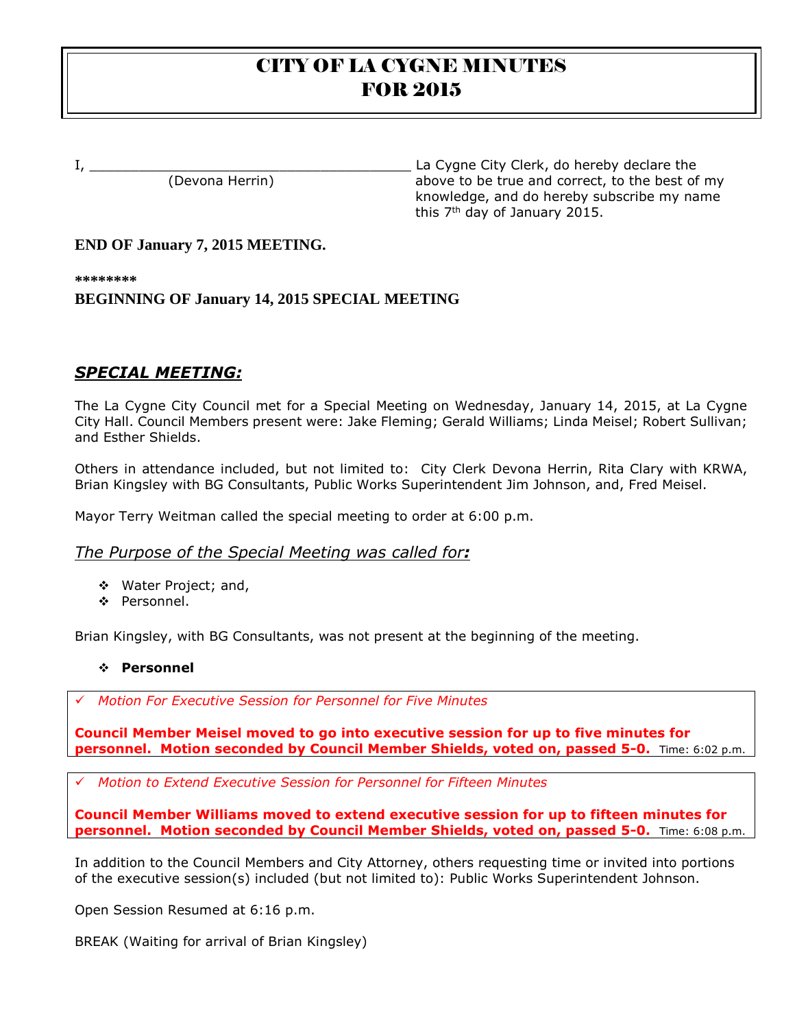# CITY OF LA CYGNE MINUTES FOR 2015

I, _______________________________________ La Cygne City Clerk, do hereby declare the above to be true and correct, to the best of my knowledge, and do hereby subscribe my name this 7th day of January 2015.

(Devona Herrin)

**END OF January 7, 2015 MEETING.**

**\*\*\*\*\*\*\*\***

**BEGINNING OF January 14, 2015 SPECIAL MEETING**

## ***SPECIAL MEETING:***

The La Cygne City Council met for a Special Meeting on Wednesday, January 14, 2015, at La Cygne City Hall. Council Members present were: Jake Fleming; Gerald Williams; Linda Meisel; Robert Sullivan; and Esther Shields.

Others in attendance included, but not limited to: City Clerk Devona Herrin, Rita Clary with KRWA, Brian Kingsley with BG Consultants, Public Works Superintendent Jim Johnson, and, Fred Meisel.

Mayor Terry Weitman called the special meeting to order at 6:00 p.m.

*The Purpose of the Special Meeting was called for:*

- Water Project; and,
- Personnel.

Brian Kingsley, with BG Consultants, was not present at the beginning of the meeting.

- **Personnel**

✓ *Motion For Executive Session for Personnel for Five Minutes*

**Council Member Meisel moved to go into executive session for up to five minutes for personnel. Motion seconded by Council Member Shields, voted on, passed 5-0.** Time: 6:02 p.m.

✓ *Motion to Extend Executive Session for Personnel for Fifteen Minutes*

**Council Member Williams moved to extend executive session for up to fifteen minutes for personnel. Motion seconded by Council Member Shields, voted on, passed 5-0.** Time: 6:08 p.m.

In addition to the Council Members and City Attorney, others requesting time or invited into portions of the executive session(s) included (but not limited to): Public Works Superintendent Johnson.

Open Session Resumed at 6:16 p.m.

BREAK (Waiting for arrival of Brian Kingsley)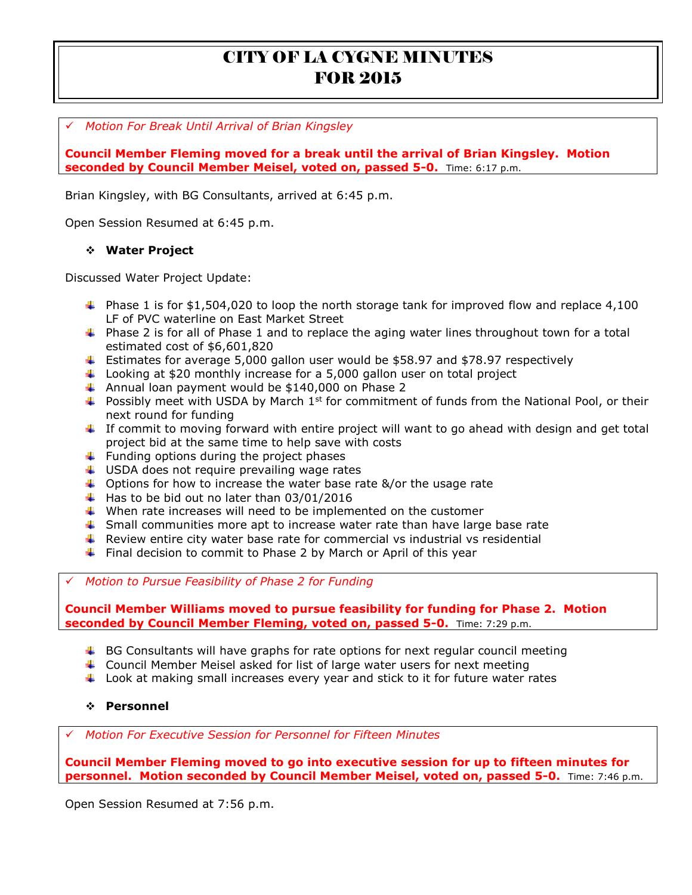# CITY OF LA CYGNE MINUTES FOR 2015

✓ *Motion For Break Until Arrival of Brian Kingsley*

**Council Member Fleming moved for a break until the arrival of Brian Kingsley. Motion seconded by Council Member Meisel, voted on, passed 5-0.** Time: 6:17 p.m.

Brian Kingsley, with BG Consultants, arrived at 6:45 p.m.

Open Session Resumed at 6:45 p.m.

- **Water Project**

Discussed Water Project Update:

- Phase 1 is for $1,504,020 to loop the north storage tank for improved flow and replace 4,100 LF of PVC waterline on East Market Street
- Phase 2 is for all of Phase 1 and to replace the aging water lines throughout town for a total estimated cost of $6,601,820
- Estimates for average 5,000 gallon user would be $58.97 and $78.97 respectively
- Looking at $20 monthly increase for a 5,000 gallon user on total project
- Annual loan payment would be $140,000 on Phase 2
- Possibly meet with USDA by March 1st for commitment of funds from the National Pool, or their next round for funding
- If commit to moving forward with entire project will want to go ahead with design and get total project bid at the same time to help save with costs
- Funding options during the project phases
- USDA does not require prevailing wage rates
- Options for how to increase the water base rate &/or the usage rate
- Has to be bid out no later than 03/01/2016
- When rate increases will need to be implemented on the customer
- Small communities more apt to increase water rate than have large base rate
- Review entire city water base rate for commercial vs industrial vs residential
- Final decision to commit to Phase 2 by March or April of this year

✓ *Motion to Pursue Feasibility of Phase 2 for Funding*

**Council Member Williams moved to pursue feasibility for funding for Phase 2. Motion seconded by Council Member Fleming, voted on, passed 5-0.** Time: 7:29 p.m.

- BG Consultants will have graphs for rate options for next regular council meeting
- Council Member Meisel asked for list of large water users for next meeting
- Look at making small increases every year and stick to it for future water rates

- **Personnel**

✓ *Motion For Executive Session for Personnel for Fifteen Minutes*

**Council Member Fleming moved to go into executive session for up to fifteen minutes for personnel. Motion seconded by Council Member Meisel, voted on, passed 5-0.** Time: 7:46 p.m.

Open Session Resumed at 7:56 p.m.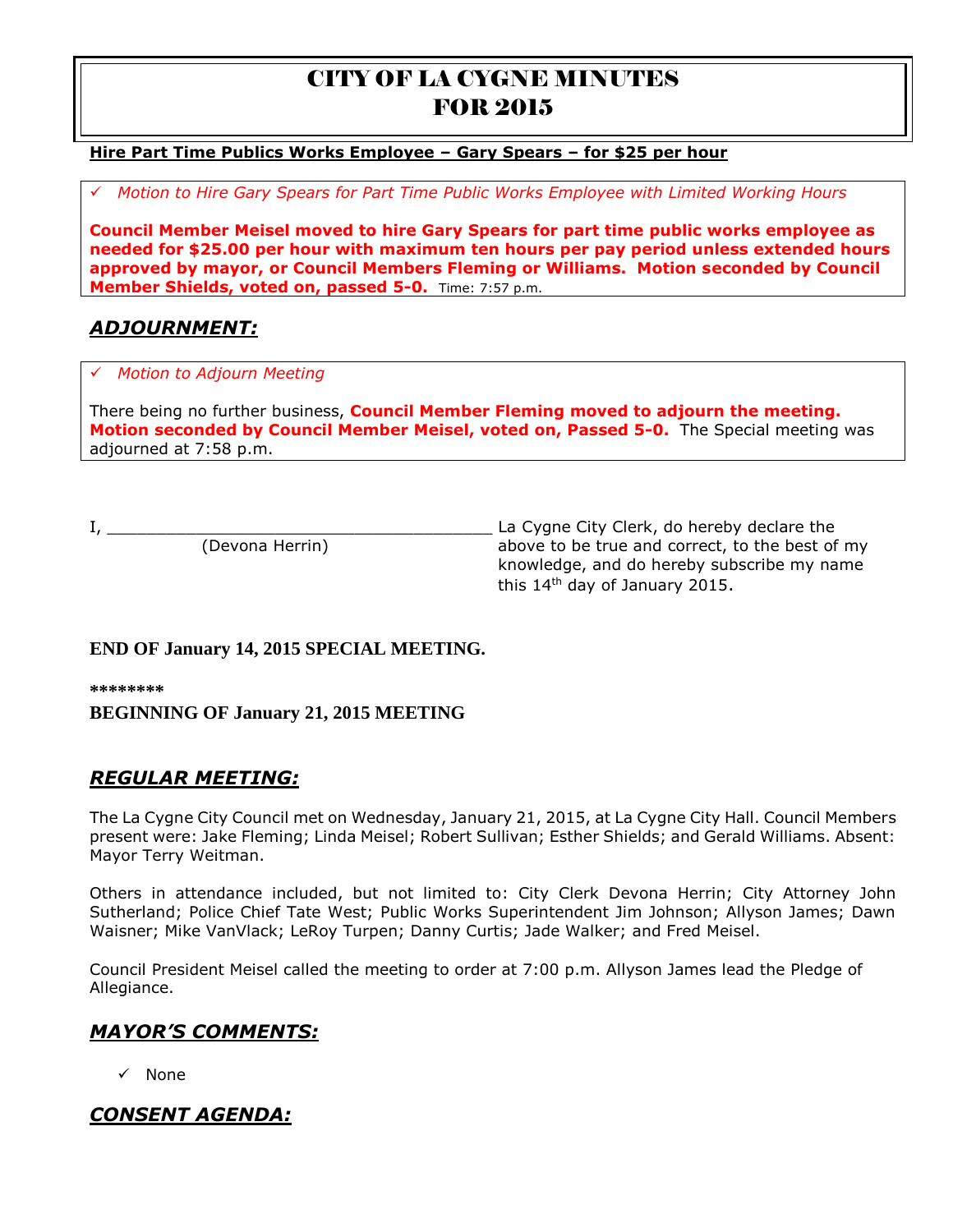# CITY OF LA CYGNE MINUTES
# FOR 2015

**Hire Part Time Publics Works Employee – Gary Spears – for $25 per hour**

✓ *Motion to Hire Gary Spears for Part Time Public Works Employee with Limited Working Hours*

**Council Member Meisel moved to hire Gary Spears for part time public works employee as needed for $25.00 per hour with maximum ten hours per pay period unless extended hours approved by mayor, or Council Members Fleming or Williams. Motion seconded by Council Member Shields, voted on, passed 5-0.** Time: 7:57 p.m.

## *ADJOURNMENT:*

✓ *Motion to Adjourn Meeting*

There being no further business, **Council Member Fleming moved to adjourn the meeting. Motion seconded by Council Member Meisel, voted on, Passed 5-0.** The Special meeting was adjourned at 7:58 p.m.

I, ________________________________________ La Cygne City Clerk, do hereby declare the above to be true and correct, to the best of my knowledge, and do hereby subscribe my name this 14th day of January 2015.
(Devona Herrin)

**END OF January 14, 2015 SPECIAL MEETING.**

**********

**BEGINNING OF January 21, 2015 MEETING**

## *REGULAR MEETING:*

The La Cygne City Council met on Wednesday, January 21, 2015, at La Cygne City Hall. Council Members present were: Jake Fleming; Linda Meisel; Robert Sullivan; Esther Shields; and Gerald Williams. Absent: Mayor Terry Weitman.

Others in attendance included, but not limited to: City Clerk Devona Herrin; City Attorney John Sutherland; Police Chief Tate West; Public Works Superintendent Jim Johnson; Allyson James; Dawn Waisner; Mike VanVlack; LeRoy Turpen; Danny Curtis; Jade Walker; and Fred Meisel.

Council President Meisel called the meeting to order at 7:00 p.m. Allyson James lead the Pledge of Allegiance.

## *MAYOR'S COMMENTS:*

✓ None

## *CONSENT AGENDA:*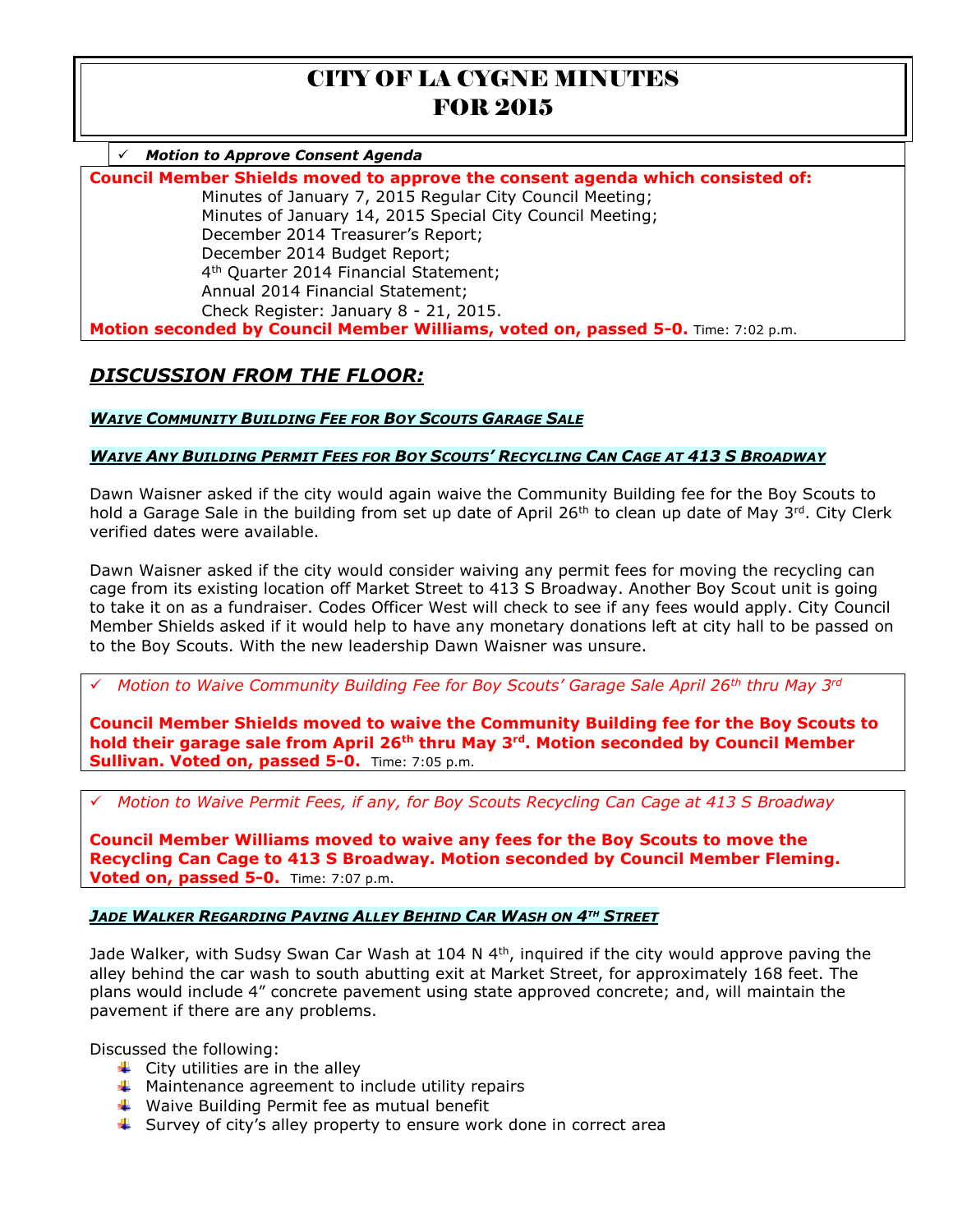# CITY OF LA CYGNE MINUTES FOR 2015

✓ ***Motion to Approve Consent Agenda***

**Council Member Shields moved to approve the consent agenda which consisted of:**

Minutes of January 7, 2015 Regular City Council Meeting;
Minutes of January 14, 2015 Special City Council Meeting;
December 2014 Treasurer's Report;
December 2014 Budget Report;
4th Quarter 2014 Financial Statement;
Annual 2014 Financial Statement;
Check Register: January 8 - 21, 2015.

**Motion seconded by Council Member Williams, voted on, passed 5-0.** Time: 7:02 p.m.

## *DISCUSSION FROM THE FLOOR:*

***WAIVE COMMUNITY BUILDING FEE FOR BOY SCOUTS GARAGE SALE***

***WAIVE ANY BUILDING PERMIT FEES FOR BOY SCOUTS' RECYCLING CAN CAGE AT 413 S BROADWAY***

Dawn Waisner asked if the city would again waive the Community Building fee for the Boy Scouts to hold a Garage Sale in the building from set up date of April 26th to clean up date of May 3rd. City Clerk verified dates were available.

Dawn Waisner asked if the city would consider waiving any permit fees for moving the recycling can cage from its existing location off Market Street to 413 S Broadway. Another Boy Scout unit is going to take it on as a fundraiser. Codes Officer West will check to see if any fees would apply. City Council Member Shields asked if it would help to have any monetary donations left at city hall to be passed on to the Boy Scouts. With the new leadership Dawn Waisner was unsure.

✓ *Motion to Waive Community Building Fee for Boy Scouts' Garage Sale April 26th thru May 3rd*

**Council Member Shields moved to waive the Community Building fee for the Boy Scouts to hold their garage sale from April 26th thru May 3rd. Motion seconded by Council Member Sullivan. Voted on, passed 5-0.** Time: 7:05 p.m.

✓ *Motion to Waive Permit Fees, if any, for Boy Scouts Recycling Can Cage at 413 S Broadway*

**Council Member Williams moved to waive any fees for the Boy Scouts to move the Recycling Can Cage to 413 S Broadway. Motion seconded by Council Member Fleming. Voted on, passed 5-0.** Time: 7:07 p.m.

***JADE WALKER REGARDING PAVING ALLEY BEHIND CAR WASH ON 4TH STREET***

Jade Walker, with Sudsy Swan Car Wash at 104 N 4th, inquired if the city would approve paving the alley behind the car wash to south abutting exit at Market Street, for approximately 168 feet. The plans would include 4" concrete pavement using state approved concrete; and, will maintain the pavement if there are any problems.

Discussed the following:

- City utilities are in the alley
- Maintenance agreement to include utility repairs
- Waive Building Permit fee as mutual benefit
- Survey of city's alley property to ensure work done in correct area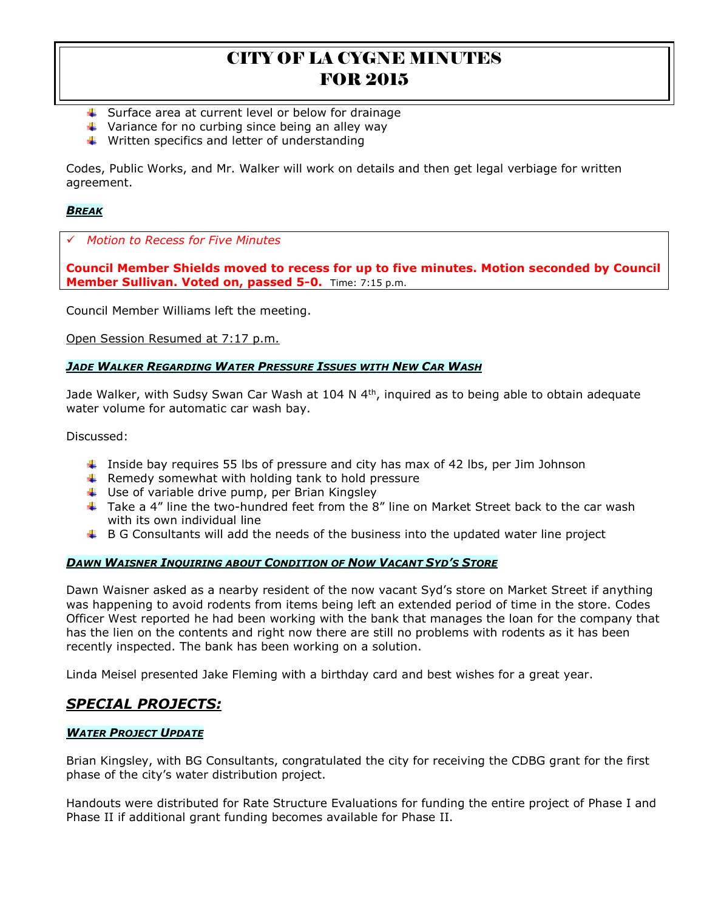- Surface area at current level or below for drainage
- Variance for no curbing since being an alley way
- Written specifics and letter of understanding

Codes, Public Works, and Mr. Walker will work on details and then get legal verbiage for written agreement.

### ***BREAK***

✓ *Motion to Recess for Five Minutes*

**Council Member Shields moved to recess for up to five minutes. Motion seconded by Council Member Sullivan. Voted on, passed 5-0.** Time: 7:15 p.m.

Council Member Williams left the meeting.

Open Session Resumed at 7:17 p.m.

### ***JADE WALKER REGARDING WATER PRESSURE ISSUES WITH NEW CAR WASH***

Jade Walker, with Sudsy Swan Car Wash at 104 N 4th, inquired as to being able to obtain adequate water volume for automatic car wash bay.

Discussed:

- Inside bay requires 55 lbs of pressure and city has max of 42 lbs, per Jim Johnson
- Remedy somewhat with holding tank to hold pressure
- Use of variable drive pump, per Brian Kingsley
- Take a 4" line the two-hundred feet from the 8" line on Market Street back to the car wash with its own individual line
- B G Consultants will add the needs of the business into the updated water line project

### ***DAWN WAISNER INQUIRING ABOUT CONDITION OF NOW VACANT SYD'S STORE***

Dawn Waisner asked as a nearby resident of the now vacant Syd's store on Market Street if anything was happening to avoid rodents from items being left an extended period of time in the store. Codes Officer West reported he had been working with the bank that manages the loan for the company that has the lien on the contents and right now there are still no problems with rodents as it has been recently inspected. The bank has been working on a solution.

Linda Meisel presented Jake Fleming with a birthday card and best wishes for a great year.

## ***SPECIAL PROJECTS:***

### ***WATER PROJECT UPDATE***

Brian Kingsley, with BG Consultants, congratulated the city for receiving the CDBG grant for the first phase of the city's water distribution project.

Handouts were distributed for Rate Structure Evaluations for funding the entire project of Phase I and Phase II if additional grant funding becomes available for Phase II.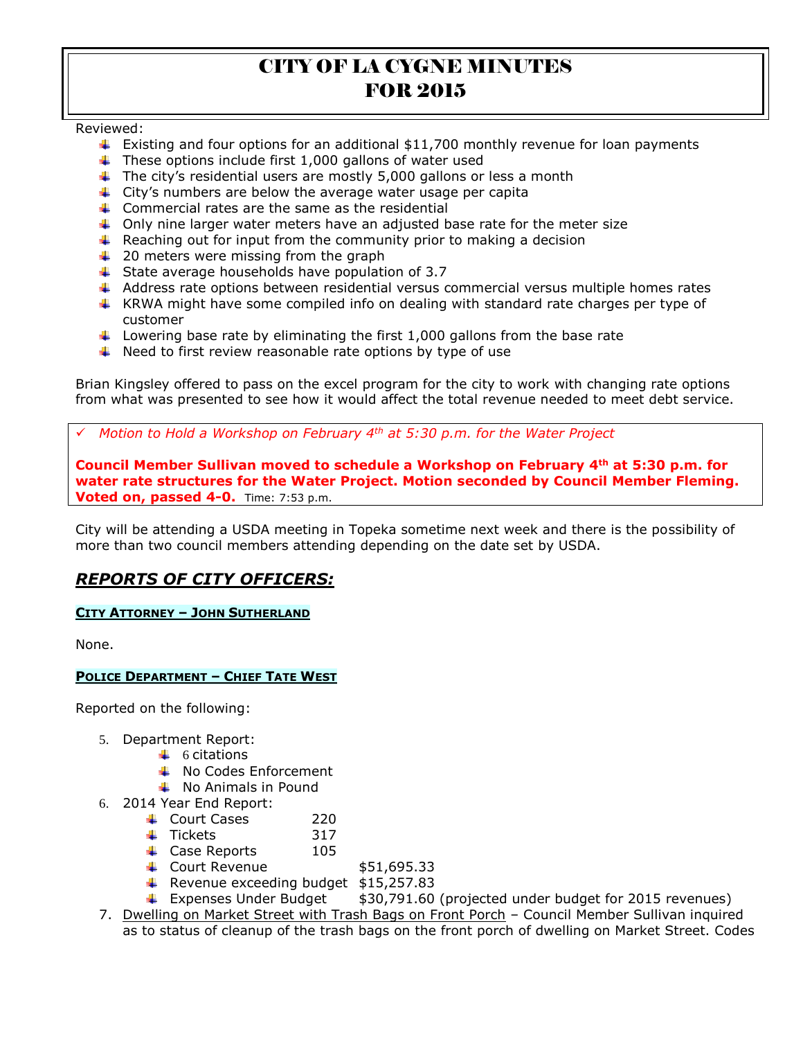# CITY OF LA CYGNE MINUTES FOR 2015

Reviewed:

- Existing and four options for an additional $11,700 monthly revenue for loan payments
- These options include first 1,000 gallons of water used
- The city's residential users are mostly 5,000 gallons or less a month
- City's numbers are below the average water usage per capita
- Commercial rates are the same as the residential
- Only nine larger water meters have an adjusted base rate for the meter size
- Reaching out for input from the community prior to making a decision
- 20 meters were missing from the graph
- State average households have population of 3.7
- Address rate options between residential versus commercial versus multiple homes rates
- KRWA might have some compiled info on dealing with standard rate charges per type of customer
- Lowering base rate by eliminating the first 1,000 gallons from the base rate
- Need to first review reasonable rate options by type of use

Brian Kingsley offered to pass on the excel program for the city to work with changing rate options from what was presented to see how it would affect the total revenue needed to meet debt service.

✓ *Motion to Hold a Workshop on February 4th at 5:30 p.m. for the Water Project*

**Council Member Sullivan moved to schedule a Workshop on February 4th at 5:30 p.m. for water rate structures for the Water Project. Motion seconded by Council Member Fleming. Voted on, passed 4-0.** Time: 7:53 p.m.

City will be attending a USDA meeting in Topeka sometime next week and there is the possibility of more than two council members attending depending on the date set by USDA.

## *REPORTS OF CITY OFFICERS:*

**CITY ATTORNEY – JOHN SUTHERLAND**

None.

**POLICE DEPARTMENT – CHIEF TATE WEST**

Reported on the following:

5. Department Report:
   - 6 citations
   - No Codes Enforcement
   - No Animals in Pound
6. 2014 Year End Report:
   - Court Cases 220
   - Tickets 317
   - Case Reports 105
   - Court Revenue $51,695.33
   - Revenue exceeding budget $15,257.83
   - Expenses Under Budget $30,791.60 (projected under budget for 2015 revenues)
7. Dwelling on Market Street with Trash Bags on Front Porch – Council Member Sullivan inquired as to status of cleanup of the trash bags on the front porch of dwelling on Market Street. Codes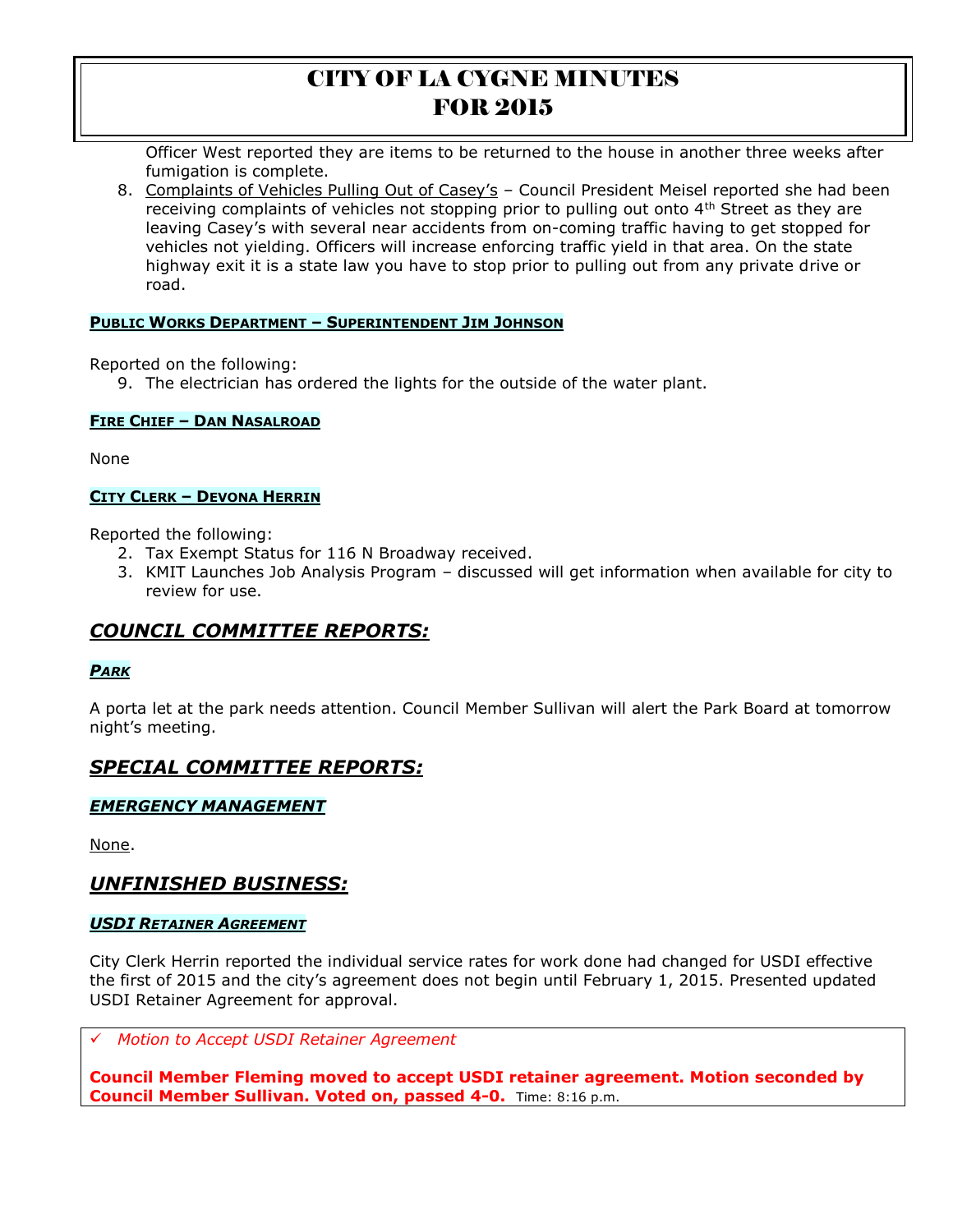Officer West reported they are items to be returned to the house in another three weeks after fumigation is complete.

8. Complaints of Vehicles Pulling Out of Casey's – Council President Meisel reported she had been receiving complaints of vehicles not stopping prior to pulling out onto 4th Street as they are leaving Casey's with several near accidents from on-coming traffic having to get stopped for vehicles not yielding. Officers will increase enforcing traffic yield in that area. On the state highway exit it is a state law you have to stop prior to pulling out from any private drive or road.

#### PUBLIC WORKS DEPARTMENT – SUPERINTENDENT JIM JOHNSON

Reported on the following:

9. The electrician has ordered the lights for the outside of the water plant.

#### FIRE CHIEF – DAN NASALROAD

None

#### CITY CLERK – DEVONA HERRIN

Reported the following:

2. Tax Exempt Status for 116 N Broadway received.
3. KMIT Launches Job Analysis Program – discussed will get information when available for city to review for use.

## *COUNCIL COMMITTEE REPORTS:*

### *PARK*

A porta let at the park needs attention. Council Member Sullivan will alert the Park Board at tomorrow night's meeting.

## *SPECIAL COMMITTEE REPORTS:*

### *EMERGENCY MANAGEMENT*

None.

## *UNFINISHED BUSINESS:*

### *USDI RETAINER AGREEMENT*

City Clerk Herrin reported the individual service rates for work done had changed for USDI effective the first of 2015 and the city's agreement does not begin until February 1, 2015. Presented updated USDI Retainer Agreement for approval.

✓ *Motion to Accept USDI Retainer Agreement*

**Council Member Fleming moved to accept USDI retainer agreement. Motion seconded by Council Member Sullivan. Voted on, passed 4-0.** Time: 8:16 p.m.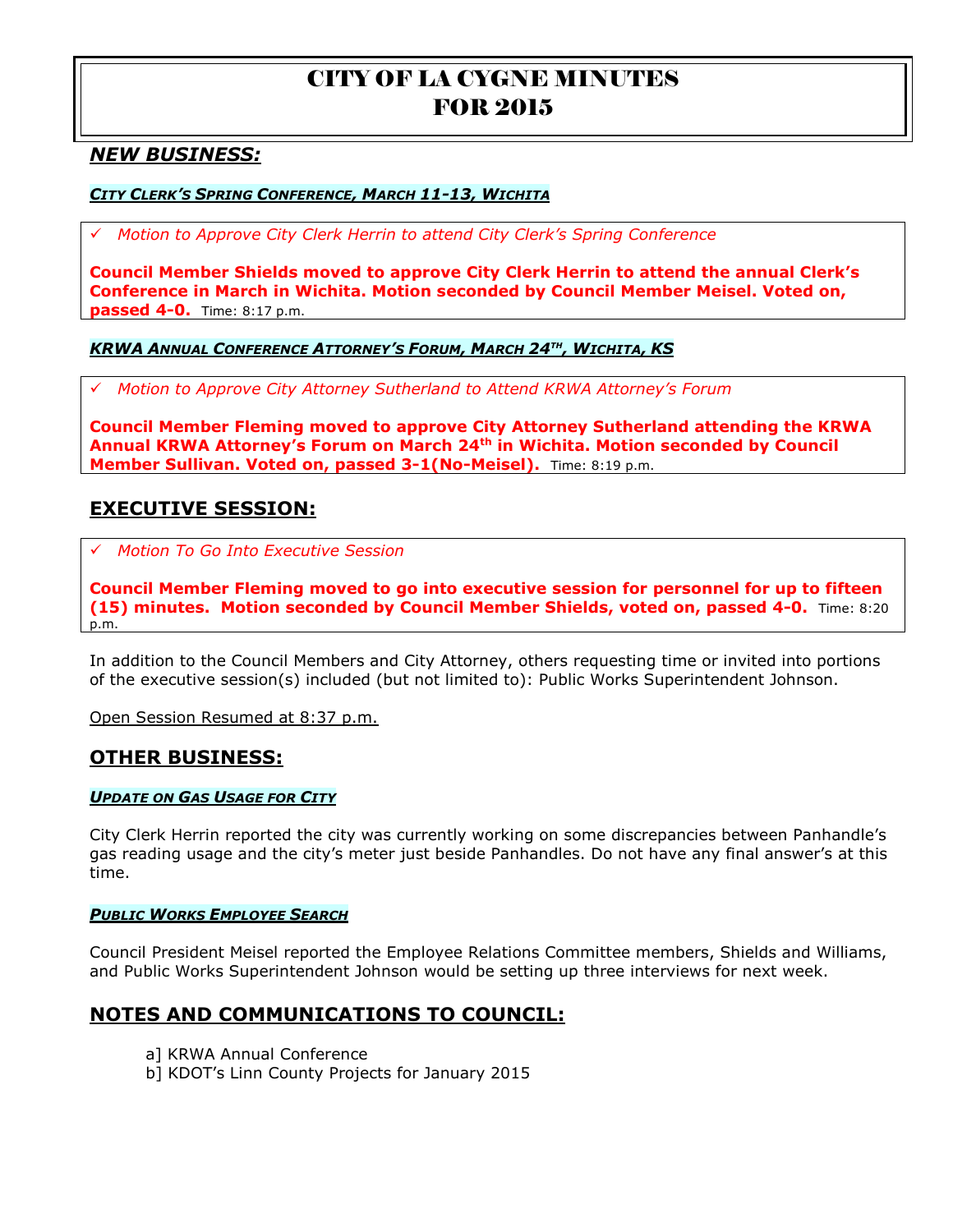# CITY OF LA CYGNE MINUTES FOR 2015

## *NEW BUSINESS:*

***CITY CLERK'S SPRING CONFERENCE, MARCH 11-13, WICHITA***

✓ *Motion to Approve City Clerk Herrin to attend City Clerk's Spring Conference*

**Council Member Shields moved to approve City Clerk Herrin to attend the annual Clerk's Conference in March in Wichita. Motion seconded by Council Member Meisel. Voted on, passed 4-0.** Time: 8:17 p.m.

***KRWA ANNUAL CONFERENCE ATTORNEY'S FORUM, MARCH 24TH, WICHITA, KS***

✓ *Motion to Approve City Attorney Sutherland to Attend KRWA Attorney's Forum*

**Council Member Fleming moved to approve City Attorney Sutherland attending the KRWA Annual KRWA Attorney's Forum on March 24th in Wichita. Motion seconded by Council Member Sullivan. Voted on, passed 3-1(No-Meisel).** Time: 8:19 p.m.

## EXECUTIVE SESSION:

✓ *Motion To Go Into Executive Session*

**Council Member Fleming moved to go into executive session for personnel for up to fifteen (15) minutes. Motion seconded by Council Member Shields, voted on, passed 4-0.** Time: 8:20 p.m.

In addition to the Council Members and City Attorney, others requesting time or invited into portions of the executive session(s) included (but not limited to): Public Works Superintendent Johnson.

Open Session Resumed at 8:37 p.m.

## OTHER BUSINESS:

***UPDATE ON GAS USAGE FOR CITY***

City Clerk Herrin reported the city was currently working on some discrepancies between Panhandle's gas reading usage and the city's meter just beside Panhandles. Do not have any final answer's at this time.

***PUBLIC WORKS EMPLOYEE SEARCH***

Council President Meisel reported the Employee Relations Committee members, Shields and Williams, and Public Works Superintendent Johnson would be setting up three interviews for next week.

## NOTES AND COMMUNICATIONS TO COUNCIL:

a] KRWA Annual Conference
b] KDOT's Linn County Projects for January 2015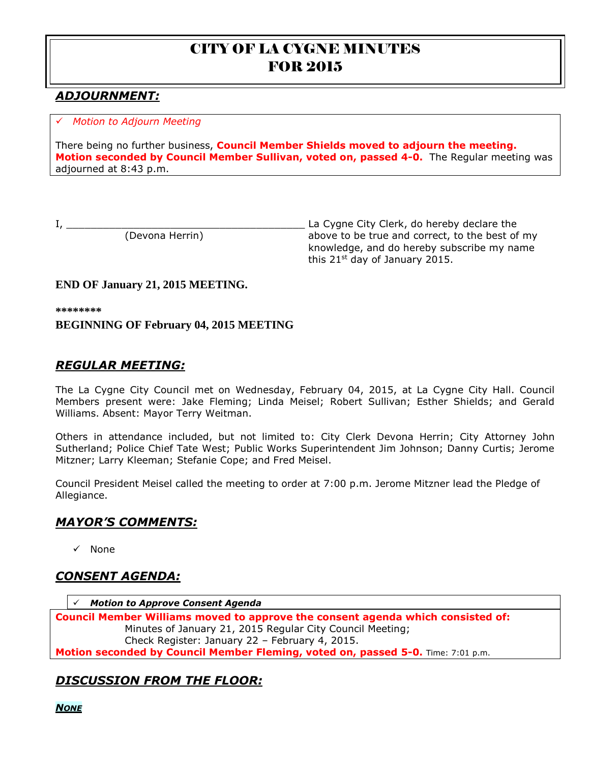# CITY OF LA CYGNE MINUTES FOR 2015

## *ADJOURNMENT:*

- ✓ *Motion to Adjourn Meeting*

There being no further business, **Council Member Shields moved to adjourn the meeting. Motion seconded by Council Member Sullivan, voted on, passed 4-0.** The Regular meeting was adjourned at 8:43 p.m.

I, ________________________________________ La Cygne City Clerk, do hereby declare the above to be true and correct, to the best of my knowledge, and do hereby subscribe my name this 21st day of January 2015.

(Devona Herrin)

**END OF January 21, 2015 MEETING.**

**\*\*\*\*\*\*\*\***

**BEGINNING OF February 04, 2015 MEETING**

## *REGULAR MEETING:*

The La Cygne City Council met on Wednesday, February 04, 2015, at La Cygne City Hall. Council Members present were: Jake Fleming; Linda Meisel; Robert Sullivan; Esther Shields; and Gerald Williams. Absent: Mayor Terry Weitman.

Others in attendance included, but not limited to: City Clerk Devona Herrin; City Attorney John Sutherland; Police Chief Tate West; Public Works Superintendent Jim Johnson; Danny Curtis; Jerome Mitzner; Larry Kleeman; Stefanie Cope; and Fred Meisel.

Council President Meisel called the meeting to order at 7:00 p.m. Jerome Mitzner lead the Pledge of Allegiance.

## *MAYOR'S COMMENTS:*

- ✓ None

## *CONSENT AGENDA:*

- ✓ ***Motion to Approve Consent Agenda***

**Council Member Williams moved to approve the consent agenda which consisted of:**
Minutes of January 21, 2015 Regular City Council Meeting;
Check Register: January 22 – February 4, 2015.
**Motion seconded by Council Member Fleming, voted on, passed 5-0.** Time: 7:01 p.m.

## *DISCUSSION FROM THE FLOOR:*

***NONE***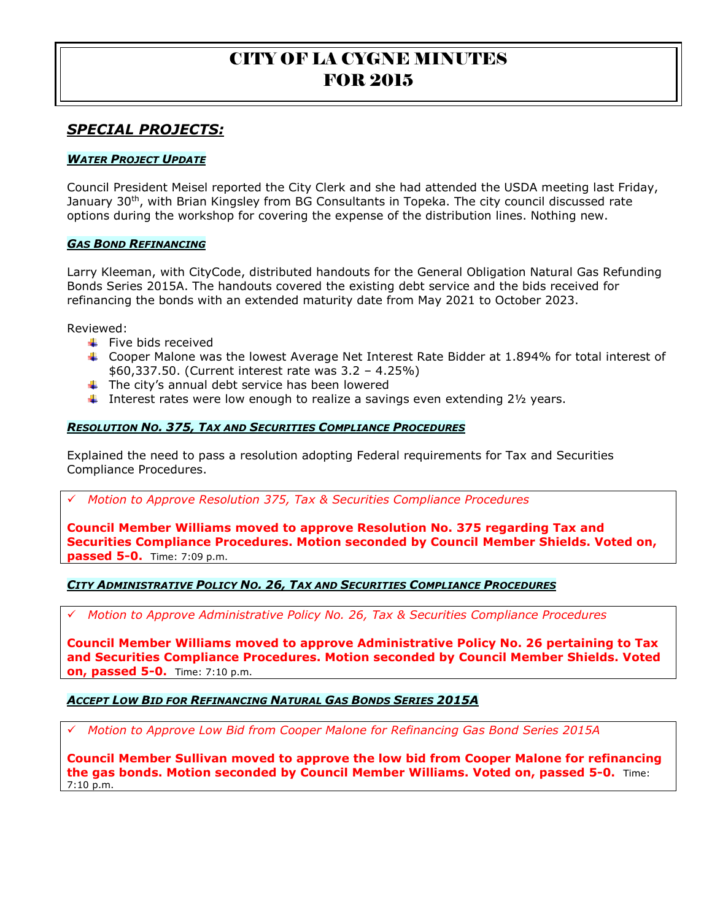# CITY OF LA CYGNE MINUTES FOR 2015

## *SPECIAL PROJECTS:*

### *WATER PROJECT UPDATE*

Council President Meisel reported the City Clerk and she had attended the USDA meeting last Friday, January 30th, with Brian Kingsley from BG Consultants in Topeka. The city council discussed rate options during the workshop for covering the expense of the distribution lines. Nothing new.

### *GAS BOND REFINANCING*

Larry Kleeman, with CityCode, distributed handouts for the General Obligation Natural Gas Refunding Bonds Series 2015A. The handouts covered the existing debt service and the bids received for refinancing the bonds with an extended maturity date from May 2021 to October 2023.

Reviewed:

- Five bids received
- Cooper Malone was the lowest Average Net Interest Rate Bidder at 1.894% for total interest of $60,337.50. (Current interest rate was 3.2 – 4.25%)
- The city's annual debt service has been lowered
- Interest rates were low enough to realize a savings even extending 2½ years.

### *RESOLUTION NO. 375, TAX AND SECURITIES COMPLIANCE PROCEDURES*

Explained the need to pass a resolution adopting Federal requirements for Tax and Securities Compliance Procedures.

✓ *Motion to Approve Resolution 375, Tax & Securities Compliance Procedures*

**Council Member Williams moved to approve Resolution No. 375 regarding Tax and Securities Compliance Procedures. Motion seconded by Council Member Shields. Voted on, passed 5-0.** Time: 7:09 p.m.

### *CITY ADMINISTRATIVE POLICY NO. 26, TAX AND SECURITIES COMPLIANCE PROCEDURES*

✓ *Motion to Approve Administrative Policy No. 26, Tax & Securities Compliance Procedures*

**Council Member Williams moved to approve Administrative Policy No. 26 pertaining to Tax and Securities Compliance Procedures. Motion seconded by Council Member Shields. Voted on, passed 5-0.** Time: 7:10 p.m.

### *ACCEPT LOW BID FOR REFINANCING NATURAL GAS BONDS SERIES 2015A*

✓ *Motion to Approve Low Bid from Cooper Malone for Refinancing Gas Bond Series 2015A*

**Council Member Sullivan moved to approve the low bid from Cooper Malone for refinancing the gas bonds. Motion seconded by Council Member Williams. Voted on, passed 5-0.** Time: 7:10 p.m.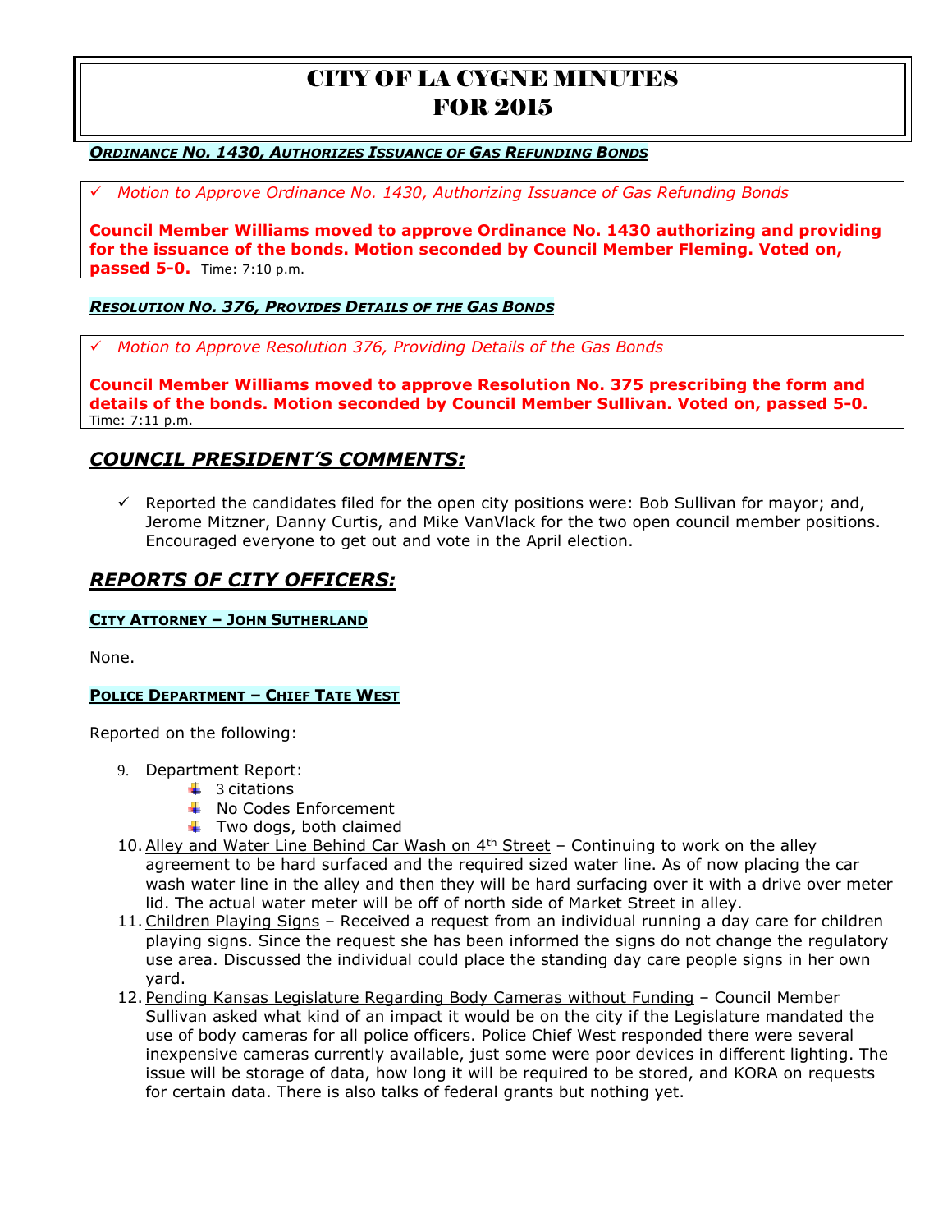# CITY OF LA CYGNE MINUTES FOR 2015

***ORDINANCE NO. 1430, AUTHORIZES ISSUANCE OF GAS REFUNDING BONDS***

✓ *Motion to Approve Ordinance No. 1430, Authorizing Issuance of Gas Refunding Bonds*

**Council Member Williams moved to approve Ordinance No. 1430 authorizing and providing for the issuance of the bonds. Motion seconded by Council Member Fleming. Voted on, passed 5-0.** Time: 7:10 p.m.

***RESOLUTION NO. 376, PROVIDES DETAILS OF THE GAS BONDS***

✓ *Motion to Approve Resolution 376, Providing Details of the Gas Bonds*

**Council Member Williams moved to approve Resolution No. 375 prescribing the form and details of the bonds. Motion seconded by Council Member Sullivan. Voted on, passed 5-0.** Time: 7:11 p.m.

## *COUNCIL PRESIDENT'S COMMENTS:*

- ✓ Reported the candidates filed for the open city positions were: Bob Sullivan for mayor; and, Jerome Mitzner, Danny Curtis, and Mike VanVlack for the two open council member positions. Encouraged everyone to get out and vote in the April election.

## *REPORTS OF CITY OFFICERS:*

**CITY ATTORNEY – JOHN SUTHERLAND**

None.

**POLICE DEPARTMENT – CHIEF TATE WEST**

Reported on the following:

9. Department Report:
   - 3 citations
   - No Codes Enforcement
   - Two dogs, both claimed
10. Alley and Water Line Behind Car Wash on 4th Street – Continuing to work on the alley agreement to be hard surfaced and the required sized water line. As of now placing the car wash water line in the alley and then they will be hard surfacing over it with a drive over meter lid. The actual water meter will be off of north side of Market Street in alley.
11. Children Playing Signs – Received a request from an individual running a day care for children playing signs. Since the request she has been informed the signs do not change the regulatory use area. Discussed the individual could place the standing day care people signs in her own yard.
12. Pending Kansas Legislature Regarding Body Cameras without Funding – Council Member Sullivan asked what kind of an impact it would be on the city if the Legislature mandated the use of body cameras for all police officers. Police Chief West responded there were several inexpensive cameras currently available, just some were poor devices in different lighting. The issue will be storage of data, how long it will be required to be stored, and KORA on requests for certain data. There is also talks of federal grants but nothing yet.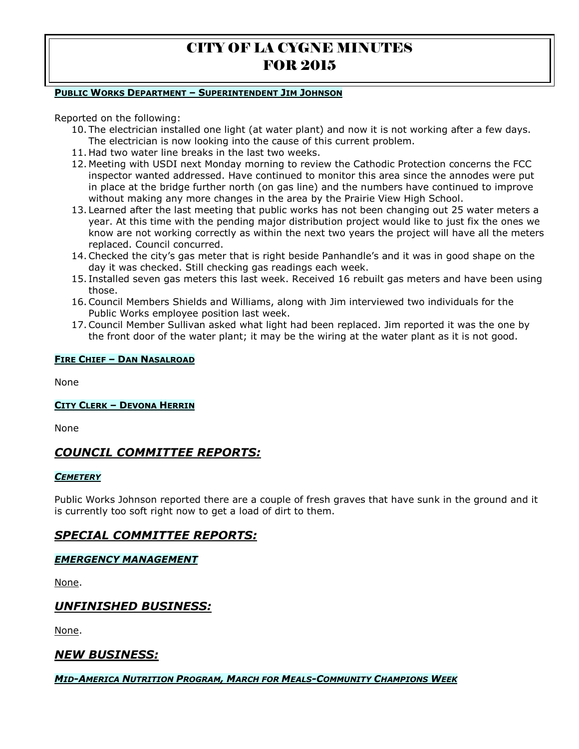# CITY OF LA CYGNE MINUTES FOR 2015

**PUBLIC WORKS DEPARTMENT – SUPERINTENDENT JIM JOHNSON**

Reported on the following:

10. The electrician installed one light (at water plant) and now it is not working after a few days. The electrician is now looking into the cause of this current problem.
11. Had two water line breaks in the last two weeks.
12. Meeting with USDI next Monday morning to review the Cathodic Protection concerns the FCC inspector wanted addressed. Have continued to monitor this area since the annodes were put in place at the bridge further north (on gas line) and the numbers have continued to improve without making any more changes in the area by the Prairie View High School.
13. Learned after the last meeting that public works has not been changing out 25 water meters a year. At this time with the pending major distribution project would like to just fix the ones we know are not working correctly as within the next two years the project will have all the meters replaced. Council concurred.
14. Checked the city's gas meter that is right beside Panhandle's and it was in good shape on the day it was checked. Still checking gas readings each week.
15. Installed seven gas meters this last week. Received 16 rebuilt gas meters and have been using those.
16. Council Members Shields and Williams, along with Jim interviewed two individuals for the Public Works employee position last week.
17. Council Member Sullivan asked what light had been replaced. Jim reported it was the one by the front door of the water plant; it may be the wiring at the water plant as it is not good.

**FIRE CHIEF – DAN NASALROAD**

None

**CITY CLERK – DEVONA HERRIN**

None

## *COUNCIL COMMITTEE REPORTS:*

***CEMETERY***

Public Works Johnson reported there are a couple of fresh graves that have sunk in the ground and it is currently too soft right now to get a load of dirt to them.

## *SPECIAL COMMITTEE REPORTS:*

***EMERGENCY MANAGEMENT***

None.

## *UNFINISHED BUSINESS:*

None.

## *NEW BUSINESS:*

***MID-AMERICA NUTRITION PROGRAM, MARCH FOR MEALS-COMMUNITY CHAMPIONS WEEK***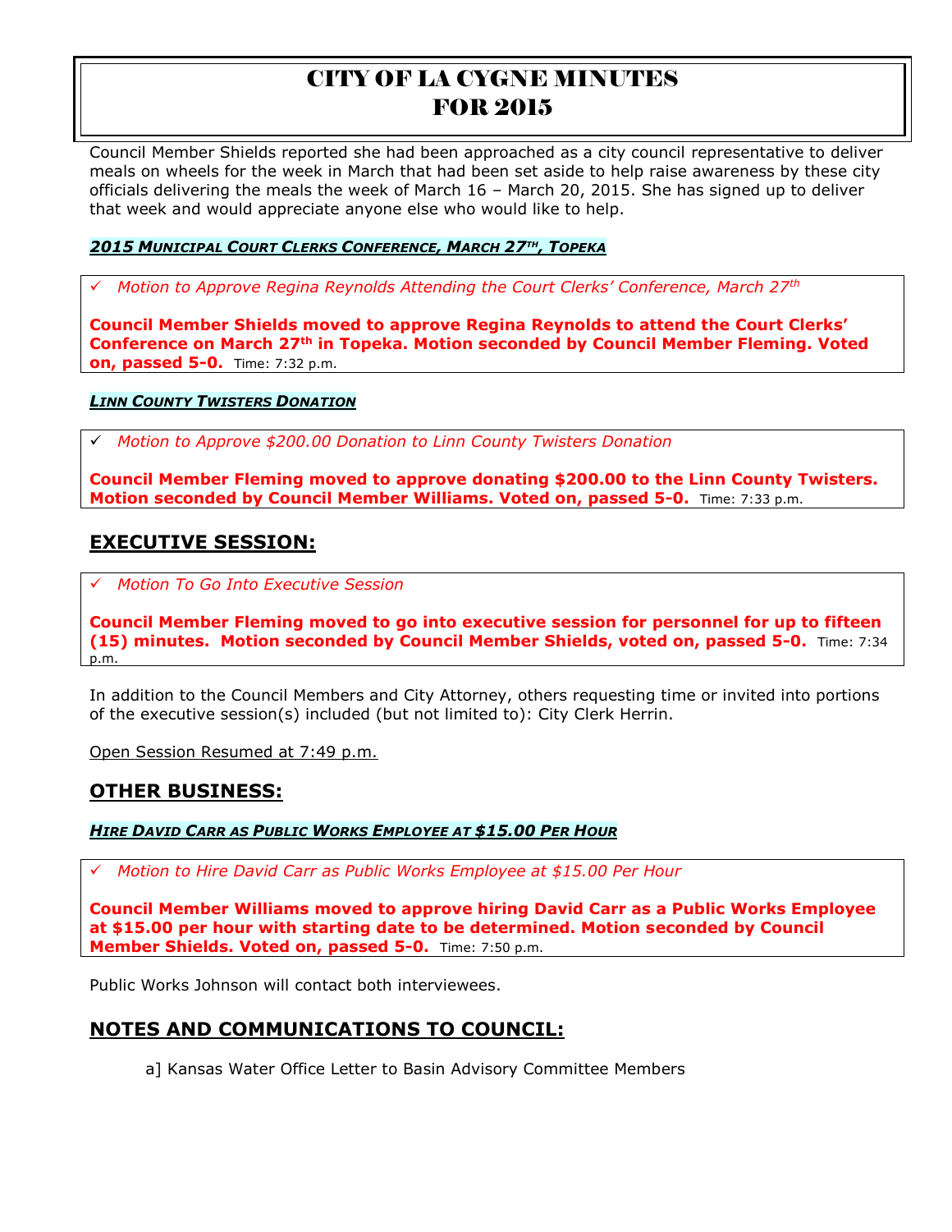Council Member Shields reported she had been approached as a city council representative to deliver meals on wheels for the week in March that had been set aside to help raise awareness by these city officials delivering the meals the week of March 16 – March 20, 2015. She has signed up to deliver that week and would appreciate anyone else who would like to help.

***2015 MUNICIPAL COURT CLERKS CONFERENCE, MARCH 27TH, TOPEKA***

✓ *Motion to Approve Regina Reynolds Attending the Court Clerks' Conference, March 27th*

**Council Member Shields moved to approve Regina Reynolds to attend the Court Clerks' Conference on March 27th in Topeka. Motion seconded by Council Member Fleming. Voted on, passed 5-0.** Time: 7:32 p.m.

***LINN COUNTY TWISTERS DONATION***

✓ *Motion to Approve $200.00 Donation to Linn County Twisters Donation*

**Council Member Fleming moved to approve donating $200.00 to the Linn County Twisters. Motion seconded by Council Member Williams. Voted on, passed 5-0.** Time: 7:33 p.m.

## EXECUTIVE SESSION:

✓ *Motion To Go Into Executive Session*

**Council Member Fleming moved to go into executive session for personnel for up to fifteen (15) minutes. Motion seconded by Council Member Shields, voted on, passed 5-0.** Time: 7:34 p.m.

In addition to the Council Members and City Attorney, others requesting time or invited into portions of the executive session(s) included (but not limited to): City Clerk Herrin.

Open Session Resumed at 7:49 p.m.

## OTHER BUSINESS:

***HIRE DAVID CARR AS PUBLIC WORKS EMPLOYEE AT $15.00 PER HOUR***

✓ *Motion to Hire David Carr as Public Works Employee at $15.00 Per Hour*

**Council Member Williams moved to approve hiring David Carr as a Public Works Employee at $15.00 per hour with starting date to be determined. Motion seconded by Council Member Shields. Voted on, passed 5-0.** Time: 7:50 p.m.

Public Works Johnson will contact both interviewees.

## NOTES AND COMMUNICATIONS TO COUNCIL:

a] Kansas Water Office Letter to Basin Advisory Committee Members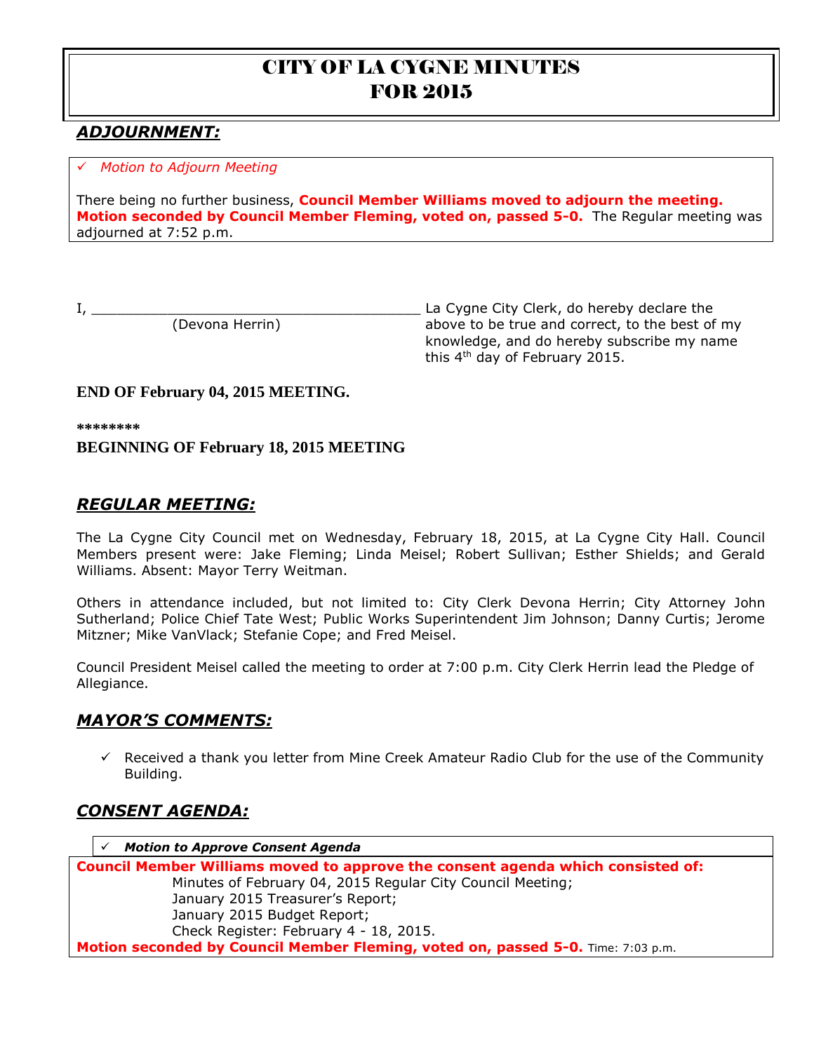# CITY OF LA CYGNE MINUTES FOR 2015

## *ADJOURNMENT:*

- *Motion to Adjourn Meeting*

There being no further business, **Council Member Williams moved to adjourn the meeting. Motion seconded by Council Member Fleming, voted on, passed 5-0.** The Regular meeting was adjourned at 7:52 p.m.

I, ________________________________________ La Cygne City Clerk, do hereby declare the above to be true and correct, to the best of my knowledge, and do hereby subscribe my name this 4th day of February 2015.

(Devona Herrin)

**END OF February 04, 2015 MEETING.**

**\*\*\*\*\*\*\*\***

**BEGINNING OF February 18, 2015 MEETING**

## *REGULAR MEETING:*

The La Cygne City Council met on Wednesday, February 18, 2015, at La Cygne City Hall. Council Members present were: Jake Fleming; Linda Meisel; Robert Sullivan; Esther Shields; and Gerald Williams. Absent: Mayor Terry Weitman.

Others in attendance included, but not limited to: City Clerk Devona Herrin; City Attorney John Sutherland; Police Chief Tate West; Public Works Superintendent Jim Johnson; Danny Curtis; Jerome Mitzner; Mike VanVlack; Stefanie Cope; and Fred Meisel.

Council President Meisel called the meeting to order at 7:00 p.m. City Clerk Herrin lead the Pledge of Allegiance.

## *MAYOR'S COMMENTS:*

- Received a thank you letter from Mine Creek Amateur Radio Club for the use of the Community Building.

## *CONSENT AGENDA:*

- ***Motion to Approve Consent Agenda***

**Council Member Williams moved to approve the consent agenda which consisted of:**

Minutes of February 04, 2015 Regular City Council Meeting;
January 2015 Treasurer's Report;
January 2015 Budget Report;
Check Register: February 4 - 18, 2015.

**Motion seconded by Council Member Fleming, voted on, passed 5-0.** Time: 7:03 p.m.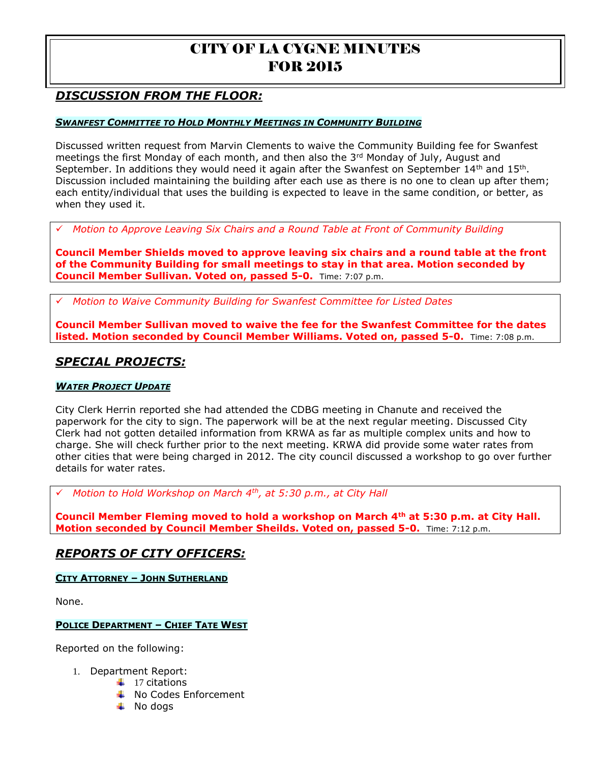# CITY OF LA CYGNE MINUTES FOR 2015

## *DISCUSSION FROM THE FLOOR:*

### *SWANFEST COMMITTEE TO HOLD MONTHLY MEETINGS IN COMMUNITY BUILDING*

Discussed written request from Marvin Clements to waive the Community Building fee for Swanfest meetings the first Monday of each month, and then also the 3rd Monday of July, August and September. In additions they would need it again after the Swanfest on September 14th and 15th. Discussion included maintaining the building after each use as there is no one to clean up after them; each entity/individual that uses the building is expected to leave in the same condition, or better, as when they used it.

✓ *Motion to Approve Leaving Six Chairs and a Round Table at Front of Community Building*

**Council Member Shields moved to approve leaving six chairs and a round table at the front of the Community Building for small meetings to stay in that area. Motion seconded by Council Member Sullivan. Voted on, passed 5-0.** Time: 7:07 p.m.

✓ *Motion to Waive Community Building for Swanfest Committee for Listed Dates*

**Council Member Sullivan moved to waive the fee for the Swanfest Committee for the dates listed. Motion seconded by Council Member Williams. Voted on, passed 5-0.** Time: 7:08 p.m.

## *SPECIAL PROJECTS:*

### *WATER PROJECT UPDATE*

City Clerk Herrin reported she had attended the CDBG meeting in Chanute and received the paperwork for the city to sign. The paperwork will be at the next regular meeting. Discussed City Clerk had not gotten detailed information from KRWA as far as multiple complex units and how to charge. She will check further prior to the next meeting. KRWA did provide some water rates from other cities that were being charged in 2012. The city council discussed a workshop to go over further details for water rates.

✓ *Motion to Hold Workshop on March 4th, at 5:30 p.m., at City Hall*

**Council Member Fleming moved to hold a workshop on March 4th at 5:30 p.m. at City Hall. Motion seconded by Council Member Sheilds. Voted on, passed 5-0.** Time: 7:12 p.m.

## *REPORTS OF CITY OFFICERS:*

### CITY ATTORNEY – JOHN SUTHERLAND

None.

### POLICE DEPARTMENT – CHIEF TATE WEST

Reported on the following:

1. Department Report:
   - 17 citations
   - No Codes Enforcement
   - No dogs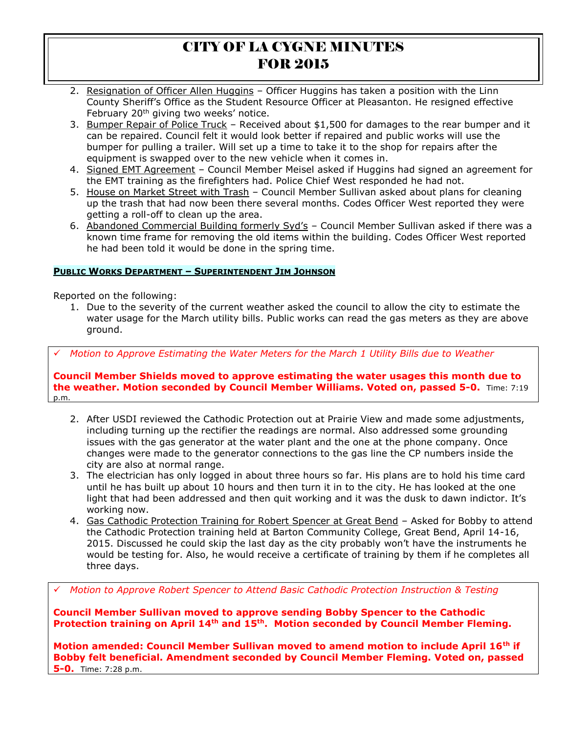2. Resignation of Officer Allen Huggins – Officer Huggins has taken a position with the Linn County Sheriff's Office as the Student Resource Officer at Pleasanton. He resigned effective February 20th giving two weeks' notice.
3. Bumper Repair of Police Truck – Received about $1,500 for damages to the rear bumper and it can be repaired. Council felt it would look better if repaired and public works will use the bumper for pulling a trailer. Will set up a time to take it to the shop for repairs after the equipment is swapped over to the new vehicle when it comes in.
4. Signed EMT Agreement – Council Member Meisel asked if Huggins had signed an agreement for the EMT training as the firefighters had. Police Chief West responded he had not.
5. House on Market Street with Trash – Council Member Sullivan asked about plans for cleaning up the trash that had now been there several months. Codes Officer West reported they were getting a roll-off to clean up the area.
6. Abandoned Commercial Building formerly Syd's – Council Member Sullivan asked if there was a known time frame for removing the old items within the building. Codes Officer West reported he had been told it would be done in the spring time.

### PUBLIC WORKS DEPARTMENT – SUPERINTENDENT JIM JOHNSON

Reported on the following:

1. Due to the severity of the current weather asked the council to allow the city to estimate the water usage for the March utility bills. Public works can read the gas meters as they are above ground.

✓ *Motion to Approve Estimating the Water Meters for the March 1 Utility Bills due to Weather*

**Council Member Shields moved to approve estimating the water usages this month due to the weather. Motion seconded by Council Member Williams. Voted on, passed 5-0.** Time: 7:19 p.m.

2. After USDI reviewed the Cathodic Protection out at Prairie View and made some adjustments, including turning up the rectifier the readings are normal. Also addressed some grounding issues with the gas generator at the water plant and the one at the phone company. Once changes were made to the generator connections to the gas line the CP numbers inside the city are also at normal range.
3. The electrician has only logged in about three hours so far. His plans are to hold his time card until he has built up about 10 hours and then turn it in to the city. He has looked at the one light that had been addressed and then quit working and it was the dusk to dawn indictor. It's working now.
4. Gas Cathodic Protection Training for Robert Spencer at Great Bend – Asked for Bobby to attend the Cathodic Protection training held at Barton Community College, Great Bend, April 14-16, 2015. Discussed he could skip the last day as the city probably won't have the instruments he would be testing for. Also, he would receive a certificate of training by them if he completes all three days.

✓ *Motion to Approve Robert Spencer to Attend Basic Cathodic Protection Instruction & Testing*

**Council Member Sullivan moved to approve sending Bobby Spencer to the Cathodic Protection training on April 14th and 15th. Motion seconded by Council Member Fleming.**

**Motion amended: Council Member Sullivan moved to amend motion to include April 16th if Bobby felt beneficial. Amendment seconded by Council Member Fleming. Voted on, passed 5-0.** Time: 7:28 p.m.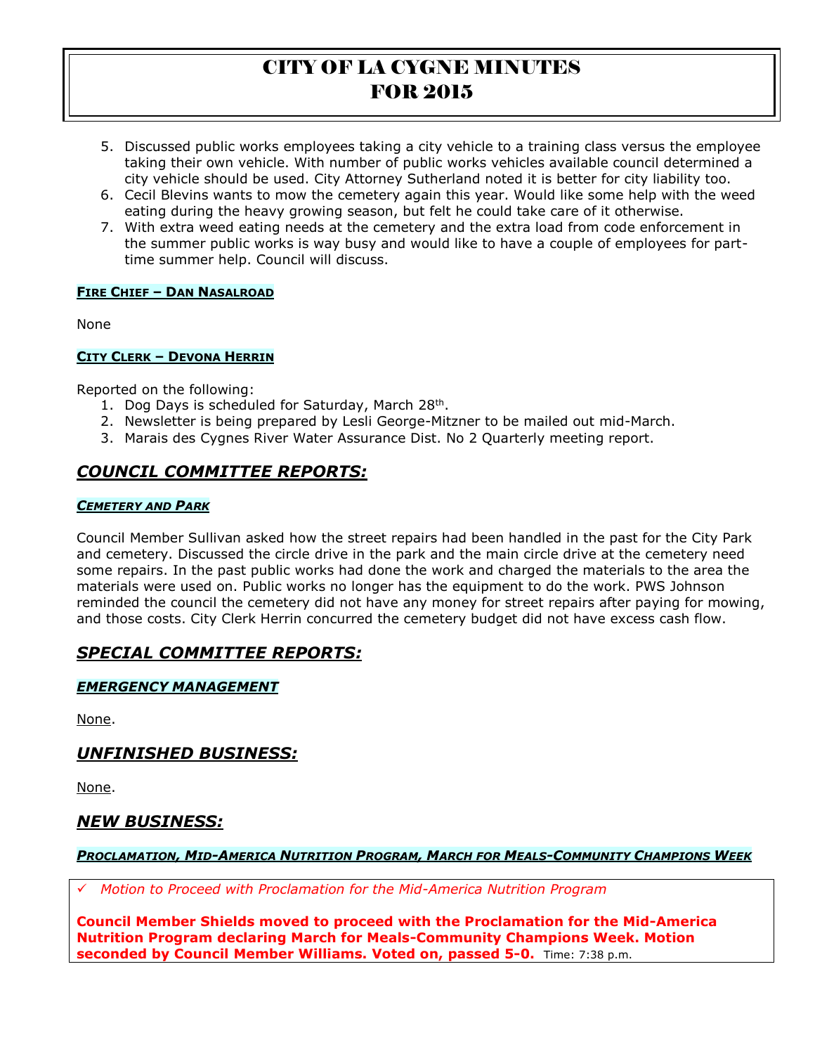5. Discussed public works employees taking a city vehicle to a training class versus the employee taking their own vehicle. With number of public works vehicles available council determined a city vehicle should be used. City Attorney Sutherland noted it is better for city liability too.
6. Cecil Blevins wants to mow the cemetery again this year. Would like some help with the weed eating during the heavy growing season, but felt he could take care of it otherwise.
7. With extra weed eating needs at the cemetery and the extra load from code enforcement in the summer public works is way busy and would like to have a couple of employees for part-time summer help. Council will discuss.

**FIRE CHIEF – DAN NASALROAD**

None

**CITY CLERK – DEVONA HERRIN**

Reported on the following:

1. Dog Days is scheduled for Saturday, March 28th.
2. Newsletter is being prepared by Lesli George-Mitzner to be mailed out mid-March.
3. Marais des Cygnes River Water Assurance Dist. No 2 Quarterly meeting report.

## *COUNCIL COMMITTEE REPORTS:*

***CEMETERY AND PARK***

Council Member Sullivan asked how the street repairs had been handled in the past for the City Park and cemetery. Discussed the circle drive in the park and the main circle drive at the cemetery need some repairs. In the past public works had done the work and charged the materials to the area the materials were used on. Public works no longer has the equipment to do the work. PWS Johnson reminded the council the cemetery did not have any money for street repairs after paying for mowing, and those costs. City Clerk Herrin concurred the cemetery budget did not have excess cash flow.

## *SPECIAL COMMITTEE REPORTS:*

***EMERGENCY MANAGEMENT***

None.

## *UNFINISHED BUSINESS:*

None.

## *NEW BUSINESS:*

***PROCLAMATION, MID-AMERICA NUTRITION PROGRAM, MARCH FOR MEALS-COMMUNITY CHAMPIONS WEEK***

✓ *Motion to Proceed with Proclamation for the Mid-America Nutrition Program*

**Council Member Shields moved to proceed with the Proclamation for the Mid-America Nutrition Program declaring March for Meals-Community Champions Week. Motion seconded by Council Member Williams. Voted on, passed 5-0.** Time: 7:38 p.m.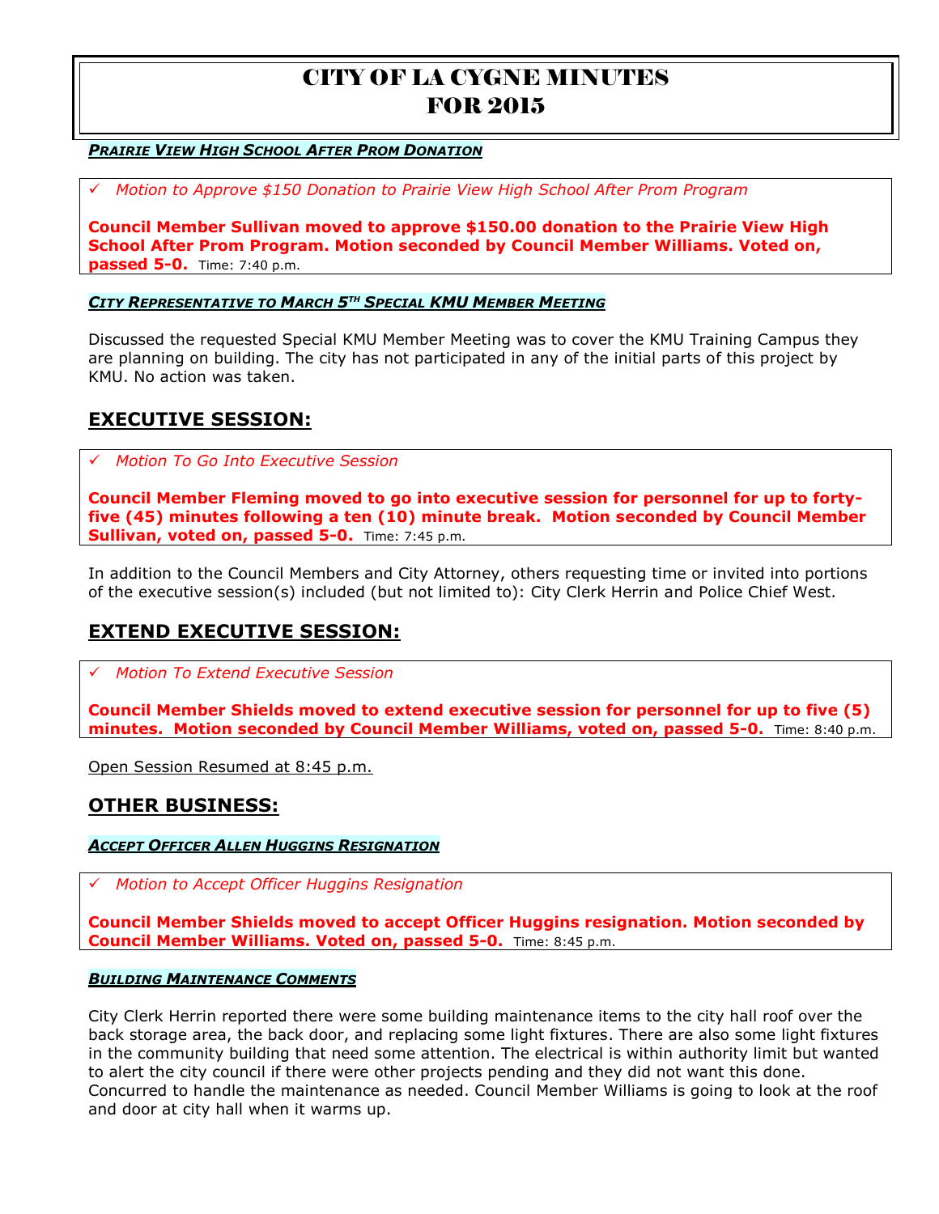# CITY OF LA CYGNE MINUTES FOR 2015

***PRAIRIE VIEW HIGH SCHOOL AFTER PROM DONATION***

✓ *Motion to Approve $150 Donation to Prairie View High School After Prom Program*

**Council Member Sullivan moved to approve $150.00 donation to the Prairie View High School After Prom Program. Motion seconded by Council Member Williams. Voted on, passed 5-0.** Time: 7:40 p.m.

***CITY REPRESENTATIVE TO MARCH 5TH SPECIAL KMU MEMBER MEETING***

Discussed the requested Special KMU Member Meeting was to cover the KMU Training Campus they are planning on building. The city has not participated in any of the initial parts of this project by KMU. No action was taken.

## EXECUTIVE SESSION:

✓ *Motion To Go Into Executive Session*

**Council Member Fleming moved to go into executive session for personnel for up to forty-five (45) minutes following a ten (10) minute break. Motion seconded by Council Member Sullivan, voted on, passed 5-0.** Time: 7:45 p.m.

In addition to the Council Members and City Attorney, others requesting time or invited into portions of the executive session(s) included (but not limited to): City Clerk Herrin and Police Chief West.

## EXTEND EXECUTIVE SESSION:

✓ *Motion To Extend Executive Session*

**Council Member Shields moved to extend executive session for personnel for up to five (5) minutes. Motion seconded by Council Member Williams, voted on, passed 5-0.** Time: 8:40 p.m.

Open Session Resumed at 8:45 p.m.

## OTHER BUSINESS:

***ACCEPT OFFICER ALLEN HUGGINS RESIGNATION***

✓ *Motion to Accept Officer Huggins Resignation*

**Council Member Shields moved to accept Officer Huggins resignation. Motion seconded by Council Member Williams. Voted on, passed 5-0.** Time: 8:45 p.m.

***BUILDING MAINTENANCE COMMENTS***

City Clerk Herrin reported there were some building maintenance items to the city hall roof over the back storage area, the back door, and replacing some light fixtures. There are also some light fixtures in the community building that need some attention. The electrical is within authority limit but wanted to alert the city council if there were other projects pending and they did not want this done. Concurred to handle the maintenance as needed. Council Member Williams is going to look at the roof and door at city hall when it warms up.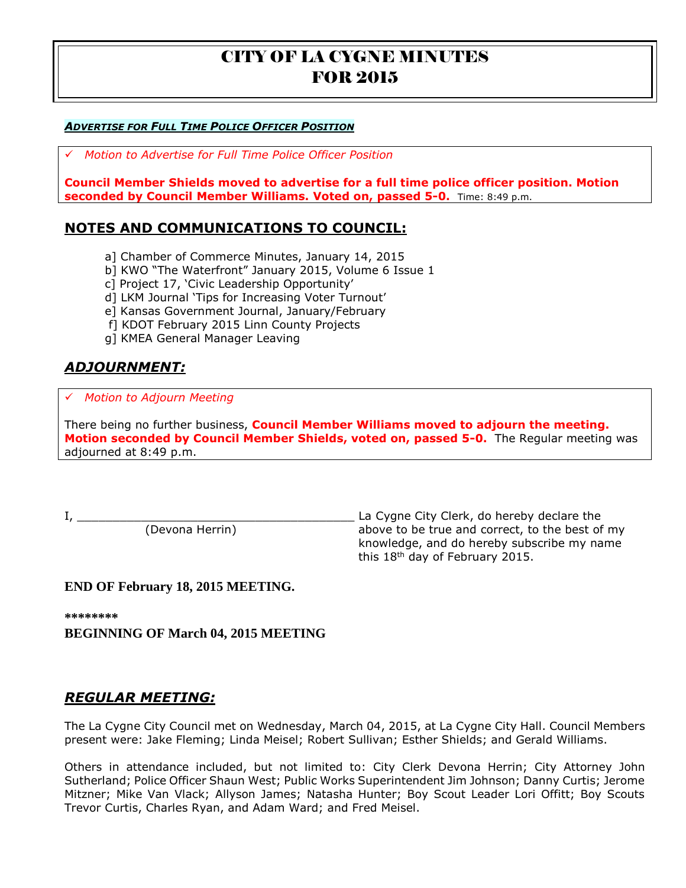# CITY OF LA CYGNE MINUTES
# FOR 2015

***ADVERTISE FOR FULL TIME POLICE OFFICER POSITION***

✓ *Motion to Advertise for Full Time Police Officer Position*

**Council Member Shields moved to advertise for a full time police officer position. Motion seconded by Council Member Williams. Voted on, passed 5-0.** Time: 8:49 p.m.

## NOTES AND COMMUNICATIONS TO COUNCIL:

a] Chamber of Commerce Minutes, January 14, 2015
b] KWO "The Waterfront" January 2015, Volume 6 Issue 1
c] Project 17, 'Civic Leadership Opportunity'
d] LKM Journal 'Tips for Increasing Voter Turnout'
e] Kansas Government Journal, January/February
f] KDOT February 2015 Linn County Projects
g] KMEA General Manager Leaving

## *ADJOURNMENT:*

✓ *Motion to Adjourn Meeting*

There being no further business, **Council Member Williams moved to adjourn the meeting. Motion seconded by Council Member Shields, voted on, passed 5-0.** The Regular meeting was adjourned at 8:49 p.m.

I, ________________________________________ La Cygne City Clerk, do hereby declare the above to be true and correct, to the best of my knowledge, and do hereby subscribe my name this 18th day of February 2015.
(Devona Herrin)

**END OF February 18, 2015 MEETING.**

**\*\*\*\*\*\*\*\***

**BEGINNING OF March 04, 2015 MEETING**

## *REGULAR MEETING:*

The La Cygne City Council met on Wednesday, March 04, 2015, at La Cygne City Hall. Council Members present were: Jake Fleming; Linda Meisel; Robert Sullivan; Esther Shields; and Gerald Williams.

Others in attendance included, but not limited to: City Clerk Devona Herrin; City Attorney John Sutherland; Police Officer Shaun West; Public Works Superintendent Jim Johnson; Danny Curtis; Jerome Mitzner; Mike Van Vlack; Allyson James; Natasha Hunter; Boy Scout Leader Lori Offitt; Boy Scouts Trevor Curtis, Charles Ryan, and Adam Ward; and Fred Meisel.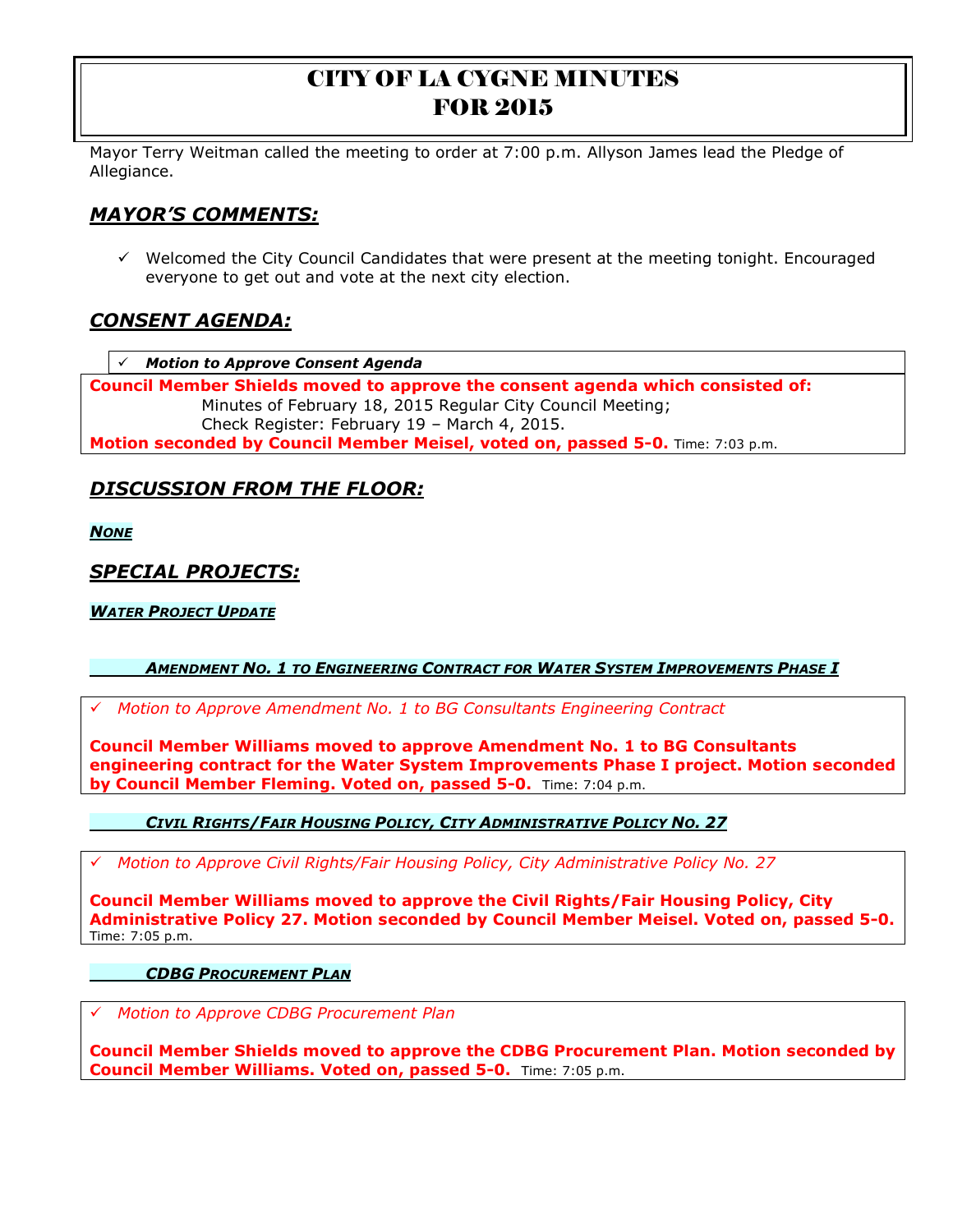# CITY OF LA CYGNE MINUTES FOR 2015

Mayor Terry Weitman called the meeting to order at 7:00 p.m. Allyson James lead the Pledge of Allegiance.

## *MAYOR'S COMMENTS:*

- ✓ Welcomed the City Council Candidates that were present at the meeting tonight. Encouraged everyone to get out and vote at the next city election.

## *CONSENT AGENDA:*

- ✓ ***Motion to Approve Consent Agenda***

**Council Member Shields moved to approve the consent agenda which consisted of:**
Minutes of February 18, 2015 Regular City Council Meeting;
Check Register: February 19 – March 4, 2015.
**Motion seconded by Council Member Meisel, voted on, passed 5-0.** Time: 7:03 p.m.

## *DISCUSSION FROM THE FLOOR:*

***NONE***

## *SPECIAL PROJECTS:*

***WATER PROJECT UPDATE***

***AMENDMENT NO. 1 TO ENGINEERING CONTRACT FOR WATER SYSTEM IMPROVEMENTS PHASE I***

- ✓ *Motion to Approve Amendment No. 1 to BG Consultants Engineering Contract*

**Council Member Williams moved to approve Amendment No. 1 to BG Consultants engineering contract for the Water System Improvements Phase I project. Motion seconded by Council Member Fleming. Voted on, passed 5-0.** Time: 7:04 p.m.

***CIVIL RIGHTS/FAIR HOUSING POLICY, CITY ADMINISTRATIVE POLICY NO. 27***

- ✓ *Motion to Approve Civil Rights/Fair Housing Policy, City Administrative Policy No. 27*

**Council Member Williams moved to approve the Civil Rights/Fair Housing Policy, City Administrative Policy 27. Motion seconded by Council Member Meisel. Voted on, passed 5-0.** Time: 7:05 p.m.

***CDBG PROCUREMENT PLAN***

- ✓ *Motion to Approve CDBG Procurement Plan*

**Council Member Shields moved to approve the CDBG Procurement Plan. Motion seconded by Council Member Williams. Voted on, passed 5-0.** Time: 7:05 p.m.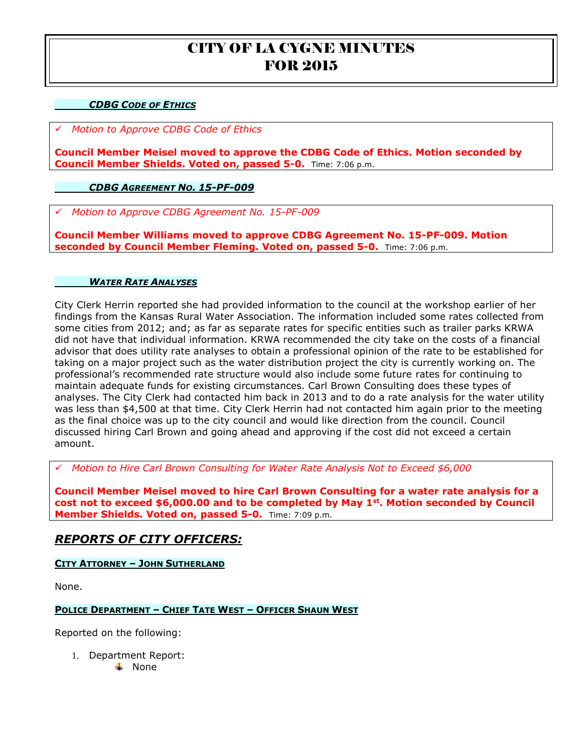# CITY OF LA CYGNE MINUTES FOR 2015

### ***CDBG Code of Ethics***

- ✓ *Motion to Approve CDBG Code of Ethics*

**Council Member Meisel moved to approve the CDBG Code of Ethics. Motion seconded by Council Member Shields. Voted on, passed 5-0.** Time: 7:06 p.m.

### ***CDBG Agreement No. 15-PF-009***

- ✓ *Motion to Approve CDBG Agreement No. 15-PF-009*

**Council Member Williams moved to approve CDBG Agreement No. 15-PF-009. Motion seconded by Council Member Fleming. Voted on, passed 5-0.** Time: 7:06 p.m.

### ***Water Rate Analyses***

City Clerk Herrin reported she had provided information to the council at the workshop earlier of her findings from the Kansas Rural Water Association. The information included some rates collected from some cities from 2012; and; as far as separate rates for specific entities such as trailer parks KRWA did not have that individual information. KRWA recommended the city take on the costs of a financial advisor that does utility rate analyses to obtain a professional opinion of the rate to be established for taking on a major project such as the water distribution project the city is currently working on. The professional's recommended rate structure would also include some future rates for continuing to maintain adequate funds for existing circumstances. Carl Brown Consulting does these types of analyses. The City Clerk had contacted him back in 2013 and to do a rate analysis for the water utility was less than $4,500 at that time. City Clerk Herrin had not contacted him again prior to the meeting as the final choice was up to the city council and would like direction from the council. Council discussed hiring Carl Brown and going ahead and approving if the cost did not exceed a certain amount.

- ✓ *Motion to Hire Carl Brown Consulting for Water Rate Analysis Not to Exceed $6,000*

**Council Member Meisel moved to hire Carl Brown Consulting for a water rate analysis for a cost not to exceed $6,000.00 and to be completed by May 1st. Motion seconded by Council Member Shields. Voted on, passed 5-0.** Time: 7:09 p.m.

## ***REPORTS OF CITY OFFICERS:***

### City Attorney – John Sutherland

None.

### Police Department – Chief Tate West – Officer Shaun West

Reported on the following:

1. Department Report:
   - None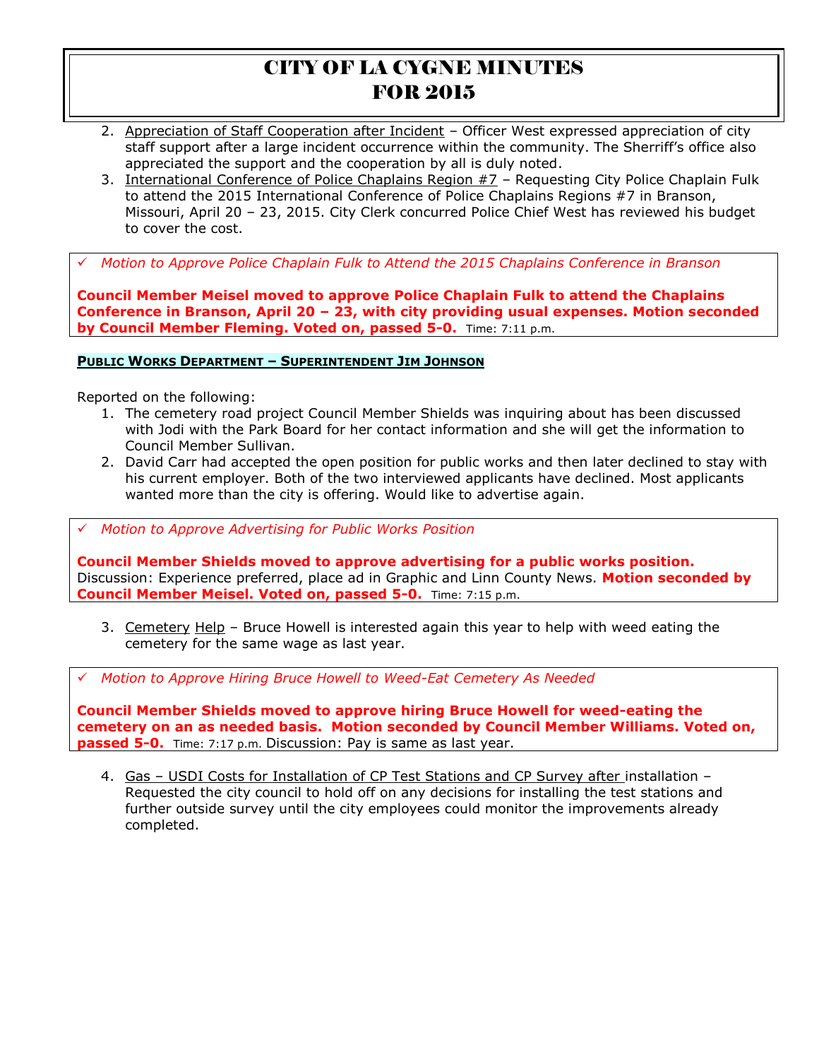2. Appreciation of Staff Cooperation after Incident – Officer West expressed appreciation of city staff support after a large incident occurrence within the community. The Sherriff's office also appreciated the support and the cooperation by all is duly noted.
3. International Conference of Police Chaplains Region #7 – Requesting City Police Chaplain Fulk to attend the 2015 International Conference of Police Chaplains Regions #7 in Branson, Missouri, April 20 – 23, 2015. City Clerk concurred Police Chief West has reviewed his budget to cover the cost.

✓ *Motion to Approve Police Chaplain Fulk to Attend the 2015 Chaplains Conference in Branson*

**Council Member Meisel moved to approve Police Chaplain Fulk to attend the Chaplains Conference in Branson, April 20 – 23, with city providing usual expenses. Motion seconded by Council Member Fleming. Voted on, passed 5-0.** Time: 7:11 p.m.

**PUBLIC WORKS DEPARTMENT – SUPERINTENDENT JIM JOHNSON**

Reported on the following:

1. The cemetery road project Council Member Shields was inquiring about has been discussed with Jodi with the Park Board for her contact information and she will get the information to Council Member Sullivan.
2. David Carr had accepted the open position for public works and then later declined to stay with his current employer. Both of the two interviewed applicants have declined. Most applicants wanted more than the city is offering. Would like to advertise again.

✓ *Motion to Approve Advertising for Public Works Position*

**Council Member Shields moved to approve advertising for a public works position.** Discussion: Experience preferred, place ad in Graphic and Linn County News. **Motion seconded by Council Member Meisel. Voted on, passed 5-0.** Time: 7:15 p.m.

3. Cemetery Help – Bruce Howell is interested again this year to help with weed eating the cemetery for the same wage as last year.

✓ *Motion to Approve Hiring Bruce Howell to Weed-Eat Cemetery As Needed*

**Council Member Shields moved to approve hiring Bruce Howell for weed-eating the cemetery on an as needed basis. Motion seconded by Council Member Williams. Voted on, passed 5-0.** Time: 7:17 p.m. Discussion: Pay is same as last year.

4. Gas – USDI Costs for Installation of CP Test Stations and CP Survey after installation – Requested the city council to hold off on any decisions for installing the test stations and further outside survey until the city employees could monitor the improvements already completed.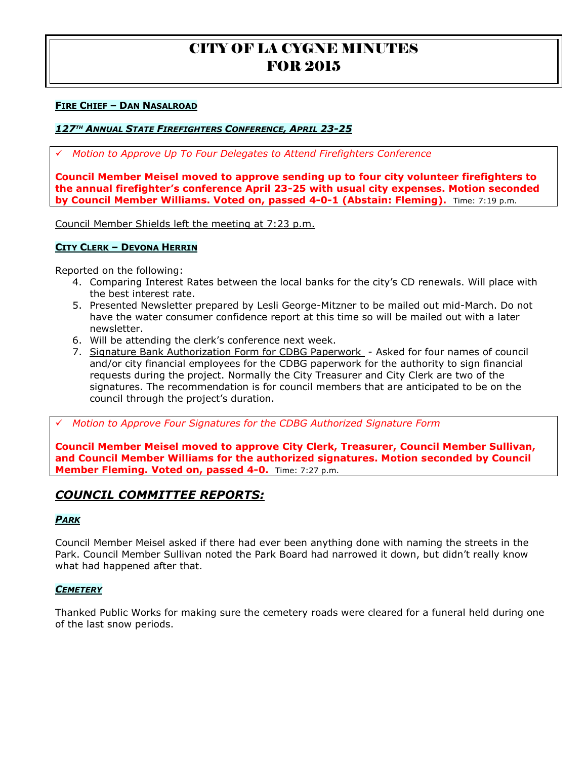# CITY OF LA CYGNE MINUTES FOR 2015

**FIRE CHIEF – DAN NASALROAD**

***127TH ANNUAL STATE FIREFIGHTERS CONFERENCE, APRIL 23-25***

✓ *Motion to Approve Up To Four Delegates to Attend Firefighters Conference*

**Council Member Meisel moved to approve sending up to four city volunteer firefighters to the annual firefighter's conference April 23-25 with usual city expenses. Motion seconded by Council Member Williams. Voted on, passed 4-0-1 (Abstain: Fleming).** Time: 7:19 p.m.

Council Member Shields left the meeting at 7:23 p.m.

**CITY CLERK – DEVONA HERRIN**

Reported on the following:

4. Comparing Interest Rates between the local banks for the city's CD renewals. Will place with the best interest rate.
5. Presented Newsletter prepared by Lesli George-Mitzner to be mailed out mid-March. Do not have the water consumer confidence report at this time so will be mailed out with a later newsletter.
6. Will be attending the clerk's conference next week.
7. Signature Bank Authorization Form for CDBG Paperwork - Asked for four names of council and/or city financial employees for the CDBG paperwork for the authority to sign financial requests during the project. Normally the City Treasurer and City Clerk are two of the signatures. The recommendation is for council members that are anticipated to be on the council through the project's duration.

✓ *Motion to Approve Four Signatures for the CDBG Authorized Signature Form*

**Council Member Meisel moved to approve City Clerk, Treasurer, Council Member Sullivan, and Council Member Williams for the authorized signatures. Motion seconded by Council Member Fleming. Voted on, passed 4-0.** Time: 7:27 p.m.

## *COUNCIL COMMITTEE REPORTS:*

***PARK***

Council Member Meisel asked if there had ever been anything done with naming the streets in the Park. Council Member Sullivan noted the Park Board had narrowed it down, but didn't really know what had happened after that.

***CEMETERY***

Thanked Public Works for making sure the cemetery roads were cleared for a funeral held during one of the last snow periods.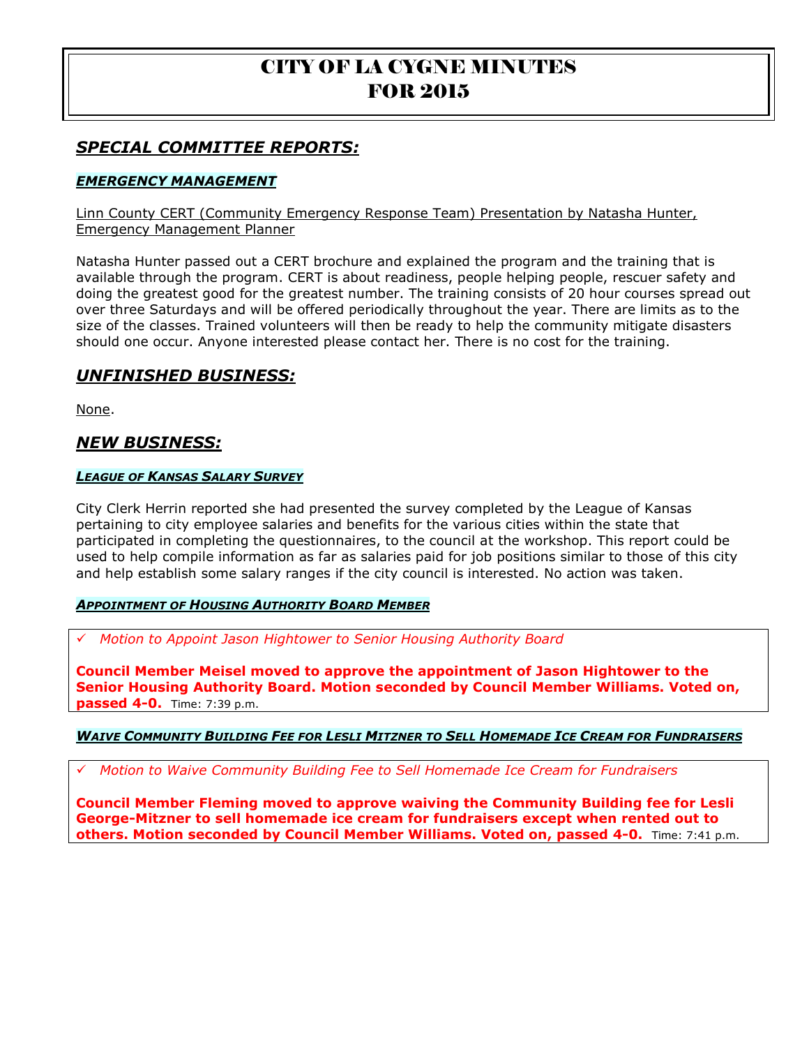# CITY OF LA CYGNE MINUTES FOR 2015

## *SPECIAL COMMITTEE REPORTS:*

### *EMERGENCY MANAGEMENT*

Linn County CERT (Community Emergency Response Team) Presentation by Natasha Hunter, Emergency Management Planner

Natasha Hunter passed out a CERT brochure and explained the program and the training that is available through the program. CERT is about readiness, people helping people, rescuer safety and doing the greatest good for the greatest number. The training consists of 20 hour courses spread out over three Saturdays and will be offered periodically throughout the year. There are limits as to the size of the classes. Trained volunteers will then be ready to help the community mitigate disasters should one occur. Anyone interested please contact her. There is no cost for the training.

## *UNFINISHED BUSINESS:*

None.

## *NEW BUSINESS:*

### *LEAGUE OF KANSAS SALARY SURVEY*

City Clerk Herrin reported she had presented the survey completed by the League of Kansas pertaining to city employee salaries and benefits for the various cities within the state that participated in completing the questionnaires, to the council at the workshop. This report could be used to help compile information as far as salaries paid for job positions similar to those of this city and help establish some salary ranges if the city council is interested. No action was taken.

### *APPOINTMENT OF HOUSING AUTHORITY BOARD MEMBER*

- ✓ *Motion to Appoint Jason Hightower to Senior Housing Authority Board*

**Council Member Meisel moved to approve the appointment of Jason Hightower to the Senior Housing Authority Board. Motion seconded by Council Member Williams. Voted on, passed 4-0.** Time: 7:39 p.m.

### *WAIVE COMMUNITY BUILDING FEE FOR LESLI MITZNER TO SELL HOMEMADE ICE CREAM FOR FUNDRAISERS*

- ✓ *Motion to Waive Community Building Fee to Sell Homemade Ice Cream for Fundraisers*

**Council Member Fleming moved to approve waiving the Community Building fee for Lesli George-Mitzner to sell homemade ice cream for fundraisers except when rented out to others. Motion seconded by Council Member Williams. Voted on, passed 4-0.** Time: 7:41 p.m.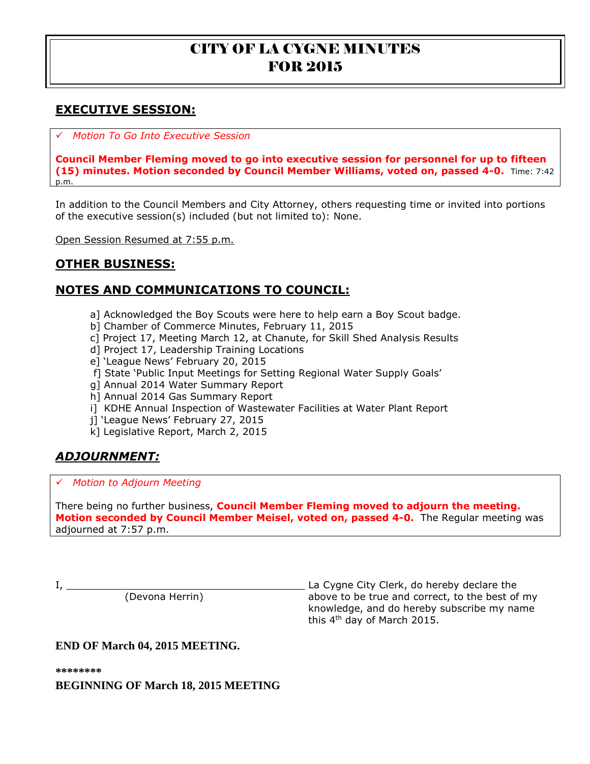# CITY OF LA CYGNE MINUTES FOR 2015

## EXECUTIVE SESSION:

✓ *Motion To Go Into Executive Session*

**Council Member Fleming moved to go into executive session for personnel for up to fifteen (15) minutes. Motion seconded by Council Member Williams, voted on, passed 4-0.** Time: 7:42 p.m.

In addition to the Council Members and City Attorney, others requesting time or invited into portions of the executive session(s) included (but not limited to): None.

Open Session Resumed at 7:55 p.m.

## OTHER BUSINESS:

## NOTES AND COMMUNICATIONS TO COUNCIL:

a] Acknowledged the Boy Scouts were here to help earn a Boy Scout badge.
b] Chamber of Commerce Minutes, February 11, 2015
c] Project 17, Meeting March 12, at Chanute, for Skill Shed Analysis Results
d] Project 17, Leadership Training Locations
e] 'League News' February 20, 2015
f] State 'Public Input Meetings for Setting Regional Water Supply Goals'
g] Annual 2014 Water Summary Report
h] Annual 2014 Gas Summary Report
i] KDHE Annual Inspection of Wastewater Facilities at Water Plant Report
j] 'League News' February 27, 2015
k] Legislative Report, March 2, 2015

## *ADJOURNMENT:*

✓ *Motion to Adjourn Meeting*

There being no further business, **Council Member Fleming moved to adjourn the meeting. Motion seconded by Council Member Meisel, voted on, passed 4-0.** The Regular meeting was adjourned at 7:57 p.m.

I, \_\_\_\_\_\_\_\_\_\_\_\_\_\_\_\_\_\_\_\_\_\_\_\_\_\_\_\_\_\_\_\_\_\_\_\_\_\_\_\_ La Cygne City Clerk, do hereby declare the above to be true and correct, to the best of my knowledge, and do hereby subscribe my name this 4th day of March 2015.

(Devona Herrin)

**END OF March 04, 2015 MEETING.**

**\*\*\*\*\*\*\*\***

**BEGINNING OF March 18, 2015 MEETING**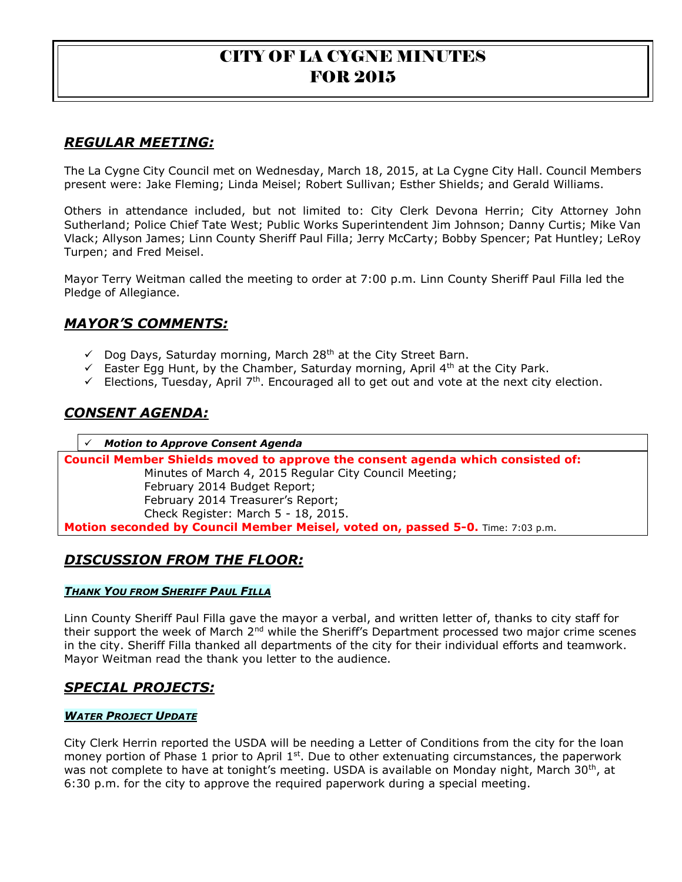# CITY OF LA CYGNE MINUTES FOR 2015

## *REGULAR MEETING:*

The La Cygne City Council met on Wednesday, March 18, 2015, at La Cygne City Hall. Council Members present were: Jake Fleming; Linda Meisel; Robert Sullivan; Esther Shields; and Gerald Williams.

Others in attendance included, but not limited to: City Clerk Devona Herrin; City Attorney John Sutherland; Police Chief Tate West; Public Works Superintendent Jim Johnson; Danny Curtis; Mike Van Vlack; Allyson James; Linn County Sheriff Paul Filla; Jerry McCarty; Bobby Spencer; Pat Huntley; LeRoy Turpen; and Fred Meisel.

Mayor Terry Weitman called the meeting to order at 7:00 p.m. Linn County Sheriff Paul Filla led the Pledge of Allegiance.

## *MAYOR'S COMMENTS:*

- ✓ Dog Days, Saturday morning, March 28th at the City Street Barn.
- ✓ Easter Egg Hunt, by the Chamber, Saturday morning, April 4th at the City Park.
- ✓ Elections, Tuesday, April 7th. Encouraged all to get out and vote at the next city election.

## *CONSENT AGENDA:*

✓ ***Motion to Approve Consent Agenda***

**Council Member Shields moved to approve the consent agenda which consisted of:**

Minutes of March 4, 2015 Regular City Council Meeting;
February 2014 Budget Report;
February 2014 Treasurer's Report;
Check Register: March 5 - 18, 2015.

**Motion seconded by Council Member Meisel, voted on, passed 5-0.** Time: 7:03 p.m.

## *DISCUSSION FROM THE FLOOR:*

### *THANK YOU FROM SHERIFF PAUL FILLA*

Linn County Sheriff Paul Filla gave the mayor a verbal, and written letter of, thanks to city staff for their support the week of March 2nd while the Sheriff's Department processed two major crime scenes in the city. Sheriff Filla thanked all departments of the city for their individual efforts and teamwork. Mayor Weitman read the thank you letter to the audience.

## *SPECIAL PROJECTS:*

### *WATER PROJECT UPDATE*

City Clerk Herrin reported the USDA will be needing a Letter of Conditions from the city for the loan money portion of Phase 1 prior to April 1st. Due to other extenuating circumstances, the paperwork was not complete to have at tonight's meeting. USDA is available on Monday night, March 30th, at 6:30 p.m. for the city to approve the required paperwork during a special meeting.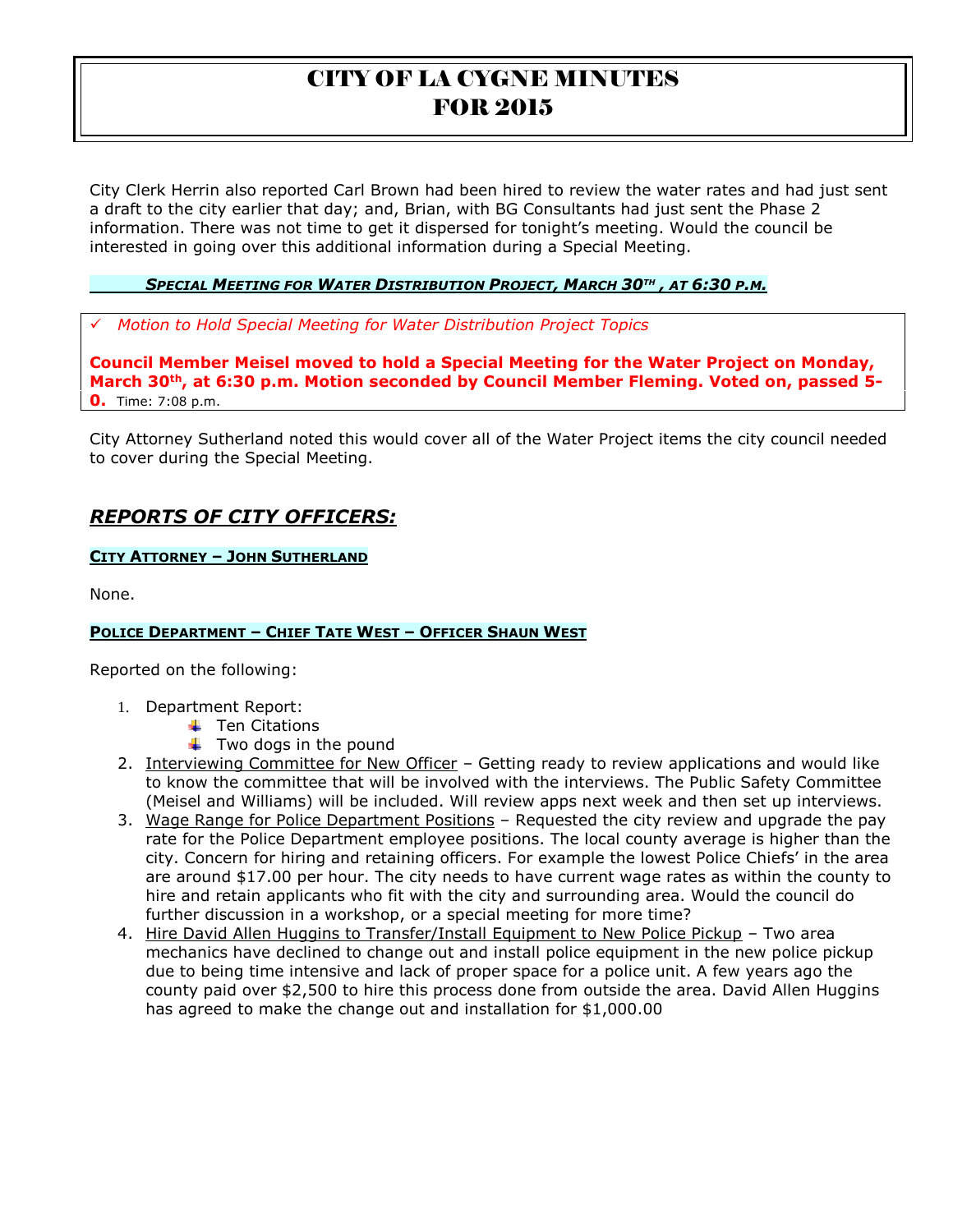# CITY OF LA CYGNE MINUTES FOR 2015

City Clerk Herrin also reported Carl Brown had been hired to review the water rates and had just sent a draft to the city earlier that day; and, Brian, with BG Consultants had just sent the Phase 2 information. There was not time to get it dispersed for tonight's meeting. Would the council be interested in going over this additional information during a Special Meeting.

***SPECIAL MEETING FOR WATER DISTRIBUTION PROJECT, MARCH 30TH, AT 6:30 P.M.***

✓ *Motion to Hold Special Meeting for Water Distribution Project Topics*

**Council Member Meisel moved to hold a Special Meeting for the Water Project on Monday, March 30th, at 6:30 p.m. Motion seconded by Council Member Fleming. Voted on, passed 5-0.** Time: 7:08 p.m.

City Attorney Sutherland noted this would cover all of the Water Project items the city council needed to cover during the Special Meeting.

## *REPORTS OF CITY OFFICERS:*

**CITY ATTORNEY – JOHN SUTHERLAND**

None.

**POLICE DEPARTMENT – CHIEF TATE WEST – OFFICER SHAUN WEST**

Reported on the following:

1. Department Report:
   - Ten Citations
   - Two dogs in the pound
2. Interviewing Committee for New Officer – Getting ready to review applications and would like to know the committee that will be involved with the interviews. The Public Safety Committee (Meisel and Williams) will be included. Will review apps next week and then set up interviews.
3. Wage Range for Police Department Positions – Requested the city review and upgrade the pay rate for the Police Department employee positions. The local county average is higher than the city. Concern for hiring and retaining officers. For example the lowest Police Chiefs' in the area are around $17.00 per hour. The city needs to have current wage rates as within the county to hire and retain applicants who fit with the city and surrounding area. Would the council do further discussion in a workshop, or a special meeting for more time?
4. Hire David Allen Huggins to Transfer/Install Equipment to New Police Pickup – Two area mechanics have declined to change out and install police equipment in the new police pickup due to being time intensive and lack of proper space for a police unit. A few years ago the county paid over $2,500 to hire this process done from outside the area. David Allen Huggins has agreed to make the change out and installation for $1,000.00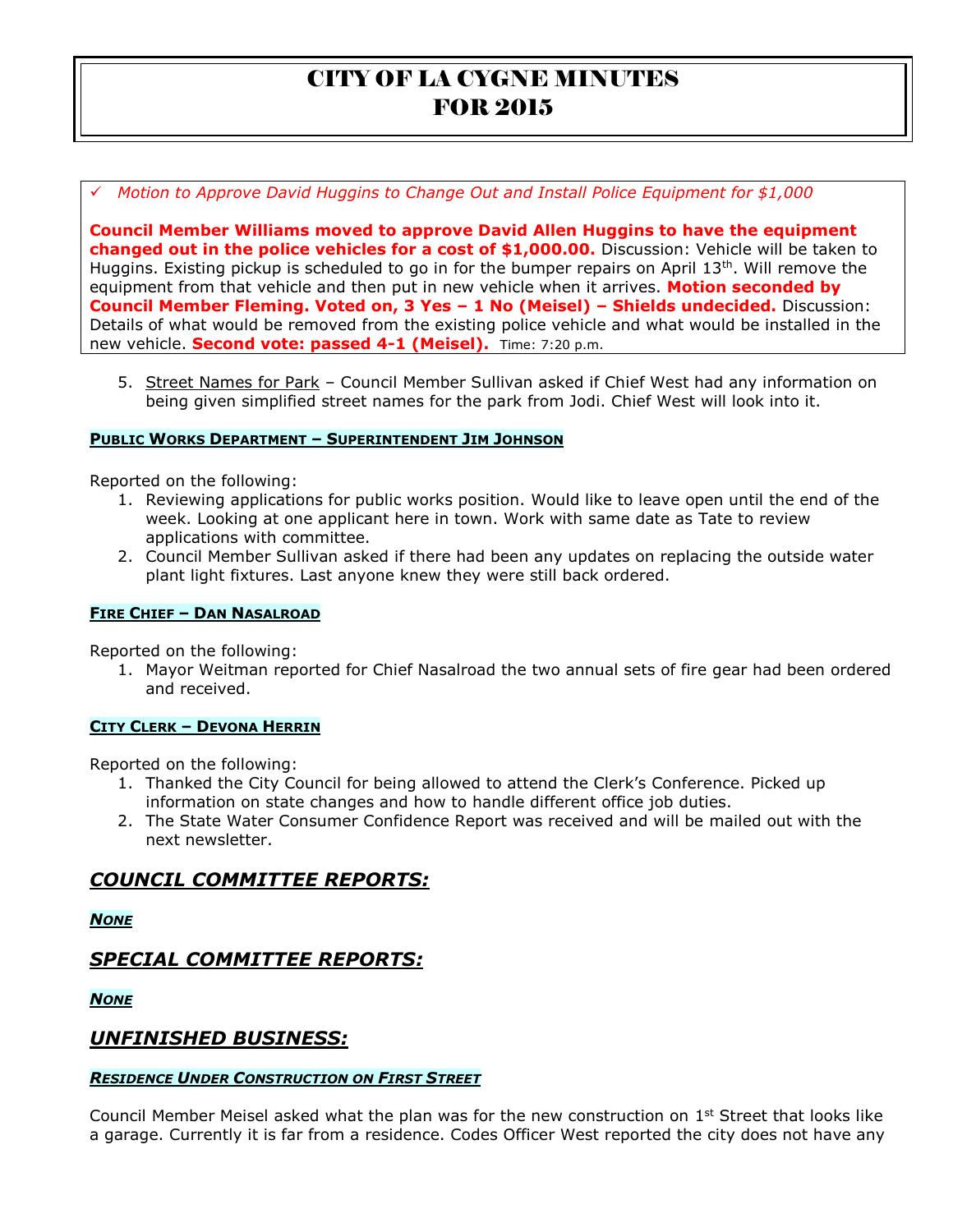# CITY OF LA CYGNE MINUTES FOR 2015

✓ *Motion to Approve David Huggins to Change Out and Install Police Equipment for $1,000*

**Council Member Williams moved to approve David Allen Huggins to have the equipment changed out in the police vehicles for a cost of $1,000.00.** Discussion: Vehicle will be taken to Huggins. Existing pickup is scheduled to go in for the bumper repairs on April 13th. Will remove the equipment from that vehicle and then put in new vehicle when it arrives. **Motion seconded by Council Member Fleming. Voted on, 3 Yes – 1 No (Meisel) – Shields undecided.** Discussion: Details of what would be removed from the existing police vehicle and what would be installed in the new vehicle. **Second vote: passed 4-1 (Meisel).** Time: 7:20 p.m.

5. Street Names for Park – Council Member Sullivan asked if Chief West had any information on being given simplified street names for the park from Jodi. Chief West will look into it.

#### PUBLIC WORKS DEPARTMENT – SUPERINTENDENT JIM JOHNSON

Reported on the following:

1. Reviewing applications for public works position. Would like to leave open until the end of the week. Looking at one applicant here in town. Work with same date as Tate to review applications with committee.
2. Council Member Sullivan asked if there had been any updates on replacing the outside water plant light fixtures. Last anyone knew they were still back ordered.

#### FIRE CHIEF – DAN NASALROAD

Reported on the following:

1. Mayor Weitman reported for Chief Nasalroad the two annual sets of fire gear had been ordered and received.

#### CITY CLERK – DEVONA HERRIN

Reported on the following:

1. Thanked the City Council for being allowed to attend the Clerk's Conference. Picked up information on state changes and how to handle different office job duties.
2. The State Water Consumer Confidence Report was received and will be mailed out with the next newsletter.

## *COUNCIL COMMITTEE REPORTS:*

***NONE***

## *SPECIAL COMMITTEE REPORTS:*

***NONE***

## *UNFINISHED BUSINESS:*

#### *RESIDENCE UNDER CONSTRUCTION ON FIRST STREET*

Council Member Meisel asked what the plan was for the new construction on 1st Street that looks like a garage. Currently it is far from a residence. Codes Officer West reported the city does not have any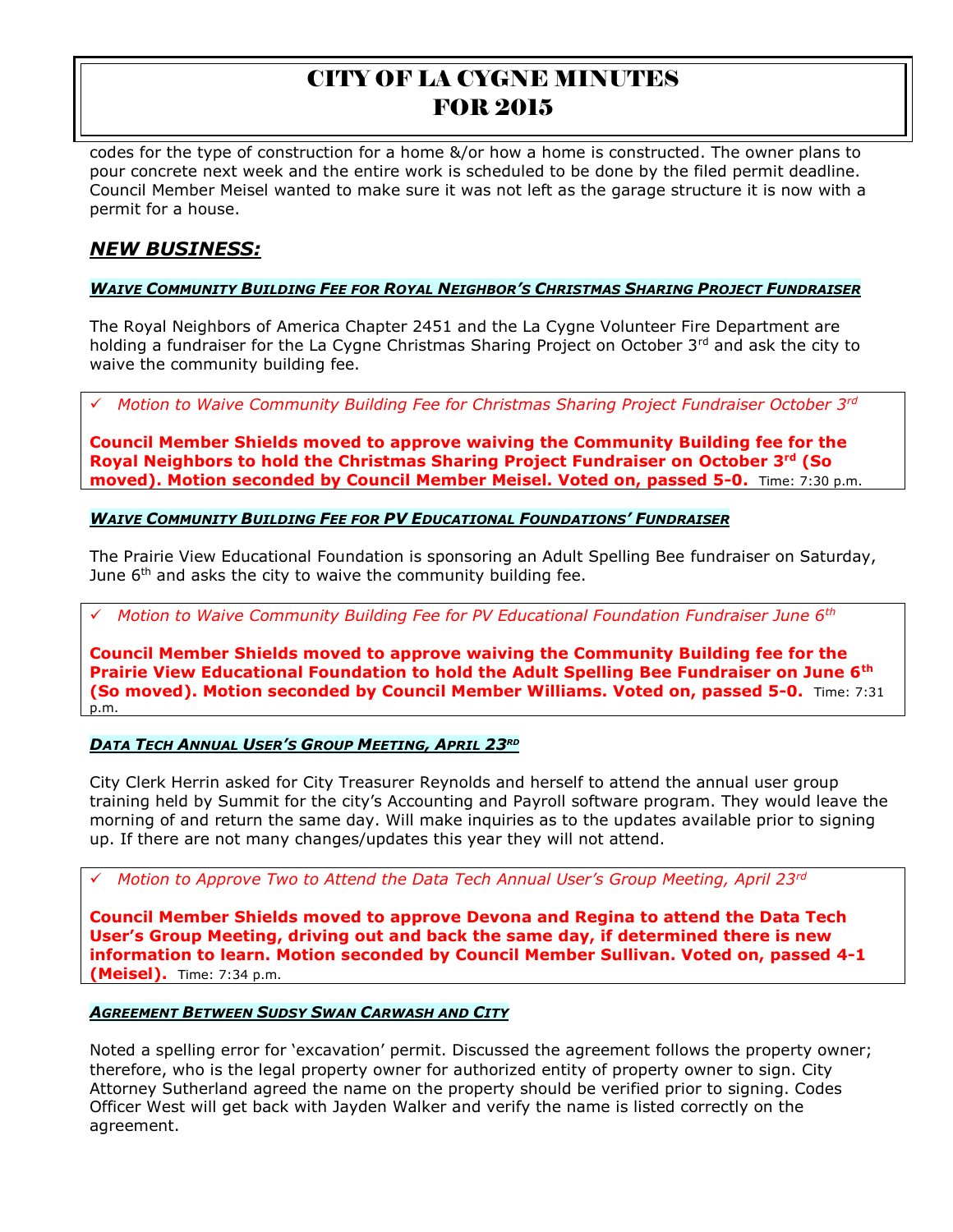codes for the type of construction for a home &/or how a home is constructed. The owner plans to pour concrete next week and the entire work is scheduled to be done by the filed permit deadline. Council Member Meisel wanted to make sure it was not left as the garage structure it is now with a permit for a house.

## *NEW BUSINESS:*

### *WAIVE COMMUNITY BUILDING FEE FOR ROYAL NEIGHBOR'S CHRISTMAS SHARING PROJECT FUNDRAISER*

The Royal Neighbors of America Chapter 2451 and the La Cygne Volunteer Fire Department are holding a fundraiser for the La Cygne Christmas Sharing Project on October 3rd and ask the city to waive the community building fee.

✓ *Motion to Waive Community Building Fee for Christmas Sharing Project Fundraiser October 3rd*

**Council Member Shields moved to approve waiving the Community Building fee for the Royal Neighbors to hold the Christmas Sharing Project Fundraiser on October 3rd (So moved). Motion seconded by Council Member Meisel. Voted on, passed 5-0.** Time: 7:30 p.m.

### *WAIVE COMMUNITY BUILDING FEE FOR PV EDUCATIONAL FOUNDATIONS' FUNDRAISER*

The Prairie View Educational Foundation is sponsoring an Adult Spelling Bee fundraiser on Saturday, June 6th and asks the city to waive the community building fee.

✓ *Motion to Waive Community Building Fee for PV Educational Foundation Fundraiser June 6th*

**Council Member Shields moved to approve waiving the Community Building fee for the Prairie View Educational Foundation to hold the Adult Spelling Bee Fundraiser on June 6th (So moved). Motion seconded by Council Member Williams. Voted on, passed 5-0.** Time: 7:31 p.m.

### *DATA TECH ANNUAL USER'S GROUP MEETING, APRIL 23RD*

City Clerk Herrin asked for City Treasurer Reynolds and herself to attend the annual user group training held by Summit for the city's Accounting and Payroll software program. They would leave the morning of and return the same day. Will make inquiries as to the updates available prior to signing up. If there are not many changes/updates this year they will not attend.

✓ *Motion to Approve Two to Attend the Data Tech Annual User's Group Meeting, April 23rd*

**Council Member Shields moved to approve Devona and Regina to attend the Data Tech User's Group Meeting, driving out and back the same day, if determined there is new information to learn. Motion seconded by Council Member Sullivan. Voted on, passed 4-1 (Meisel).** Time: 7:34 p.m.

### *AGREEMENT BETWEEN SUDSY SWAN CARWASH AND CITY*

Noted a spelling error for 'excavation' permit. Discussed the agreement follows the property owner; therefore, who is the legal property owner for authorized entity of property owner to sign. City Attorney Sutherland agreed the name on the property should be verified prior to signing. Codes Officer West will get back with Jayden Walker and verify the name is listed correctly on the agreement.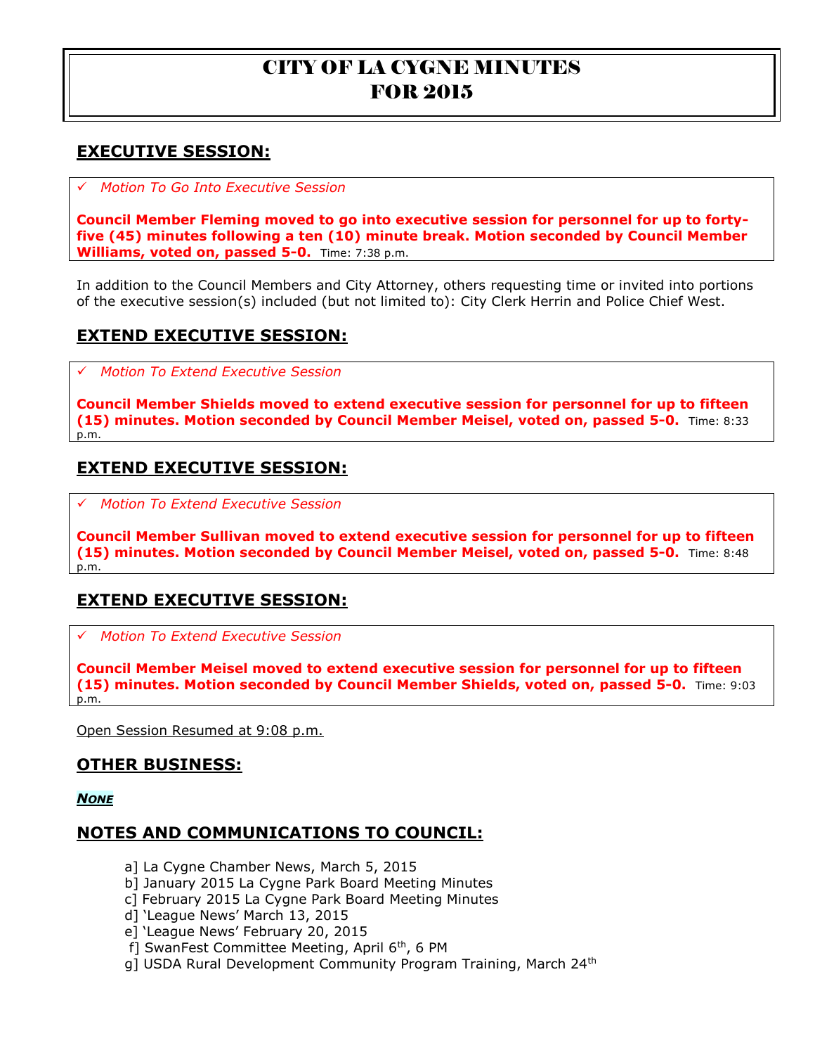# CITY OF LA CYGNE MINUTES FOR 2015

## EXECUTIVE SESSION:

✓ *Motion To Go Into Executive Session*

**Council Member Fleming moved to go into executive session for personnel for up to forty-five (45) minutes following a ten (10) minute break. Motion seconded by Council Member Williams, voted on, passed 5-0.** Time: 7:38 p.m.

In addition to the Council Members and City Attorney, others requesting time or invited into portions of the executive session(s) included (but not limited to): City Clerk Herrin and Police Chief West.

## EXTEND EXECUTIVE SESSION:

✓ *Motion To Extend Executive Session*

**Council Member Shields moved to extend executive session for personnel for up to fifteen (15) minutes. Motion seconded by Council Member Meisel, voted on, passed 5-0.** Time: 8:33 p.m.

## EXTEND EXECUTIVE SESSION:

✓ *Motion To Extend Executive Session*

**Council Member Sullivan moved to extend executive session for personnel for up to fifteen (15) minutes. Motion seconded by Council Member Meisel, voted on, passed 5-0.** Time: 8:48 p.m.

## EXTEND EXECUTIVE SESSION:

✓ *Motion To Extend Executive Session*

**Council Member Meisel moved to extend executive session for personnel for up to fifteen (15) minutes. Motion seconded by Council Member Shields, voted on, passed 5-0.** Time: 9:03 p.m.

Open Session Resumed at 9:08 p.m.

## OTHER BUSINESS:

***NONE***

## NOTES AND COMMUNICATIONS TO COUNCIL:

a] La Cygne Chamber News, March 5, 2015
b] January 2015 La Cygne Park Board Meeting Minutes
c] February 2015 La Cygne Park Board Meeting Minutes
d] 'League News' March 13, 2015
e] 'League News' February 20, 2015
f] SwanFest Committee Meeting, April 6th, 6 PM
g] USDA Rural Development Community Program Training, March 24th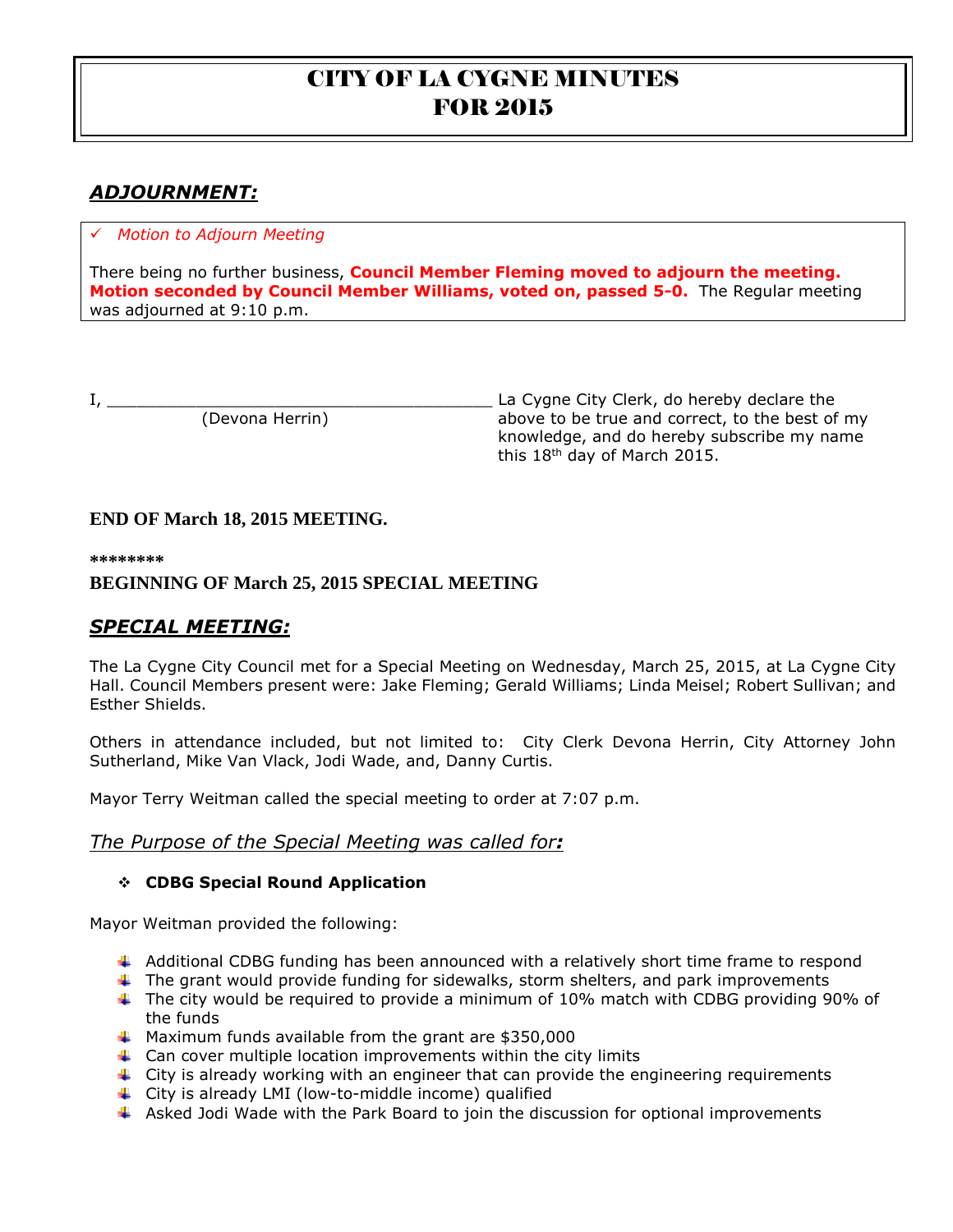# CITY OF LA CYGNE MINUTES
# FOR 2015

## *ADJOURNMENT:*

✓ *Motion to Adjourn Meeting*

There being no further business, **Council Member Fleming moved to adjourn the meeting. Motion seconded by Council Member Williams, voted on, passed 5-0.** The Regular meeting was adjourned at 9:10 p.m.

I, ________________________________________ La Cygne City Clerk, do hereby declare the above to be true and correct, to the best of my knowledge, and do hereby subscribe my name this 18th day of March 2015.

(Devona Herrin)

**END OF March 18, 2015 MEETING.**

**\*\*\*\*\*\*\*\***

**BEGINNING OF March 25, 2015 SPECIAL MEETING**

## *SPECIAL MEETING:*

The La Cygne City Council met for a Special Meeting on Wednesday, March 25, 2015, at La Cygne City Hall. Council Members present were: Jake Fleming; Gerald Williams; Linda Meisel; Robert Sullivan; and Esther Shields.

Others in attendance included, but not limited to: City Clerk Devona Herrin, City Attorney John Sutherland, Mike Van Vlack, Jodi Wade, and, Danny Curtis.

Mayor Terry Weitman called the special meeting to order at 7:07 p.m.

### *The Purpose of the Special Meeting was called for:*

- **CDBG Special Round Application**

Mayor Weitman provided the following:

- Additional CDBG funding has been announced with a relatively short time frame to respond
- The grant would provide funding for sidewalks, storm shelters, and park improvements
- The city would be required to provide a minimum of 10% match with CDBG providing 90% of the funds
- Maximum funds available from the grant are $350,000
- Can cover multiple location improvements within the city limits
- City is already working with an engineer that can provide the engineering requirements
- City is already LMI (low-to-middle income) qualified
- Asked Jodi Wade with the Park Board to join the discussion for optional improvements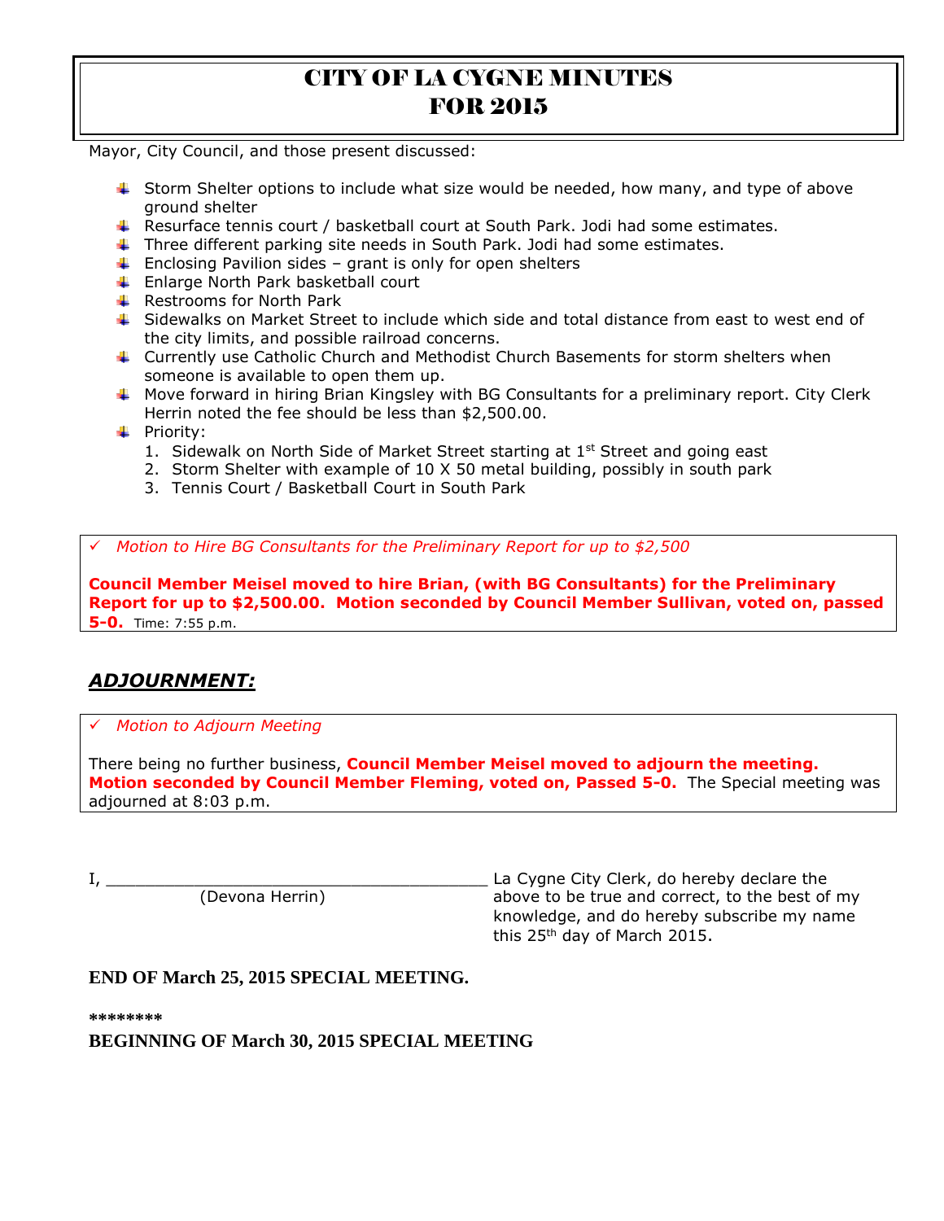# CITY OF LA CYGNE MINUTES FOR 2015

Mayor, City Council, and those present discussed:

- Storm Shelter options to include what size would be needed, how many, and type of above ground shelter
- Resurface tennis court / basketball court at South Park. Jodi had some estimates.
- Three different parking site needs in South Park. Jodi had some estimates.
- Enclosing Pavilion sides – grant is only for open shelters
- Enlarge North Park basketball court
- Restrooms for North Park
- Sidewalks on Market Street to include which side and total distance from east to west end of the city limits, and possible railroad concerns.
- Currently use Catholic Church and Methodist Church Basements for storm shelters when someone is available to open them up.
- Move forward in hiring Brian Kingsley with BG Consultants for a preliminary report. City Clerk Herrin noted the fee should be less than $2,500.00.
- Priority:
  1. Sidewalk on North Side of Market Street starting at 1st Street and going east
  2. Storm Shelter with example of 10 X 50 metal building, possibly in south park
  3. Tennis Court / Basketball Court in South Park

✓ *Motion to Hire BG Consultants for the Preliminary Report for up to $2,500*

**Council Member Meisel moved to hire Brian, (with BG Consultants) for the Preliminary Report for up to $2,500.00. Motion seconded by Council Member Sullivan, voted on, passed 5-0.** Time: 7:55 p.m.

## *ADJOURNMENT:*

✓ *Motion to Adjourn Meeting*

There being no further business, **Council Member Meisel moved to adjourn the meeting. Motion seconded by Council Member Fleming, voted on, Passed 5-0.** The Special meeting was adjourned at 8:03 p.m.

I, ________________________________________ La Cygne City Clerk, do hereby declare the above to be true and correct, to the best of my knowledge, and do hereby subscribe my name this 25th day of March 2015.

(Devona Herrin)

**END OF March 25, 2015 SPECIAL MEETING.**

**\*\*\*\*\*\*\*\***

**BEGINNING OF March 30, 2015 SPECIAL MEETING**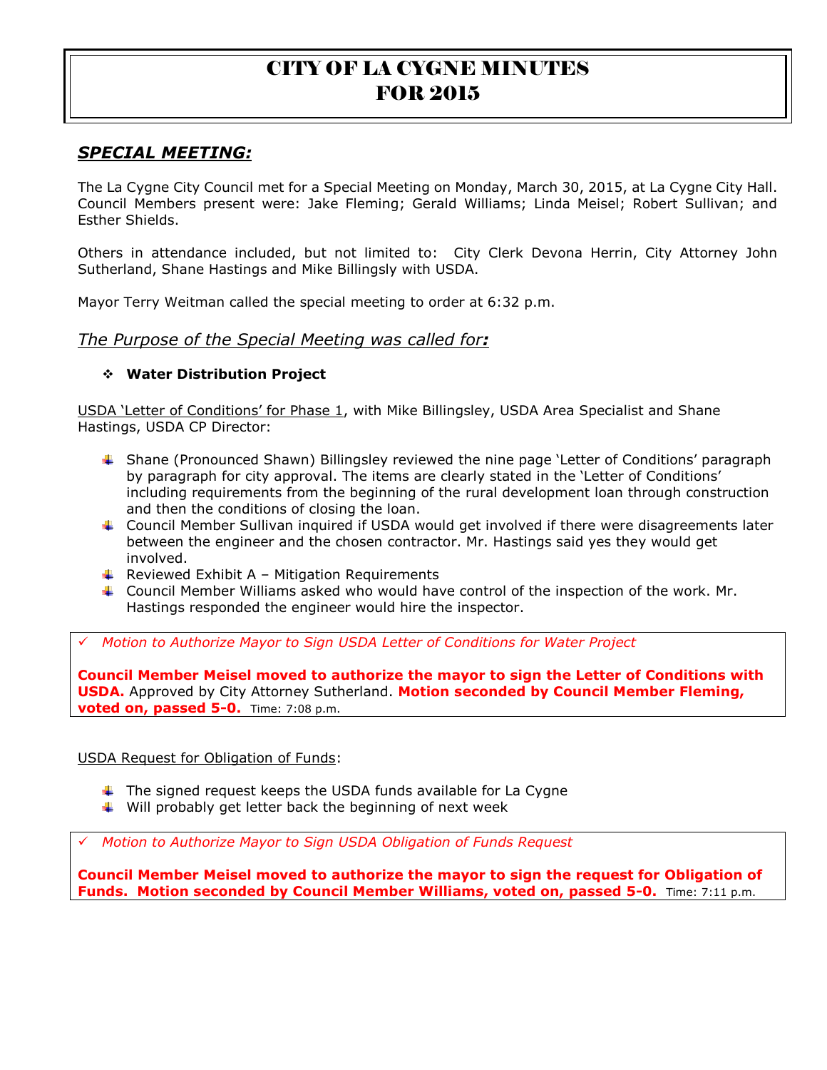# CITY OF LA CYGNE MINUTES FOR 2015

## *SPECIAL MEETING:*

The La Cygne City Council met for a Special Meeting on Monday, March 30, 2015, at La Cygne City Hall. Council Members present were: Jake Fleming; Gerald Williams; Linda Meisel; Robert Sullivan; and Esther Shields.

Others in attendance included, but not limited to: City Clerk Devona Herrin, City Attorney John Sutherland, Shane Hastings and Mike Billingsly with USDA.

Mayor Terry Weitman called the special meeting to order at 6:32 p.m.

### *The Purpose of the Special Meeting was called for:*

- **Water Distribution Project**

USDA 'Letter of Conditions' for Phase 1, with Mike Billingsley, USDA Area Specialist and Shane Hastings, USDA CP Director:

- Shane (Pronounced Shawn) Billingsley reviewed the nine page 'Letter of Conditions' paragraph by paragraph for city approval. The items are clearly stated in the 'Letter of Conditions' including requirements from the beginning of the rural development loan through construction and then the conditions of closing the loan.
- Council Member Sullivan inquired if USDA would get involved if there were disagreements later between the engineer and the chosen contractor. Mr. Hastings said yes they would get involved.
- Reviewed Exhibit A – Mitigation Requirements
- Council Member Williams asked who would have control of the inspection of the work. Mr. Hastings responded the engineer would hire the inspector.

✓ *Motion to Authorize Mayor to Sign USDA Letter of Conditions for Water Project*

**Council Member Meisel moved to authorize the mayor to sign the Letter of Conditions with USDA.** Approved by City Attorney Sutherland. **Motion seconded by Council Member Fleming, voted on, passed 5-0.** Time: 7:08 p.m.

USDA Request for Obligation of Funds:

- The signed request keeps the USDA funds available for La Cygne
- Will probably get letter back the beginning of next week

✓ *Motion to Authorize Mayor to Sign USDA Obligation of Funds Request*

**Council Member Meisel moved to authorize the mayor to sign the request for Obligation of Funds. Motion seconded by Council Member Williams, voted on, passed 5-0.** Time: 7:11 p.m.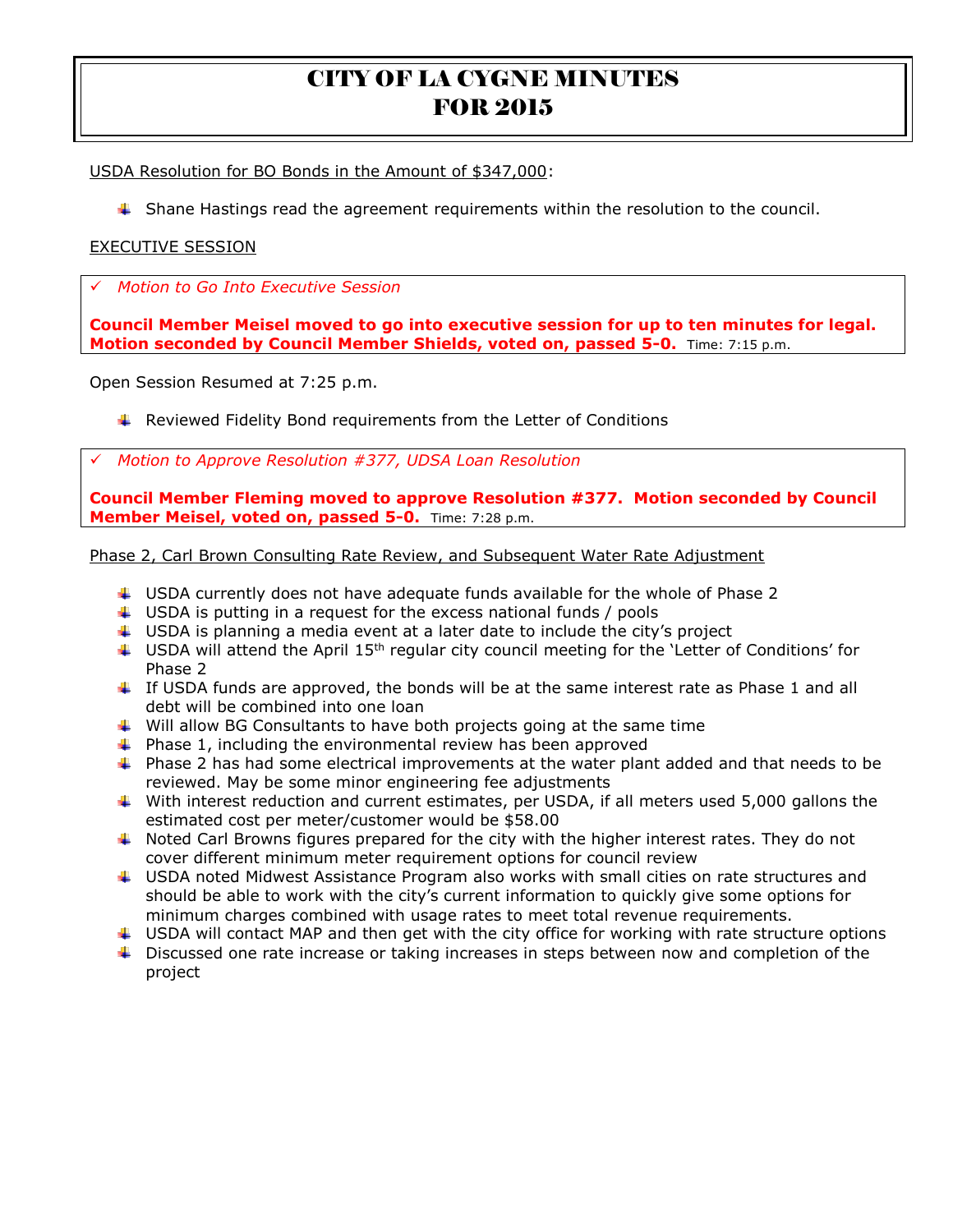# CITY OF LA CYGNE MINUTES FOR 2015

USDA Resolution for BO Bonds in the Amount of $347,000:

- Shane Hastings read the agreement requirements within the resolution to the council.

EXECUTIVE SESSION

✓ *Motion to Go Into Executive Session*

**Council Member Meisel moved to go into executive session for up to ten minutes for legal. Motion seconded by Council Member Shields, voted on, passed 5-0.** Time: 7:15 p.m.

Open Session Resumed at 7:25 p.m.

- Reviewed Fidelity Bond requirements from the Letter of Conditions

✓ *Motion to Approve Resolution #377, UDSA Loan Resolution*

**Council Member Fleming moved to approve Resolution #377. Motion seconded by Council Member Meisel, voted on, passed 5-0.** Time: 7:28 p.m.

Phase 2, Carl Brown Consulting Rate Review, and Subsequent Water Rate Adjustment

- USDA currently does not have adequate funds available for the whole of Phase 2
- USDA is putting in a request for the excess national funds / pools
- USDA is planning a media event at a later date to include the city's project
- USDA will attend the April 15th regular city council meeting for the 'Letter of Conditions' for Phase 2
- If USDA funds are approved, the bonds will be at the same interest rate as Phase 1 and all debt will be combined into one loan
- Will allow BG Consultants to have both projects going at the same time
- Phase 1, including the environmental review has been approved
- Phase 2 has had some electrical improvements at the water plant added and that needs to be reviewed. May be some minor engineering fee adjustments
- With interest reduction and current estimates, per USDA, if all meters used 5,000 gallons the estimated cost per meter/customer would be $58.00
- Noted Carl Browns figures prepared for the city with the higher interest rates. They do not cover different minimum meter requirement options for council review
- USDA noted Midwest Assistance Program also works with small cities on rate structures and should be able to work with the city's current information to quickly give some options for minimum charges combined with usage rates to meet total revenue requirements.
- USDA will contact MAP and then get with the city office for working with rate structure options
- Discussed one rate increase or taking increases in steps between now and completion of the project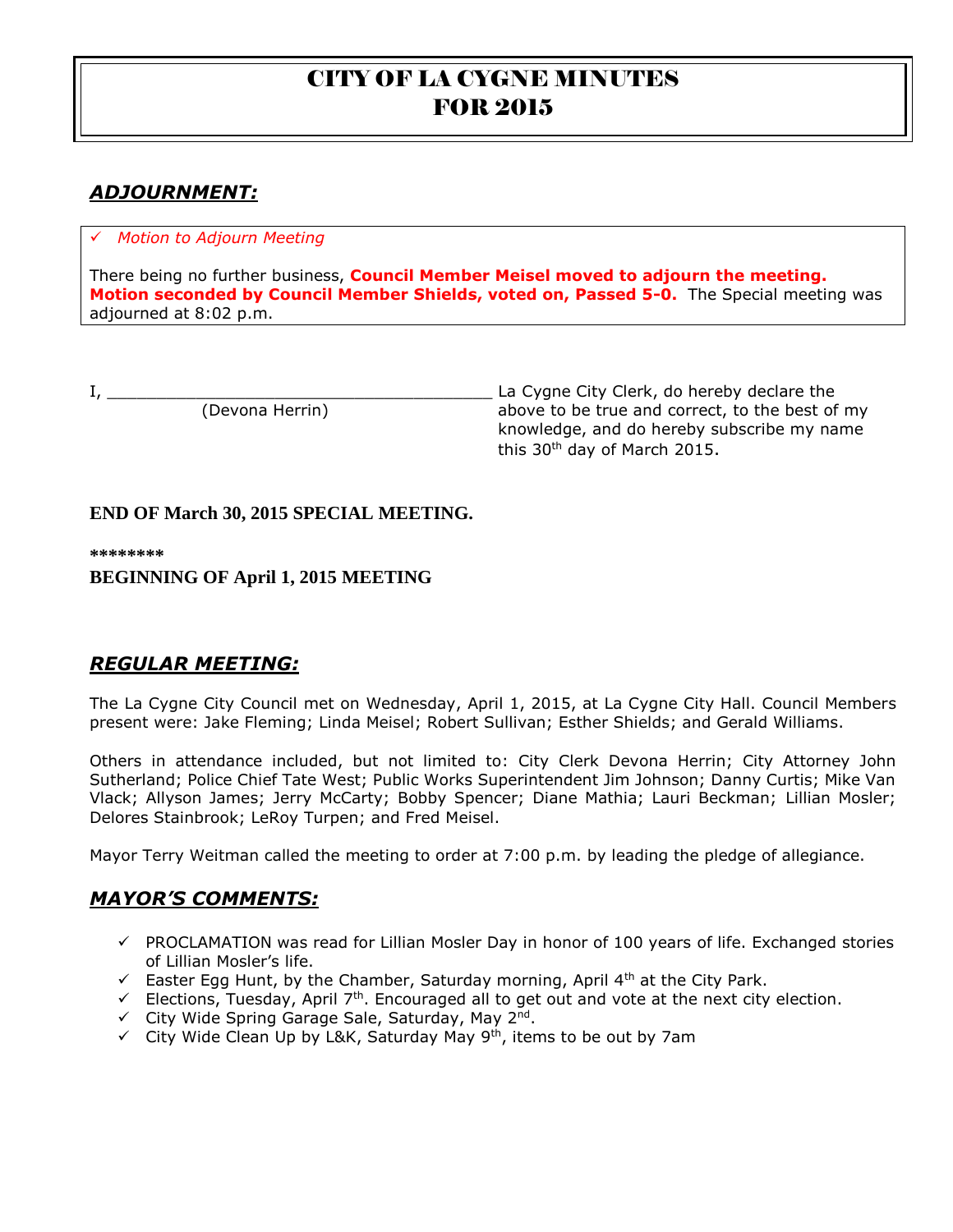# CITY OF LA CYGNE MINUTES FOR 2015

## *ADJOURNMENT:*

✓ *Motion to Adjourn Meeting*

There being no further business, **Council Member Meisel moved to adjourn the meeting. Motion seconded by Council Member Shields, voted on, Passed 5-0.** The Special meeting was adjourned at 8:02 p.m.

I, ________________________________________ La Cygne City Clerk, do hereby declare the above to be true and correct, to the best of my knowledge, and do hereby subscribe my name this 30th day of March 2015.

(Devona Herrin)

**END OF March 30, 2015 SPECIAL MEETING.**

**\*\*\*\*\*\*\*\***

**BEGINNING OF April 1, 2015 MEETING**

## *REGULAR MEETING:*

The La Cygne City Council met on Wednesday, April 1, 2015, at La Cygne City Hall. Council Members present were: Jake Fleming; Linda Meisel; Robert Sullivan; Esther Shields; and Gerald Williams.

Others in attendance included, but not limited to: City Clerk Devona Herrin; City Attorney John Sutherland; Police Chief Tate West; Public Works Superintendent Jim Johnson; Danny Curtis; Mike Van Vlack; Allyson James; Jerry McCarty; Bobby Spencer; Diane Mathia; Lauri Beckman; Lillian Mosler; Delores Stainbrook; LeRoy Turpen; and Fred Meisel.

Mayor Terry Weitman called the meeting to order at 7:00 p.m. by leading the pledge of allegiance.

## *MAYOR'S COMMENTS:*

- ✓ PROCLAMATION was read for Lillian Mosler Day in honor of 100 years of life. Exchanged stories of Lillian Mosler's life.
- ✓ Easter Egg Hunt, by the Chamber, Saturday morning, April 4th at the City Park.
- ✓ Elections, Tuesday, April 7th. Encouraged all to get out and vote at the next city election.
- ✓ City Wide Spring Garage Sale, Saturday, May 2nd.
- ✓ City Wide Clean Up by L&K, Saturday May 9th, items to be out by 7am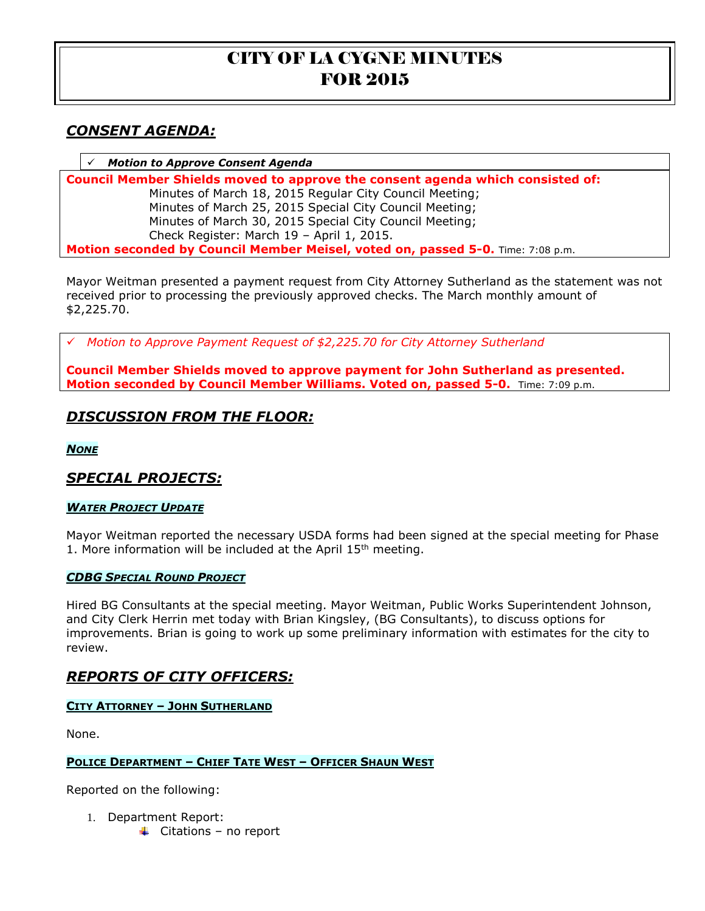# CITY OF LA CYGNE MINUTES FOR 2015

## *CONSENT AGENDA:*

✓ ***Motion to Approve Consent Agenda***

**Council Member Shields moved to approve the consent agenda which consisted of:**

Minutes of March 18, 2015 Regular City Council Meeting;
Minutes of March 25, 2015 Special City Council Meeting;
Minutes of March 30, 2015 Special City Council Meeting;
Check Register: March 19 – April 1, 2015.

**Motion seconded by Council Member Meisel, voted on, passed 5-0.** Time: 7:08 p.m.

Mayor Weitman presented a payment request from City Attorney Sutherland as the statement was not received prior to processing the previously approved checks. The March monthly amount of $2,225.70.

✓ *Motion to Approve Payment Request of $2,225.70 for City Attorney Sutherland*

**Council Member Shields moved to approve payment for John Sutherland as presented. Motion seconded by Council Member Williams. Voted on, passed 5-0.** Time: 7:09 p.m.

## *DISCUSSION FROM THE FLOOR:*

***NONE***

## *SPECIAL PROJECTS:*

### ***WATER PROJECT UPDATE***

Mayor Weitman reported the necessary USDA forms had been signed at the special meeting for Phase 1. More information will be included at the April 15th meeting.

### ***CDBG SPECIAL ROUND PROJECT***

Hired BG Consultants at the special meeting. Mayor Weitman, Public Works Superintendent Johnson, and City Clerk Herrin met today with Brian Kingsley, (BG Consultants), to discuss options for improvements. Brian is going to work up some preliminary information with estimates for the city to review.

## *REPORTS OF CITY OFFICERS:*

### **CITY ATTORNEY – JOHN SUTHERLAND**

None.

### **POLICE DEPARTMENT – CHIEF TATE WEST – OFFICER SHAUN WEST**

Reported on the following:

1. Department Report:
   - Citations – no report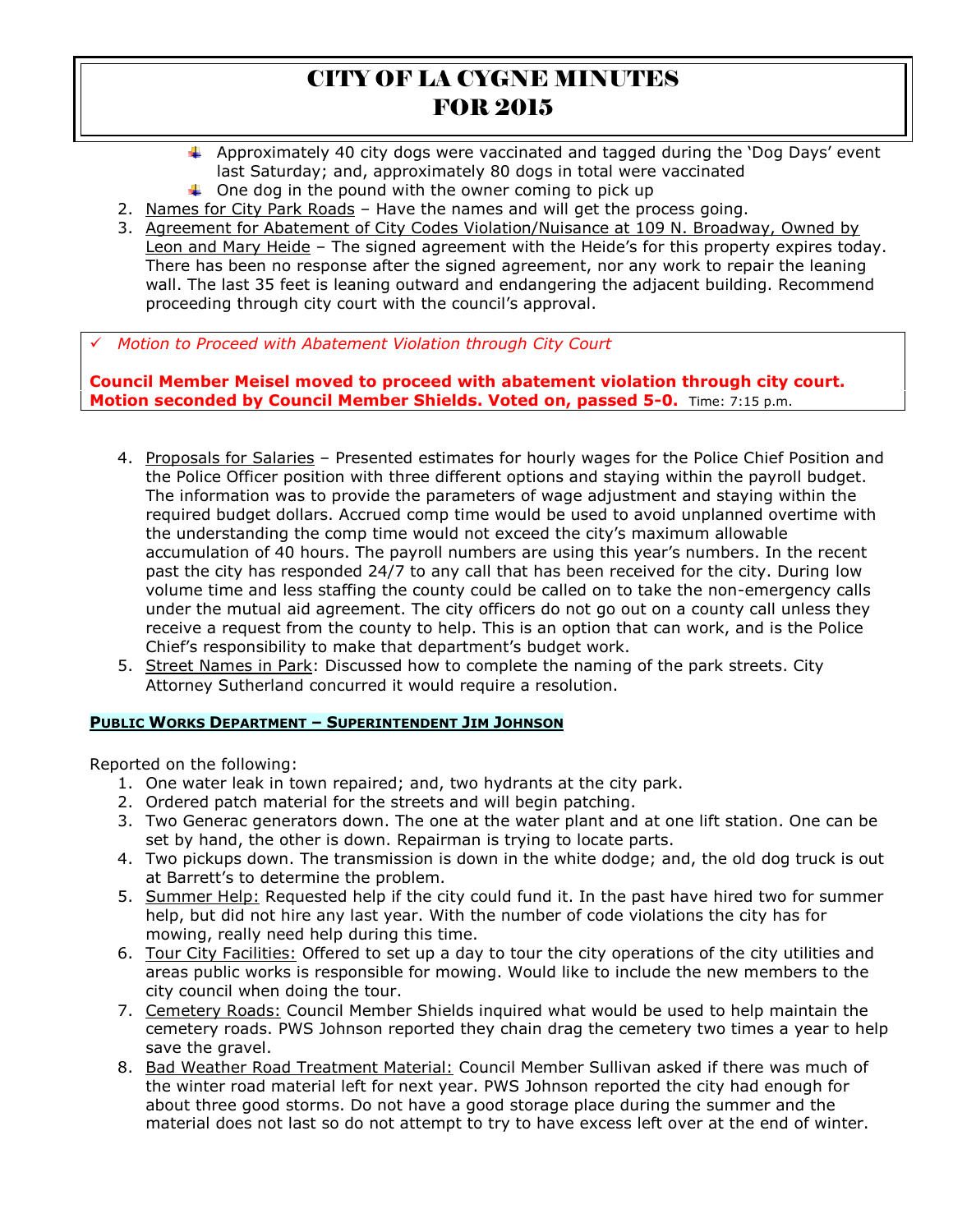- Approximately 40 city dogs were vaccinated and tagged during the 'Dog Days' event last Saturday; and, approximately 80 dogs in total were vaccinated
- One dog in the pound with the owner coming to pick up

2. Names for City Park Roads – Have the names and will get the process going.
3. Agreement for Abatement of City Codes Violation/Nuisance at 109 N. Broadway, Owned by Leon and Mary Heide – The signed agreement with the Heide's for this property expires today. There has been no response after the signed agreement, nor any work to repair the leaning wall. The last 35 feet is leaning outward and endangering the adjacent building. Recommend proceeding through city court with the council's approval.

✓ *Motion to Proceed with Abatement Violation through City Court*

**Council Member Meisel moved to proceed with abatement violation through city court. Motion seconded by Council Member Shields. Voted on, passed 5-0.** Time: 7:15 p.m.

4. Proposals for Salaries – Presented estimates for hourly wages for the Police Chief Position and the Police Officer position with three different options and staying within the payroll budget. The information was to provide the parameters of wage adjustment and staying within the required budget dollars. Accrued comp time would be used to avoid unplanned overtime with the understanding the comp time would not exceed the city's maximum allowable accumulation of 40 hours. The payroll numbers are using this year's numbers. In the recent past the city has responded 24/7 to any call that has been received for the city. During low volume time and less staffing the county could be called on to take the non-emergency calls under the mutual aid agreement. The city officers do not go out on a county call unless they receive a request from the county to help. This is an option that can work, and is the Police Chief's responsibility to make that department's budget work.
5. Street Names in Park: Discussed how to complete the naming of the park streets. City Attorney Sutherland concurred it would require a resolution.

**PUBLIC WORKS DEPARTMENT – SUPERINTENDENT JIM JOHNSON**

Reported on the following:

1. One water leak in town repaired; and, two hydrants at the city park.
2. Ordered patch material for the streets and will begin patching.
3. Two Generac generators down. The one at the water plant and at one lift station. One can be set by hand, the other is down. Repairman is trying to locate parts.
4. Two pickups down. The transmission is down in the white dodge; and, the old dog truck is out at Barrett's to determine the problem.
5. Summer Help: Requested help if the city could fund it. In the past have hired two for summer help, but did not hire any last year. With the number of code violations the city has for mowing, really need help during this time.
6. Tour City Facilities: Offered to set up a day to tour the city operations of the city utilities and areas public works is responsible for mowing. Would like to include the new members to the city council when doing the tour.
7. Cemetery Roads: Council Member Shields inquired what would be used to help maintain the cemetery roads. PWS Johnson reported they chain drag the cemetery two times a year to help save the gravel.
8. Bad Weather Road Treatment Material: Council Member Sullivan asked if there was much of the winter road material left for next year. PWS Johnson reported the city had enough for about three good storms. Do not have a good storage place during the summer and the material does not last so do not attempt to try to have excess left over at the end of winter.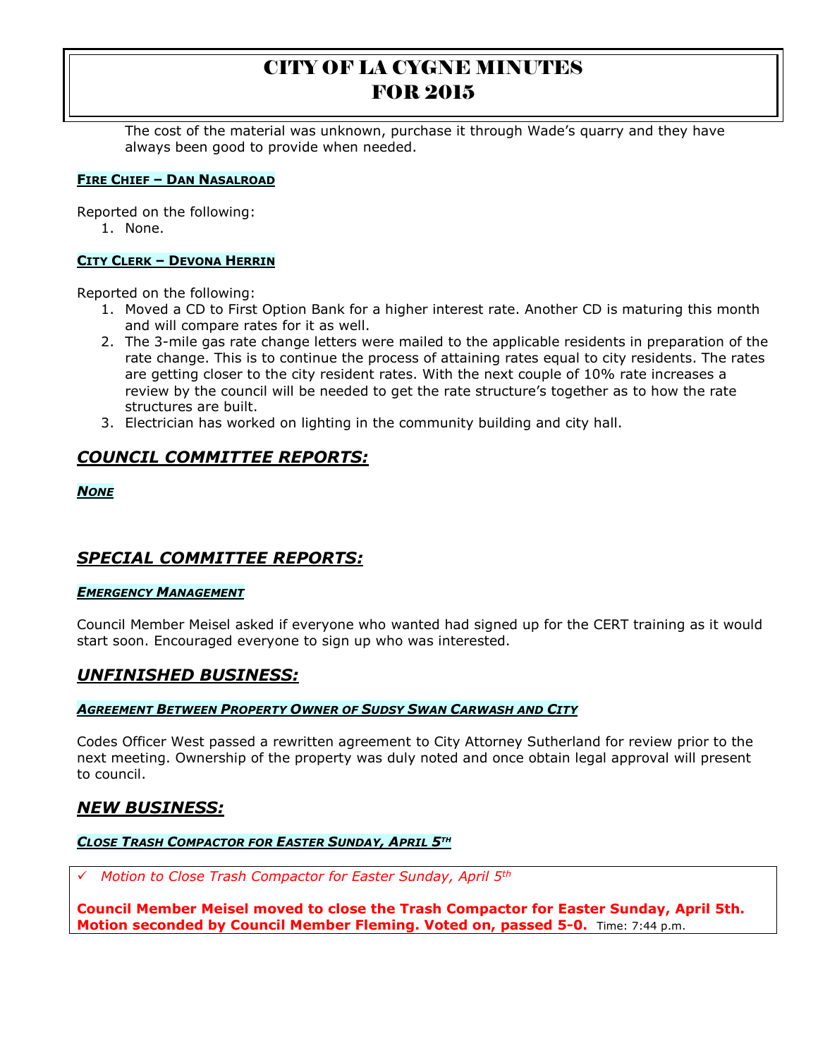The cost of the material was unknown, purchase it through Wade's quarry and they have always been good to provide when needed.

**FIRE CHIEF – DAN NASALROAD**

Reported on the following:

1. None.

**CITY CLERK – DEVONA HERRIN**

Reported on the following:

1. Moved a CD to First Option Bank for a higher interest rate. Another CD is maturing this month and will compare rates for it as well.
2. The 3-mile gas rate change letters were mailed to the applicable residents in preparation of the rate change. This is to continue the process of attaining rates equal to city residents. The rates are getting closer to the city resident rates. With the next couple of 10% rate increases a review by the council will be needed to get the rate structure's together as to how the rate structures are built.
3. Electrician has worked on lighting in the community building and city hall.

## *COUNCIL COMMITTEE REPORTS:*

***NONE***

## *SPECIAL COMMITTEE REPORTS:*

***EMERGENCY MANAGEMENT***

Council Member Meisel asked if everyone who wanted had signed up for the CERT training as it would start soon. Encouraged everyone to sign up who was interested.

## *UNFINISHED BUSINESS:*

***AGREEMENT BETWEEN PROPERTY OWNER OF SUDSY SWAN CARWASH AND CITY***

Codes Officer West passed a rewritten agreement to City Attorney Sutherland for review prior to the next meeting. Ownership of the property was duly noted and once obtain legal approval will present to council.

## *NEW BUSINESS:*

***CLOSE TRASH COMPACTOR FOR EASTER SUNDAY, APRIL 5TH***

- ✓ *Motion to Close Trash Compactor for Easter Sunday, April 5th*

**Council Member Meisel moved to close the Trash Compactor for Easter Sunday, April 5th. Motion seconded by Council Member Fleming. Voted on, passed 5-0.** Time: 7:44 p.m.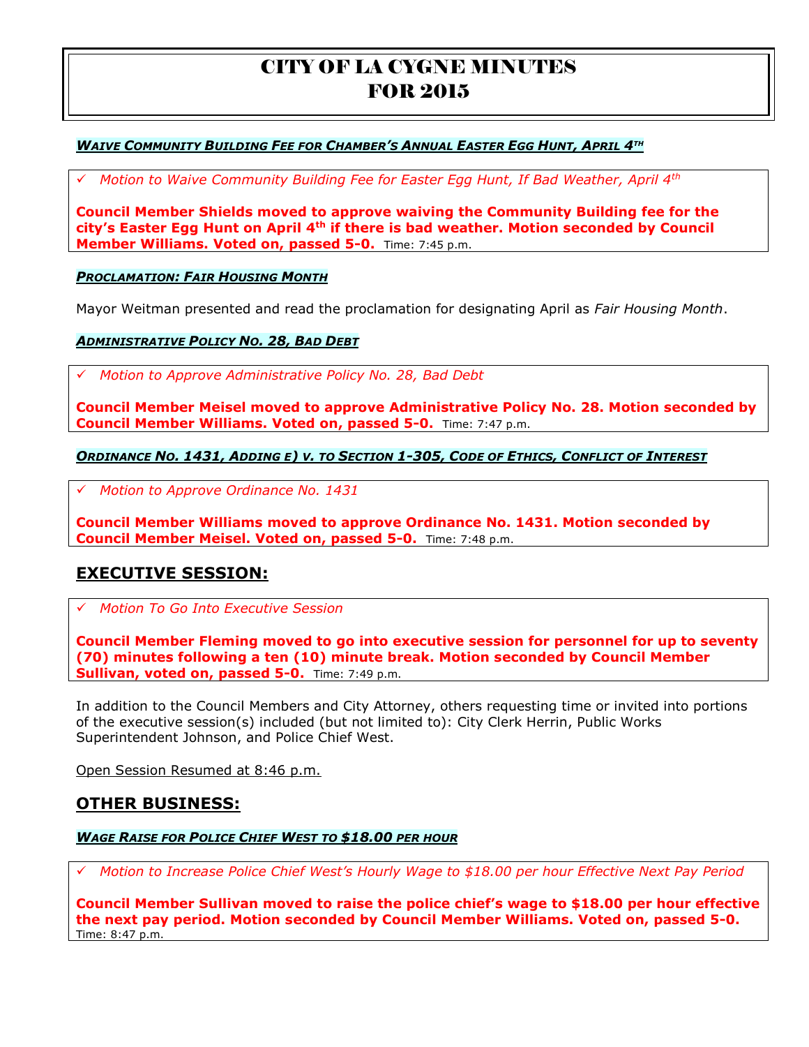# CITY OF LA CYGNE MINUTES FOR 2015

***WAIVE COMMUNITY BUILDING FEE FOR CHAMBER'S ANNUAL EASTER EGG HUNT, APRIL 4TH***

✓ *Motion to Waive Community Building Fee for Easter Egg Hunt, If Bad Weather, April 4th*

**Council Member Shields moved to approve waiving the Community Building fee for the city's Easter Egg Hunt on April 4th if there is bad weather. Motion seconded by Council Member Williams. Voted on, passed 5-0.** Time: 7:45 p.m.

***PROCLAMATION: FAIR HOUSING MONTH***

Mayor Weitman presented and read the proclamation for designating April as *Fair Housing Month*.

***ADMINISTRATIVE POLICY NO. 28, BAD DEBT***

✓ *Motion to Approve Administrative Policy No. 28, Bad Debt*

**Council Member Meisel moved to approve Administrative Policy No. 28. Motion seconded by Council Member Williams. Voted on, passed 5-0.** Time: 7:47 p.m.

***ORDINANCE NO. 1431, ADDING E) V. TO SECTION 1-305, CODE OF ETHICS, CONFLICT OF INTEREST***

✓ *Motion to Approve Ordinance No. 1431*

**Council Member Williams moved to approve Ordinance No. 1431. Motion seconded by Council Member Meisel. Voted on, passed 5-0.** Time: 7:48 p.m.

## EXECUTIVE SESSION:

✓ *Motion To Go Into Executive Session*

**Council Member Fleming moved to go into executive session for personnel for up to seventy (70) minutes following a ten (10) minute break. Motion seconded by Council Member Sullivan, voted on, passed 5-0.** Time: 7:49 p.m.

In addition to the Council Members and City Attorney, others requesting time or invited into portions of the executive session(s) included (but not limited to): City Clerk Herrin, Public Works Superintendent Johnson, and Police Chief West.

Open Session Resumed at 8:46 p.m.

## OTHER BUSINESS:

***WAGE RAISE FOR POLICE CHIEF WEST TO $18.00 PER HOUR***

✓ *Motion to Increase Police Chief West's Hourly Wage to $18.00 per hour Effective Next Pay Period*

**Council Member Sullivan moved to raise the police chief's wage to $18.00 per hour effective the next pay period. Motion seconded by Council Member Williams. Voted on, passed 5-0.** Time: 8:47 p.m.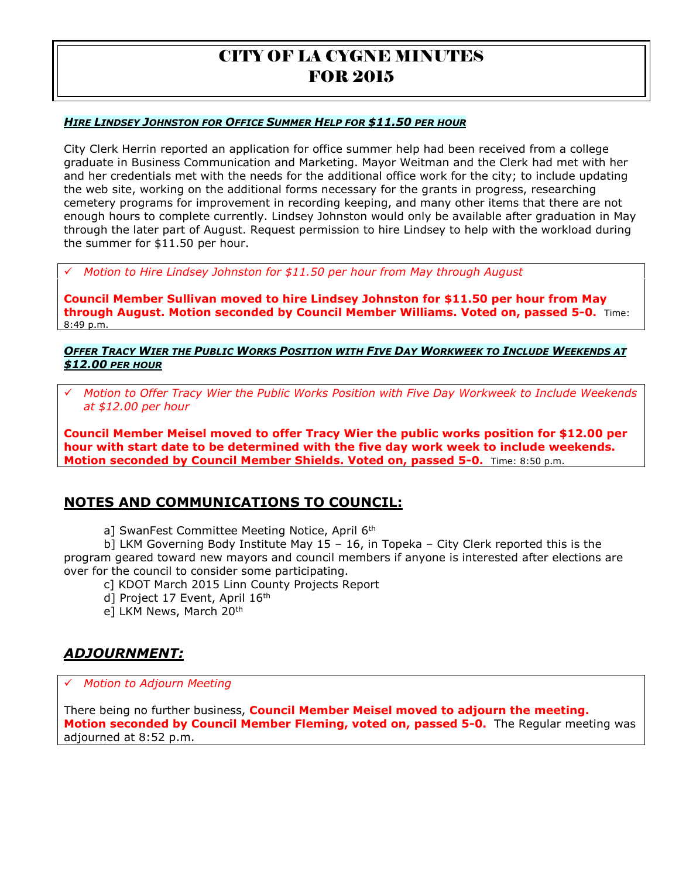# CITY OF LA CYGNE MINUTES FOR 2015

***HIRE LINDSEY JOHNSTON FOR OFFICE SUMMER HELP FOR $11.50 PER HOUR***

City Clerk Herrin reported an application for office summer help had been received from a college graduate in Business Communication and Marketing. Mayor Weitman and the Clerk had met with her and her credentials met with the needs for the additional office work for the city; to include updating the web site, working on the additional forms necessary for the grants in progress, researching cemetery programs for improvement in recording keeping, and many other items that there are not enough hours to complete currently. Lindsey Johnston would only be available after graduation in May through the later part of August. Request permission to hire Lindsey to help with the workload during the summer for $11.50 per hour.

- ✓ *Motion to Hire Lindsey Johnston for $11.50 per hour from May through August*

**Council Member Sullivan moved to hire Lindsey Johnston for $11.50 per hour from May through August. Motion seconded by Council Member Williams. Voted on, passed 5-0.** Time: 8:49 p.m.

***OFFER TRACY WIER THE PUBLIC WORKS POSITION WITH FIVE DAY WORKWEEK TO INCLUDE WEEKENDS AT $12.00 PER HOUR***

- ✓ *Motion to Offer Tracy Wier the Public Works Position with Five Day Workweek to Include Weekends at $12.00 per hour*

**Council Member Meisel moved to offer Tracy Wier the public works position for $12.00 per hour with start date to be determined with the five day work week to include weekends. Motion seconded by Council Member Shields. Voted on, passed 5-0.** Time: 8:50 p.m.

## NOTES AND COMMUNICATIONS TO COUNCIL:

a] SwanFest Committee Meeting Notice, April 6th

b] LKM Governing Body Institute May 15 – 16, in Topeka – City Clerk reported this is the program geared toward new mayors and council members if anyone is interested after elections are over for the council to consider some participating.

c] KDOT March 2015 Linn County Projects Report

d] Project 17 Event, April 16th

e] LKM News, March 20th

## *ADJOURNMENT:*

- ✓ *Motion to Adjourn Meeting*

There being no further business, **Council Member Meisel moved to adjourn the meeting. Motion seconded by Council Member Fleming, voted on, passed 5-0.** The Regular meeting was adjourned at 8:52 p.m.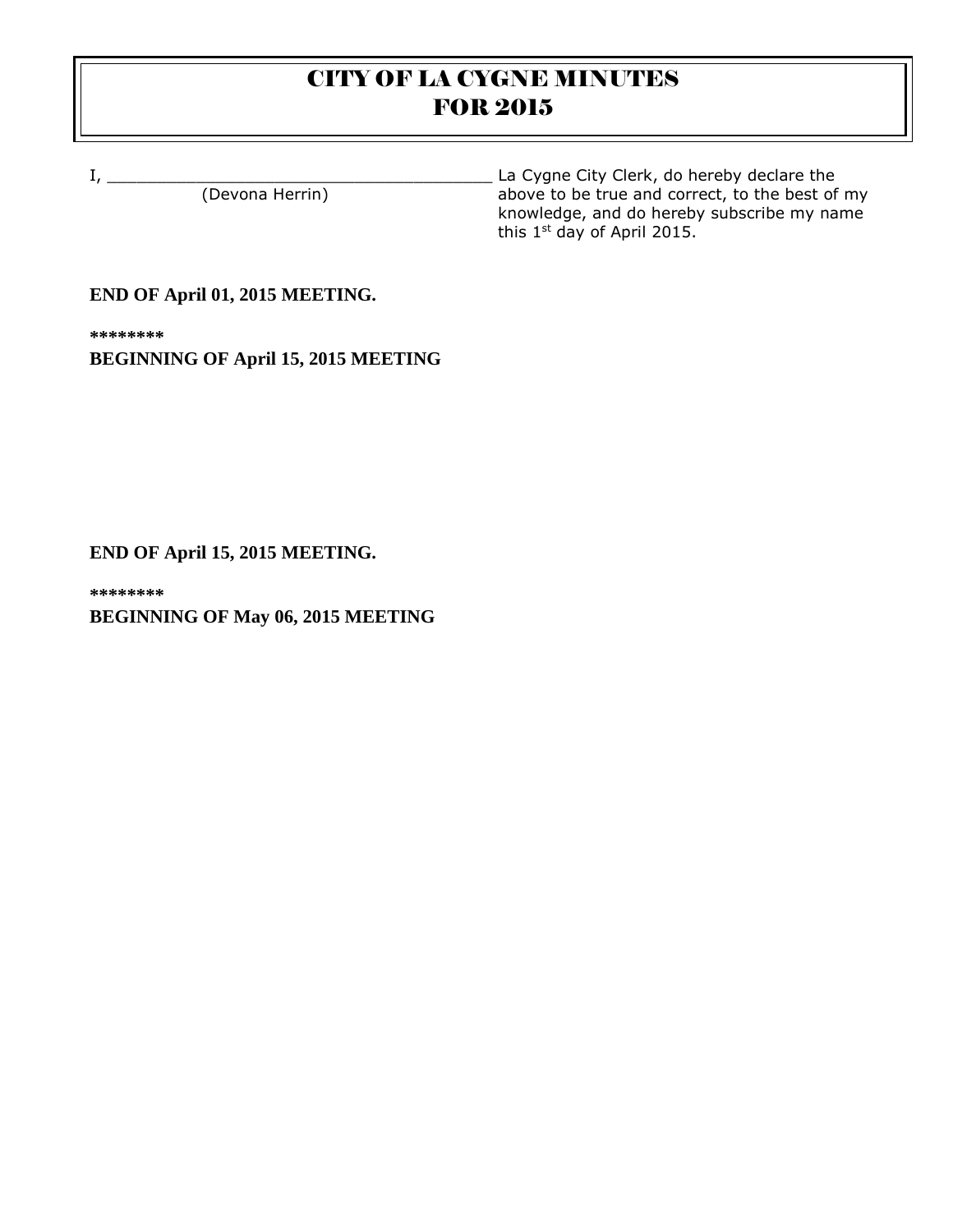# CITY OF LA CYGNE MINUTES FOR 2015

I, ________________________________________ La Cygne City Clerk, do hereby declare the above to be true and correct, to the best of my knowledge, and do hereby subscribe my name this 1st day of April 2015.

(Devona Herrin)

**END OF April 01, 2015 MEETING.**

**\*\*\*\*\*\*\*\***

**BEGINNING OF April 15, 2015 MEETING**

**END OF April 15, 2015 MEETING.**

**\*\*\*\*\*\*\*\***

**BEGINNING OF May 06, 2015 MEETING**